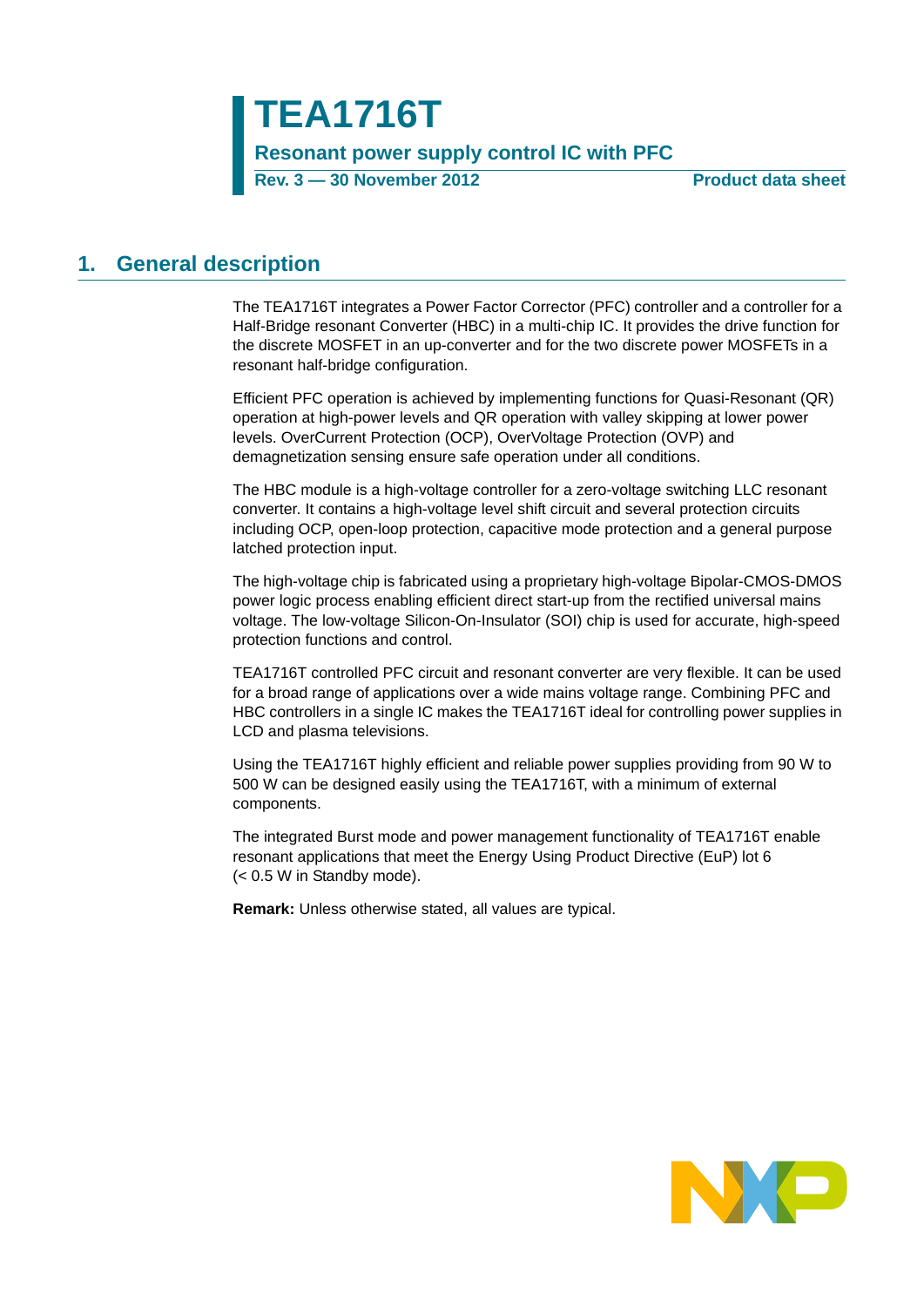# TEA1716T

**Resonant power supply control IC with PFC**

**Rev. 3 — 30 November 2012** **Product data sheet**

## 1. General description

The TEA1716T integrates a Power Factor Corrector (PFC) controller and a controller for a Half-Bridge resonant Converter (HBC) in a multi-chip IC. It provides the drive function for the discrete MOSFET in an up-converter and for the two discrete power MOSFETs in a resonant half-bridge configuration.

Efficient PFC operation is achieved by implementing functions for Quasi-Resonant (QR) operation at high-power levels and QR operation with valley skipping at lower power levels. OverCurrent Protection (OCP), OverVoltage Protection (OVP) and demagnetization sensing ensure safe operation under all conditions.

The HBC module is a high-voltage controller for a zero-voltage switching LLC resonant converter. It contains a high-voltage level shift circuit and several protection circuits including OCP, open-loop protection, capacitive mode protection and a general purpose latched protection input.

The high-voltage chip is fabricated using a proprietary high-voltage Bipolar-CMOS-DMOS power logic process enabling efficient direct start-up from the rectified universal mains voltage. The low-voltage Silicon-On-Insulator (SOI) chip is used for accurate, high-speed protection functions and control.

TEA1716T controlled PFC circuit and resonant converter are very flexible. It can be used for a broad range of applications over a wide mains voltage range. Combining PFC and HBC controllers in a single IC makes the TEA1716T ideal for controlling power supplies in LCD and plasma televisions.

Using the TEA1716T highly efficient and reliable power supplies providing from 90 W to 500 W can be designed easily using the TEA1716T, with a minimum of external components.

The integrated Burst mode and power management functionality of TEA1716T enable resonant applications that meet the Energy Using Product Directive (EuP) lot 6 (< 0.5 W in Standby mode).

**Remark:** Unless otherwise stated, all values are typical.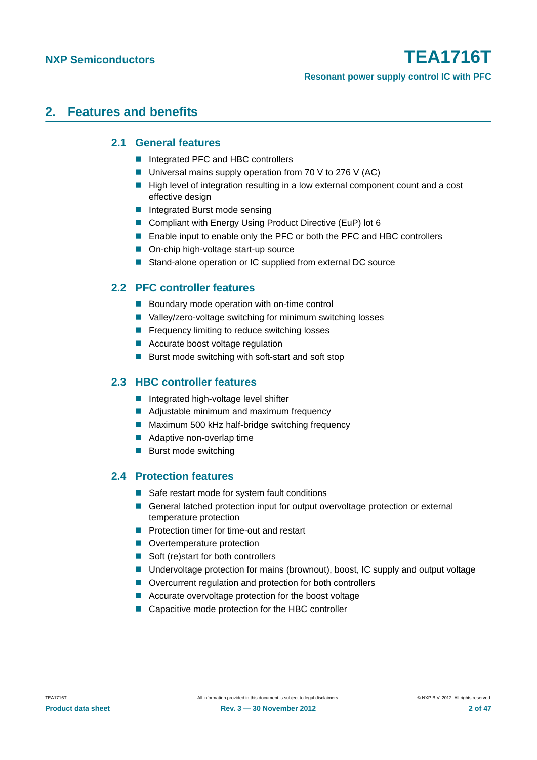## 2. Features and benefits

### 2.1 General features

- Integrated PFC and HBC controllers
- Universal mains supply operation from 70 V to 276 V (AC)
- High level of integration resulting in a low external component count and a cost effective design
- Integrated Burst mode sensing
- Compliant with Energy Using Product Directive (EuP) lot 6
- Enable input to enable only the PFC or both the PFC and HBC controllers
- On-chip high-voltage start-up source
- Stand-alone operation or IC supplied from external DC source

### 2.2 PFC controller features

- Boundary mode operation with on-time control
- Valley/zero-voltage switching for minimum switching losses
- Frequency limiting to reduce switching losses
- Accurate boost voltage regulation
- Burst mode switching with soft-start and soft stop

### 2.3 HBC controller features

- Integrated high-voltage level shifter
- Adjustable minimum and maximum frequency
- Maximum 500 kHz half-bridge switching frequency
- Adaptive non-overlap time
- Burst mode switching

### 2.4 Protection features

- Safe restart mode for system fault conditions
- General latched protection input for output overvoltage protection or external temperature protection
- Protection timer for time-out and restart
- Overtemperature protection
- Soft (re)start for both controllers
- Undervoltage protection for mains (brownout), boost, IC supply and output voltage
- Overcurrent regulation and protection for both controllers
- Accurate overvoltage protection for the boost voltage
- Capacitive mode protection for the HBC controller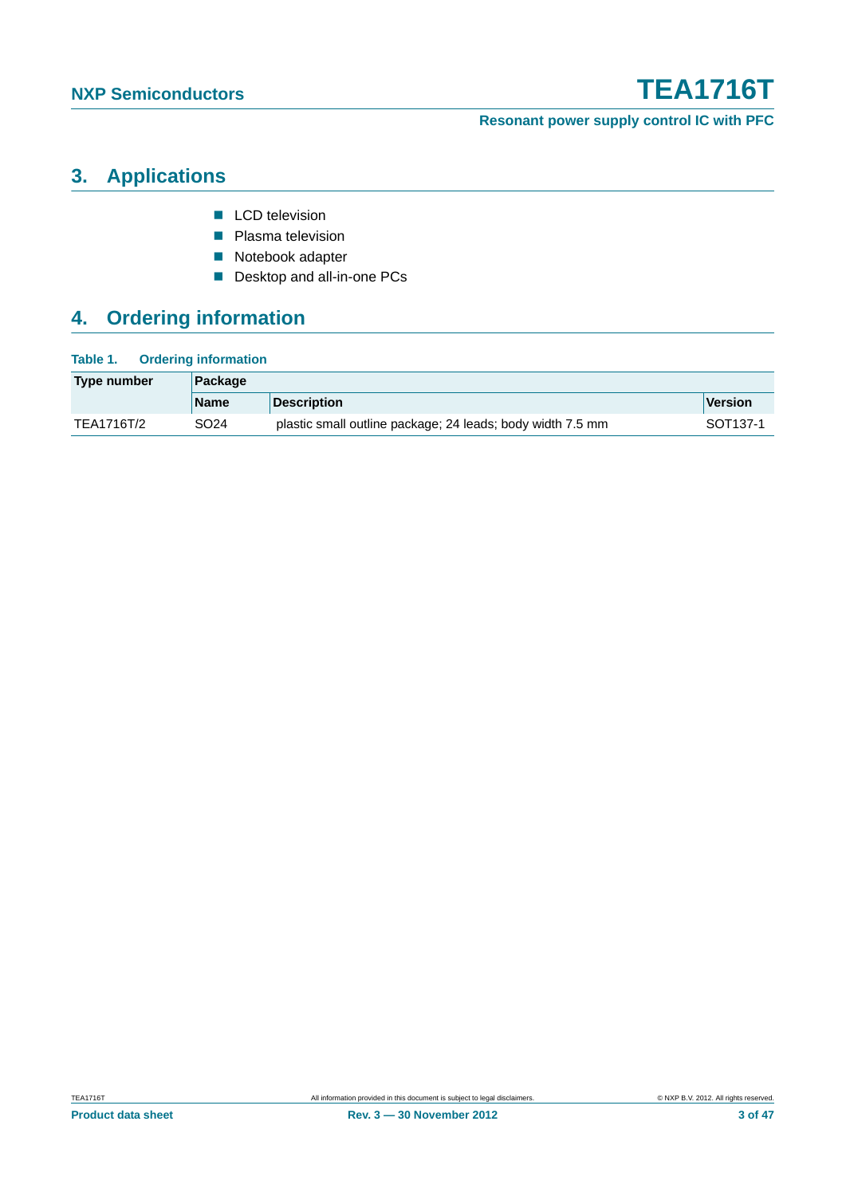## 3. Applications

- LCD television
- Plasma television
- Notebook adapter
- Desktop and all-in-one PCs

## 4. Ordering information

**Table 1. Ordering information**

| Type number | Package | | |
|---|---|---|---|
| | Name | Description | Version |
| TEA1716T/2 | SO24 | plastic small outline package; 24 leads; body width 7.5 mm | SOT137-1 |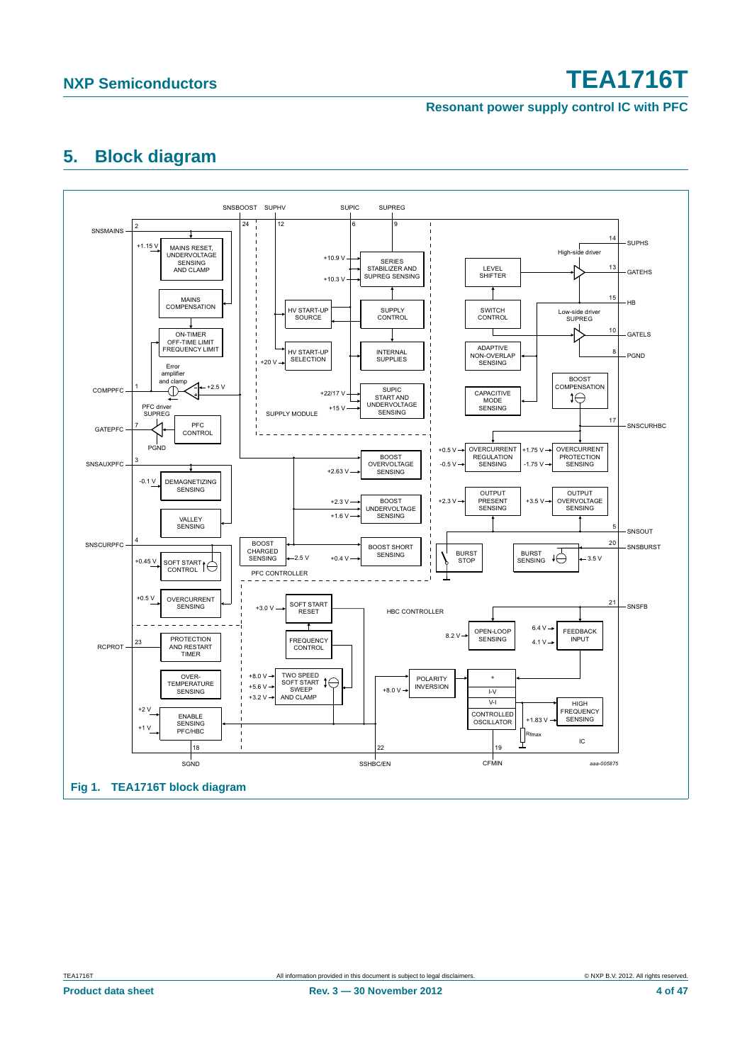## 5. Block diagram

Fig 1. TEA1716T block diagram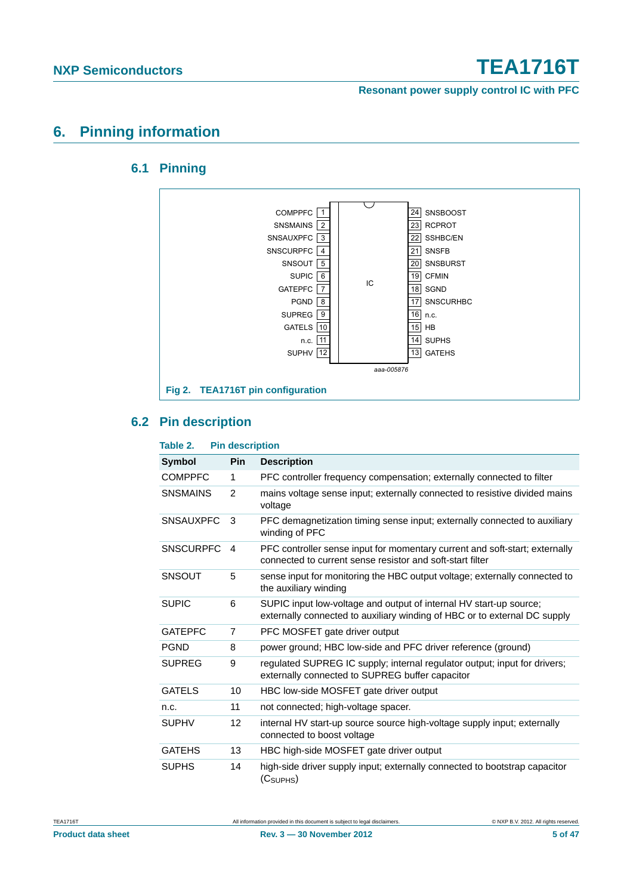# 6. Pinning information

## 6.1 Pinning

| Pin name | Pin | | Pin | Pin name |
|---|---|---|---|---|
| COMPPFC | 1 | | 24 | SNSBOOST |
| SNSMAINS | 2 | | 23 | RCPROT |
| SNSAUXPFC | 3 | | 22 | SSHBC/EN |
| SNSCURPFC | 4 | | 21 | SNSFB |
| SNSOUT | 5 | | 20 | SNSBURST |
| SUPIC | 6 | IC | 19 | CFMIN |
| GATEPFC | 7 | | 18 | SGND |
| PGND | 8 | | 17 | SNSCURHBC |
| SUPREG | 9 | | 16 | n.c. |
| GATELS | 10 | | 15 | HB |
| n.c. | 11 | | 14 | SUPHS |
| SUPHV | 12 | | 13 | GATEHS |

aaa-005876

**Fig 2. TEA1716T pin configuration**

## 6.2 Pin description

**Table 2. Pin description**

| Symbol | Pin | Description |
|---|---|---|
| COMPPFC | 1 | PFC controller frequency compensation; externally connected to filter |
| SNSMAINS | 2 | mains voltage sense input; externally connected to resistive divided mains voltage |
| SNSAUXPFC | 3 | PFC demagnetization timing sense input; externally connected to auxiliary winding of PFC |
| SNSCURPFC | 4 | PFC controller sense input for momentary current and soft-start; externally connected to current sense resistor and soft-start filter |
| SNSOUT | 5 | sense input for monitoring the HBC output voltage; externally connected to the auxiliary winding |
| SUPIC | 6 | SUPIC input low-voltage and output of internal HV start-up source; externally connected to auxiliary winding of HBC or to external DC supply |
| GATEPFC | 7 | PFC MOSFET gate driver output |
| PGND | 8 | power ground; HBC low-side and PFC driver reference (ground) |
| SUPREG | 9 | regulated SUPREG IC supply; internal regulator output; input for drivers; externally connected to SUPREG buffer capacitor |
| GATELS | 10 | HBC low-side MOSFET gate driver output |
| n.c. | 11 | not connected; high-voltage spacer. |
| SUPHV | 12 | internal HV start-up source source high-voltage supply input; externally connected to boost voltage |
| GATEHS | 13 | HBC high-side MOSFET gate driver output |
| SUPHS | 14 | high-side driver supply input; externally connected to bootstrap capacitor ($C_{SUPHS}$) |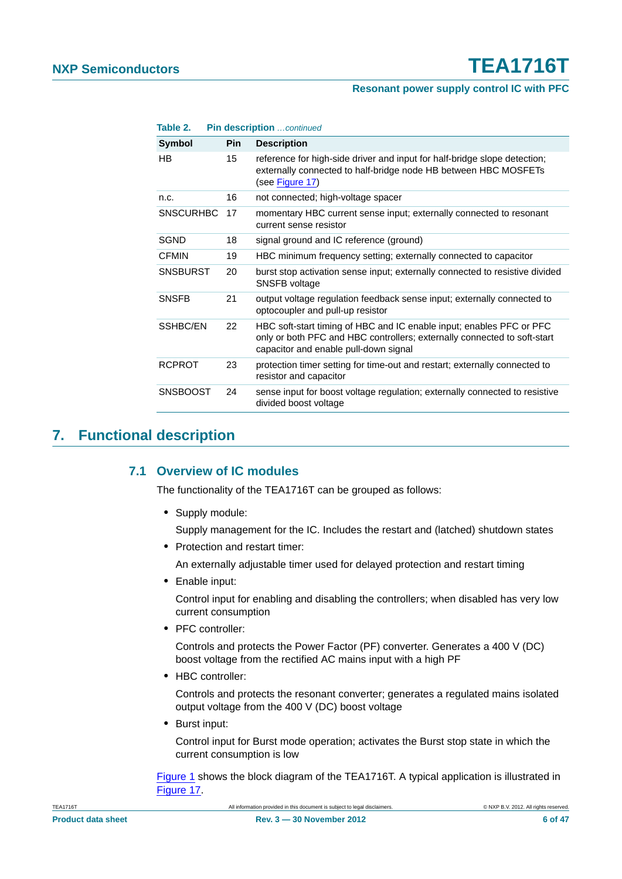**Table 2. Pin description** *...continued*

| Symbol | Pin | Description |
|---|---|---|
| HB | 15 | reference for high-side driver and input for half-bridge slope detection; externally connected to half-bridge node HB between HBC MOSFETs (see Figure 17) |
| n.c. | 16 | not connected; high-voltage spacer |
| SNSCURHBC | 17 | momentary HBC current sense input; externally connected to resonant current sense resistor |
| SGND | 18 | signal ground and IC reference (ground) |
| CFMIN | 19 | HBC minimum frequency setting; externally connected to capacitor |
| SNSBURST | 20 | burst stop activation sense input; externally connected to resistive divided SNSFB voltage |
| SNSFB | 21 | output voltage regulation feedback sense input; externally connected to optocoupler and pull-up resistor |
| SSHBC/EN | 22 | HBC soft-start timing of HBC and IC enable input; enables PFC or PFC only or both PFC and HBC controllers; externally connected to soft-start capacitor and enable pull-down signal |
| RCPROT | 23 | protection timer setting for time-out and restart; externally connected to resistor and capacitor |
| SNSBOOST | 24 | sense input for boost voltage regulation; externally connected to resistive divided boost voltage |

# 7. Functional description

## 7.1 Overview of IC modules

The functionality of the TEA1716T can be grouped as follows:

- Supply module:

  Supply management for the IC. Includes the restart and (latched) shutdown states
- Protection and restart timer:

  An externally adjustable timer used for delayed protection and restart timing
- Enable input:

  Control input for enabling and disabling the controllers; when disabled has very low current consumption
- PFC controller:

  Controls and protects the Power Factor (PF) converter. Generates a 400 V (DC) boost voltage from the rectified AC mains input with a high PF
- HBC controller:

  Controls and protects the resonant converter; generates a regulated mains isolated output voltage from the 400 V (DC) boost voltage
- Burst input:

  Control input for Burst mode operation; activates the Burst stop state in which the current consumption is low

Figure 1 shows the block diagram of the TEA1716T. A typical application is illustrated in Figure 17.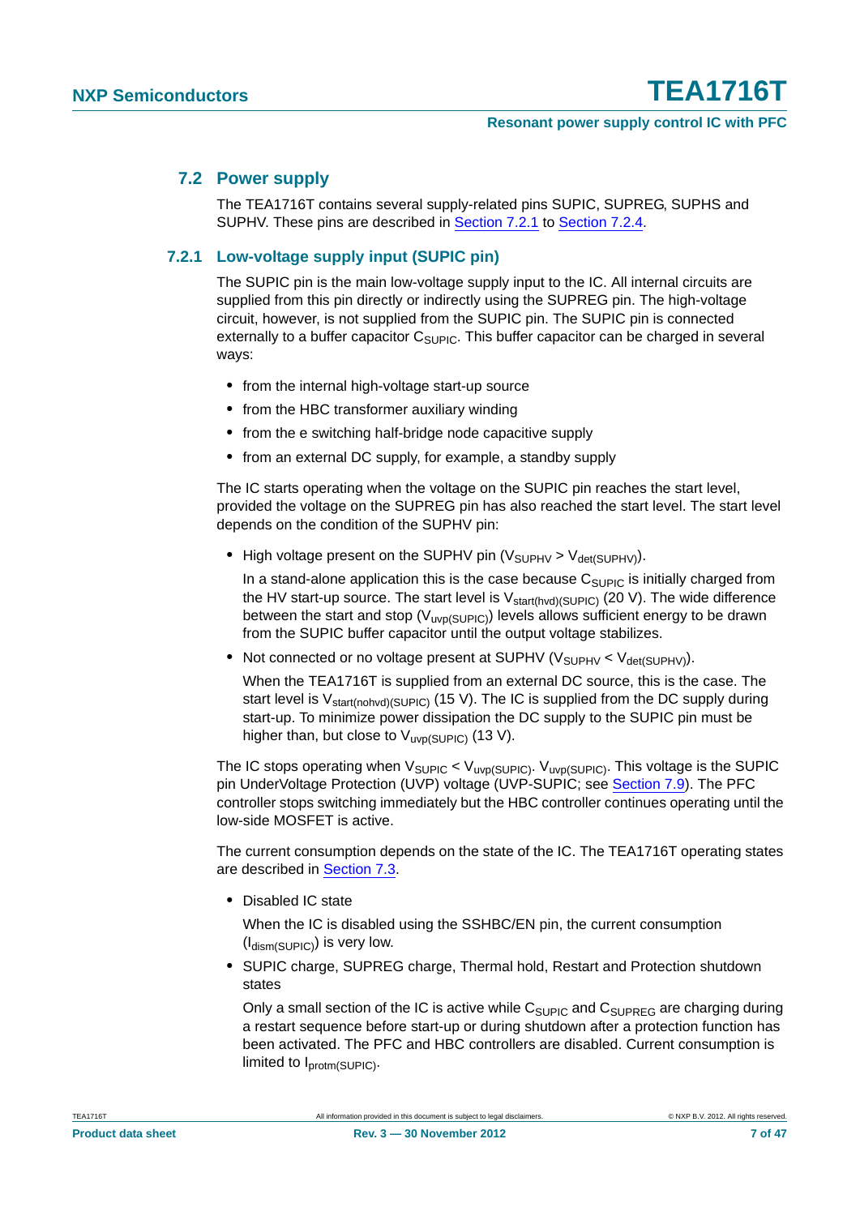## 7.2 Power supply

The TEA1716T contains several supply-related pins SUPIC, SUPREG, SUPHS and SUPHV. These pins are described in Section 7.2.1 to Section 7.2.4.

### 7.2.1 Low-voltage supply input (SUPIC pin)

The SUPIC pin is the main low-voltage supply input to the IC. All internal circuits are supplied from this pin directly or indirectly using the SUPREG pin. The high-voltage circuit, however, is not supplied from the SUPIC pin. The SUPIC pin is connected externally to a buffer capacitor $C_{SUPIC}$. This buffer capacitor can be charged in several ways:

- from the internal high-voltage start-up source
- from the HBC transformer auxiliary winding
- from the e switching half-bridge node capacitive supply
- from an external DC supply, for example, a standby supply

The IC starts operating when the voltage on the SUPIC pin reaches the start level, provided the voltage on the SUPREG pin has also reached the start level. The start level depends on the condition of the SUPHV pin:

- High voltage present on the SUPHV pin ($V_{SUPHV} > V_{det(SUPHV)}$).

  In a stand-alone application this is the case because $C_{SUPIC}$ is initially charged from the HV start-up source. The start level is $V_{start(hvd)(SUPIC)}$ (20 V). The wide difference between the start and stop ($V_{uvp(SUPIC)}$) levels allows sufficient energy to be drawn from the SUPIC buffer capacitor until the output voltage stabilizes.

- Not connected or no voltage present at SUPHV ($V_{SUPHV} < V_{det(SUPHV)}$).

  When the TEA1716T is supplied from an external DC source, this is the case. The start level is $V_{start(nohvd)(SUPIC)}$ (15 V). The IC is supplied from the DC supply during start-up. To minimize power dissipation the DC supply to the SUPIC pin must be higher than, but close to $V_{uvp(SUPIC)}$ (13 V).

The IC stops operating when $V_{SUPIC} < V_{uvp(SUPIC)}$. $V_{uvp(SUPIC)}$. This voltage is the SUPIC pin UnderVoltage Protection (UVP) voltage (UVP-SUPIC; see Section 7.9). The PFC controller stops switching immediately but the HBC controller continues operating until the low-side MOSFET is active.

The current consumption depends on the state of the IC. The TEA1716T operating states are described in Section 7.3.

- Disabled IC state

  When the IC is disabled using the SSHBC/EN pin, the current consumption ($I_{dism(SUPIC)}$) is very low.

- SUPIC charge, SUPREG charge, Thermal hold, Restart and Protection shutdown states

  Only a small section of the IC is active while $C_{SUPIC}$ and $C_{SUPREG}$ are charging during a restart sequence before start-up or during shutdown after a protection function has been activated. The PFC and HBC controllers are disabled. Current consumption is limited to $I_{protm(SUPIC)}$.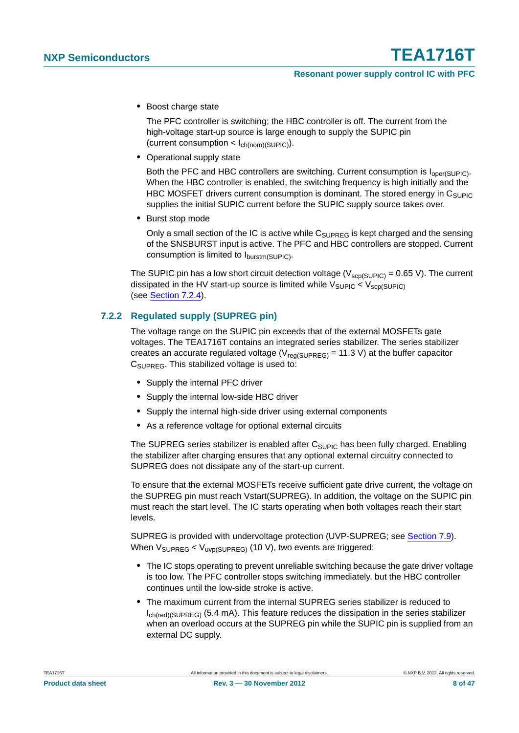- Boost charge state

  The PFC controller is switching; the HBC controller is off. The current from the high-voltage start-up source is large enough to supply the SUPIC pin (current consumption < $I_{ch(nom)(SUPIC)}$).

- Operational supply state

  Both the PFC and HBC controllers are switching. Current consumption is $I_{oper(SUPIC)}$. When the HBC controller is enabled, the switching frequency is high initially and the HBC MOSFET drivers current consumption is dominant. The stored energy in $C_{SUPIC}$ supplies the initial SUPIC current before the SUPIC supply source takes over.

- Burst stop mode

  Only a small section of the IC is active while $C_{SUPREG}$ is kept charged and the sensing of the SNSBURST input is active. The PFC and HBC controllers are stopped. Current consumption is limited to $I_{burstm(SUPIC)}$.

The SUPIC pin has a low short circuit detection voltage ($V_{scp(SUPIC)}$ = 0.65 V). The current dissipated in the HV start-up source is limited while $V_{SUPIC} < V_{scp(SUPIC)}$ (see Section 7.2.4).

### 7.2.2 Regulated supply (SUPREG pin)

The voltage range on the SUPIC pin exceeds that of the external MOSFETs gate voltages. The TEA1716T contains an integrated series stabilizer. The series stabilizer creates an accurate regulated voltage ($V_{reg(SUPREG)}$ = 11.3 V) at the buffer capacitor $C_{SUPREG}$. This stabilized voltage is used to:

- Supply the internal PFC driver
- Supply the internal low-side HBC driver
- Supply the internal high-side driver using external components
- As a reference voltage for optional external circuits

The SUPREG series stabilizer is enabled after $C_{SUPIC}$ has been fully charged. Enabling the stabilizer after charging ensures that any optional external circuitry connected to SUPREG does not dissipate any of the start-up current.

To ensure that the external MOSFETs receive sufficient gate drive current, the voltage on the SUPREG pin must reach Vstart(SUPREG). In addition, the voltage on the SUPIC pin must reach the start level. The IC starts operating when both voltages reach their start levels.

SUPREG is provided with undervoltage protection (UVP-SUPREG; see Section 7.9). When $V_{SUPREG} < V_{uvp(SUPREG)}$ (10 V), two events are triggered:

- The IC stops operating to prevent unreliable switching because the gate driver voltage is too low. The PFC controller stops switching immediately, but the HBC controller continues until the low-side stroke is active.
- The maximum current from the internal SUPREG series stabilizer is reduced to $I_{ch(red)(SUPREG)}$ (5.4 mA). This feature reduces the dissipation in the series stabilizer when an overload occurs at the SUPREG pin while the SUPIC pin is supplied from an external DC supply.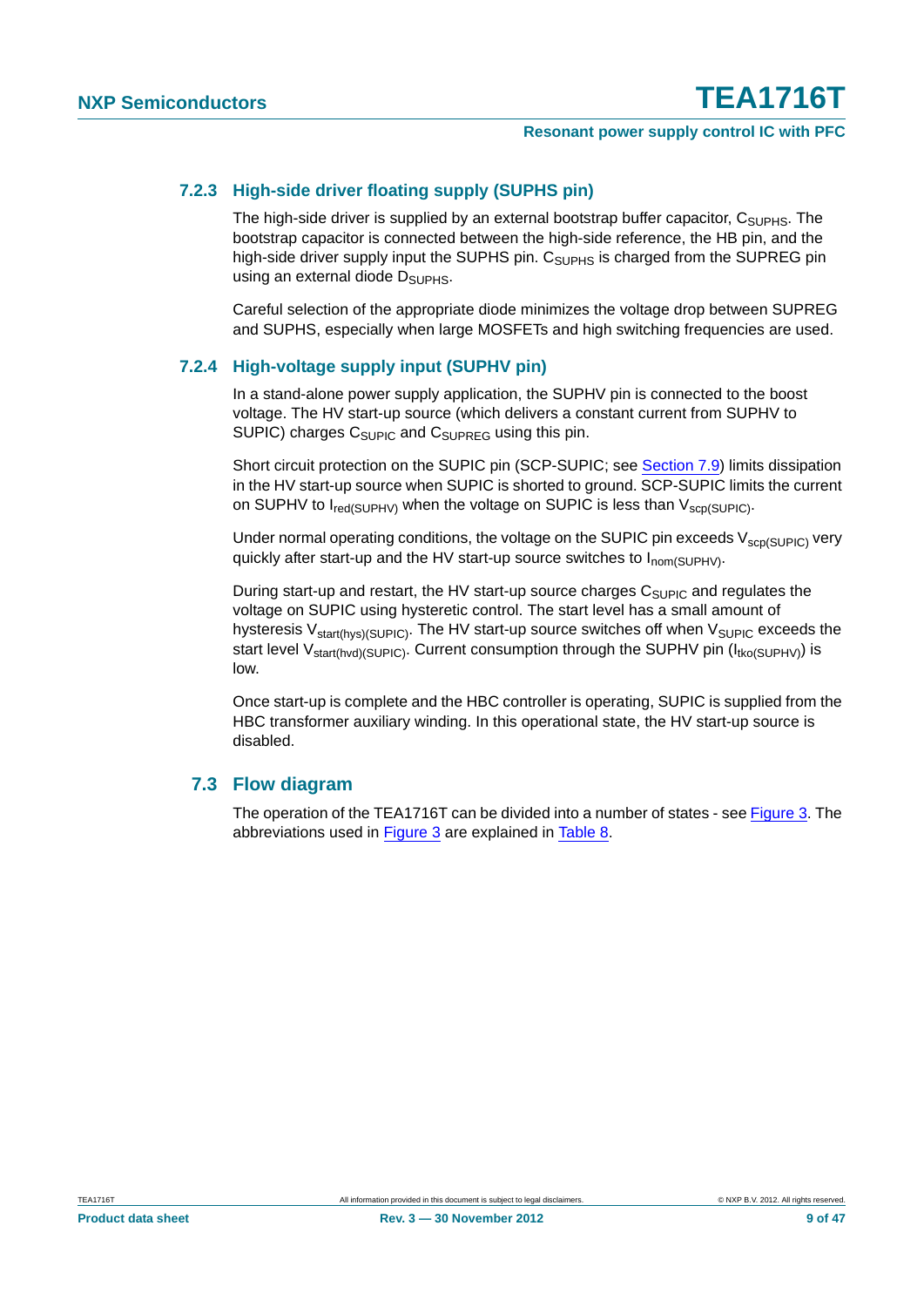### 7.2.3 High-side driver floating supply (SUPHS pin)

The high-side driver is supplied by an external bootstrap buffer capacitor, $C_{SUPHS}$. The bootstrap capacitor is connected between the high-side reference, the HB pin, and the high-side driver supply input the SUPHS pin. $C_{SUPHS}$ is charged from the SUPREG pin using an external diode $D_{SUPHS}$.

Careful selection of the appropriate diode minimizes the voltage drop between SUPREG and SUPHS, especially when large MOSFETs and high switching frequencies are used.

### 7.2.4 High-voltage supply input (SUPHV pin)

In a stand-alone power supply application, the SUPHV pin is connected to the boost voltage. The HV start-up source (which delivers a constant current from SUPHV to SUPIC) charges $C_{SUPIC}$ and $C_{SUPREG}$ using this pin.

Short circuit protection on the SUPIC pin (SCP-SUPIC; see Section 7.9) limits dissipation in the HV start-up source when SUPIC is shorted to ground. SCP-SUPIC limits the current on SUPHV to $I_{red(SUPHV)}$ when the voltage on SUPIC is less than $V_{scp(SUPIC)}$.

Under normal operating conditions, the voltage on the SUPIC pin exceeds $V_{scp(SUPIC)}$ very quickly after start-up and the HV start-up source switches to $I_{nom(SUPHV)}$.

During start-up and restart, the HV start-up source charges $C_{SUPIC}$ and regulates the voltage on SUPIC using hysteretic control. The start level has a small amount of hysteresis $V_{start(hys)(SUPIC)}$. The HV start-up source switches off when $V_{SUPIC}$ exceeds the start level $V_{start(hvd)(SUPIC)}$. Current consumption through the SUPHV pin ($I_{tko(SUPHV)}$) is low.

Once start-up is complete and the HBC controller is operating, SUPIC is supplied from the HBC transformer auxiliary winding. In this operational state, the HV start-up source is disabled.

## 7.3 Flow diagram

The operation of the TEA1716T can be divided into a number of states - see Figure 3. The abbreviations used in Figure 3 are explained in Table 8.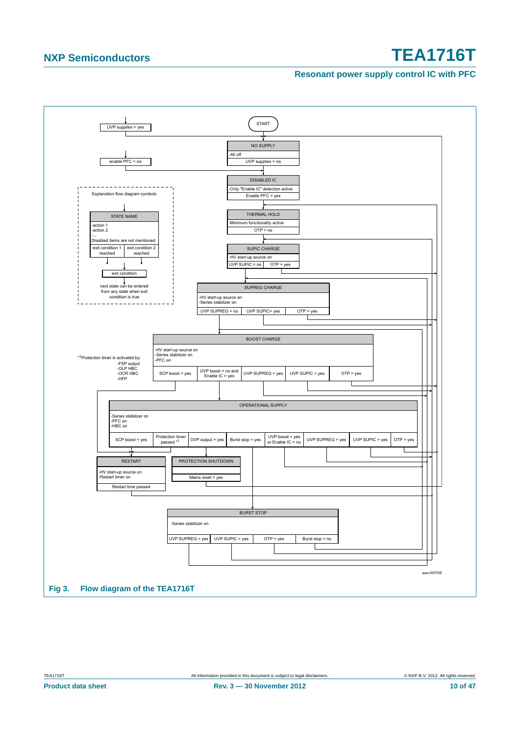UVP supplies = yes

START

NO SUPPLY

-All off

UVP supplies = no

enable PFC = no

DISABLED IC

-Only "Enable IC" detection active

Enable PFC = yes

Explanation flow diagram symbols

STATE NAME

-action 1
-action 2
-...
Disabled items are not mentioned

| exit condition 1 reached | exit condition 2 reached |
|---|---|

exit condition

next state can be entered from any state when exit condition is true

THERMAL HOLD

-Minimum functionality active

OTP = no

SUPIC CHARGE

-HV start-up source on

| UVP SUPIC = no | OTP = yes |
|---|---|

SUPREG CHARGE

-HV start-up source on
-Series stabilizer on

| UVP SUPREG = no | UVP SUPIC= yes | OTP = yes |
|---|---|---|

BOOST CHARGE

-HV start-up source on
-Series stabilizer on
-PFC on

| SCP boost = yes | UVP boost = no and Enable IC = yes | UVP SUPREG = yes | UVP SUPIC = yes | OTP = yes |
|---|---|---|---|---|

*1 Protection timer is activated by:
-FSP output
-OLP HBC
-OCR HBC
-HFP

OPERATIONAL SUPPLY

-Series stabilizer on
-PFC on
-HBC on

| SCP boost = yes | Protection timer passed *1 | OVP output = yes | Burst stop = yes | UVP boost = yes or Enable IC = no | UVP SUPREG = yes | UVP SUPIC = yes | OTP = yes |
|---|---|---|---|---|---|---|---|

RESTART

-HV start-up source on
-Restart timer on

Restart time passed

PROTECTION SHUTDOWN

Mains reset = yes

BURST STOP

-Series stabilizer on

| UVP SUPREG = yes | UVP SUPIC = yes | OTP = yes | Burst stop = no |
|---|---|---|---|

aaa-000766

**Fig 3. Flow diagram of the TEA1716T**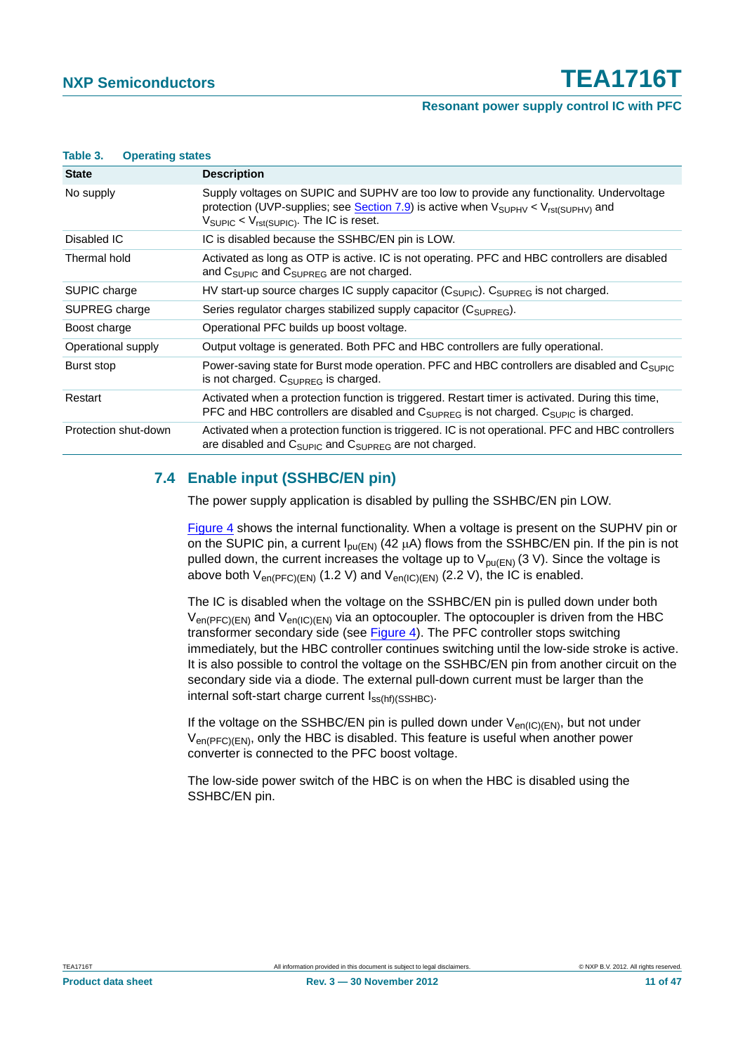**Table 3. Operating states**

| State | Description |
|---|---|
| No supply | Supply voltages on SUPIC and SUPHV are too low to provide any functionality. Undervoltage protection (UVP-supplies; see Section 7.9) is active when $V_{SUPHV} < V_{rst(SUPHV)}$ and $V_{SUPIC} < V_{rst(SUPIC)}$. The IC is reset. |
| Disabled IC | IC is disabled because the SSHBC/EN pin is LOW. |
| Thermal hold | Activated as long as OTP is active. IC is not operating. PFC and HBC controllers are disabled and $C_{SUPIC}$ and $C_{SUPREG}$ are not charged. |
| SUPIC charge | HV start-up source charges IC supply capacitor ($C_{SUPIC}$). $C_{SUPREG}$ is not charged. |
| SUPREG charge | Series regulator charges stabilized supply capacitor ($C_{SUPREG}$). |
| Boost charge | Operational PFC builds up boost voltage. |
| Operational supply | Output voltage is generated. Both PFC and HBC controllers are fully operational. |
| Burst stop | Power-saving state for Burst mode operation. PFC and HBC controllers are disabled and $C_{SUPIC}$ is not charged. $C_{SUPREG}$ is charged. |
| Restart | Activated when a protection function is triggered. Restart timer is activated. During this time, PFC and HBC controllers are disabled and $C_{SUPREG}$ is not charged. $C_{SUPIC}$ is charged. |
| Protection shut-down | Activated when a protection function is triggered. IC is not operational. PFC and HBC controllers are disabled and $C_{SUPIC}$ and $C_{SUPREG}$ are not charged. |

## 7.4 Enable input (SSHBC/EN pin)

The power supply application is disabled by pulling the SSHBC/EN pin LOW.

Figure 4 shows the internal functionality. When a voltage is present on the SUPHV pin or on the SUPIC pin, a current $I_{pu(EN)}$ (42 μA) flows from the SSHBC/EN pin. If the pin is not pulled down, the current increases the voltage up to $V_{pu(EN)}$ (3 V). Since the voltage is above both $V_{en(PFC)(EN)}$ (1.2 V) and $V_{en(IC)(EN)}$ (2.2 V), the IC is enabled.

The IC is disabled when the voltage on the SSHBC/EN pin is pulled down under both $V_{en(PFC)(EN)}$ and $V_{en(IC)(EN)}$ via an optocoupler. The optocoupler is driven from the HBC transformer secondary side (see Figure 4). The PFC controller stops switching immediately, but the HBC controller continues switching until the low-side stroke is active. It is also possible to control the voltage on the SSHBC/EN pin from another circuit on the secondary side via a diode. The external pull-down current must be larger than the internal soft-start charge current $I_{ss(hf)(SSHBC)}$.

If the voltage on the SSHBC/EN pin is pulled down under $V_{en(IC)(EN)}$, but not under $V_{en(PFC)(EN)}$, only the HBC is disabled. This feature is useful when another power converter is connected to the PFC boost voltage.

The low-side power switch of the HBC is on when the HBC is disabled using the SSHBC/EN pin.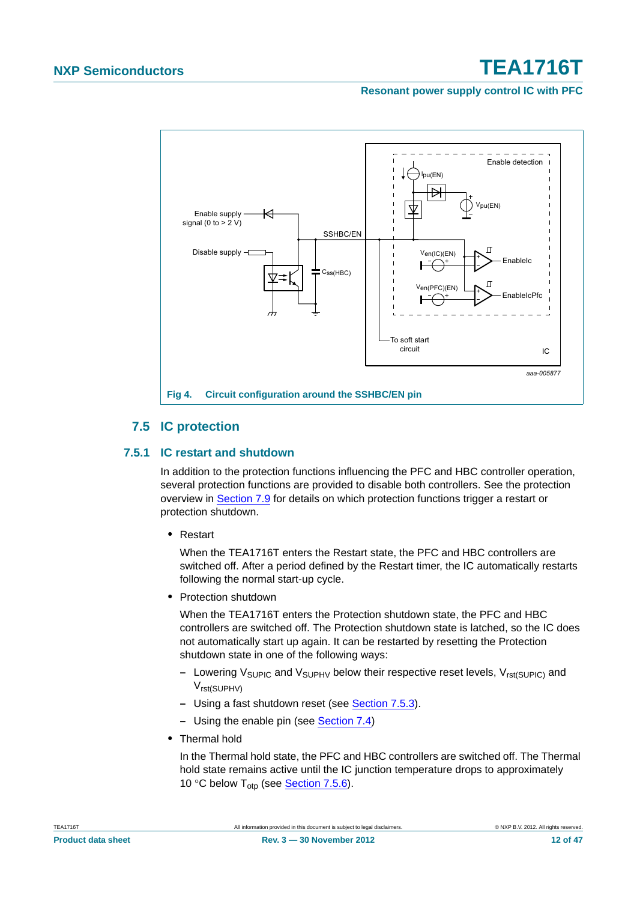Fig 4. Circuit configuration around the SSHBC/EN pin

## 7.5 IC protection

### 7.5.1 IC restart and shutdown

In addition to the protection functions influencing the PFC and HBC controller operation, several protection functions are provided to disable both controllers. See the protection overview in Section 7.9 for details on which protection functions trigger a restart or protection shutdown.

- Restart

  When the TEA1716T enters the Restart state, the PFC and HBC controllers are switched off. After a period defined by the Restart timer, the IC automatically restarts following the normal start-up cycle.

- Protection shutdown

  When the TEA1716T enters the Protection shutdown state, the PFC and HBC controllers are switched off. The Protection shutdown state is latched, so the IC does not automatically start up again. It can be restarted by resetting the Protection shutdown state in one of the following ways:

  - Lowering $V_{SUPIC}$ and $V_{SUPHV}$ below their respective reset levels, $V_{rst(SUPIC)}$ and $V_{rst(SUPHV)}$
  - Using a fast shutdown reset (see Section 7.5.3).
  - Using the enable pin (see Section 7.4)

- Thermal hold

  In the Thermal hold state, the PFC and HBC controllers are switched off. The Thermal hold state remains active until the IC junction temperature drops to approximately 10 °C below $T_{otp}$ (see Section 7.5.6).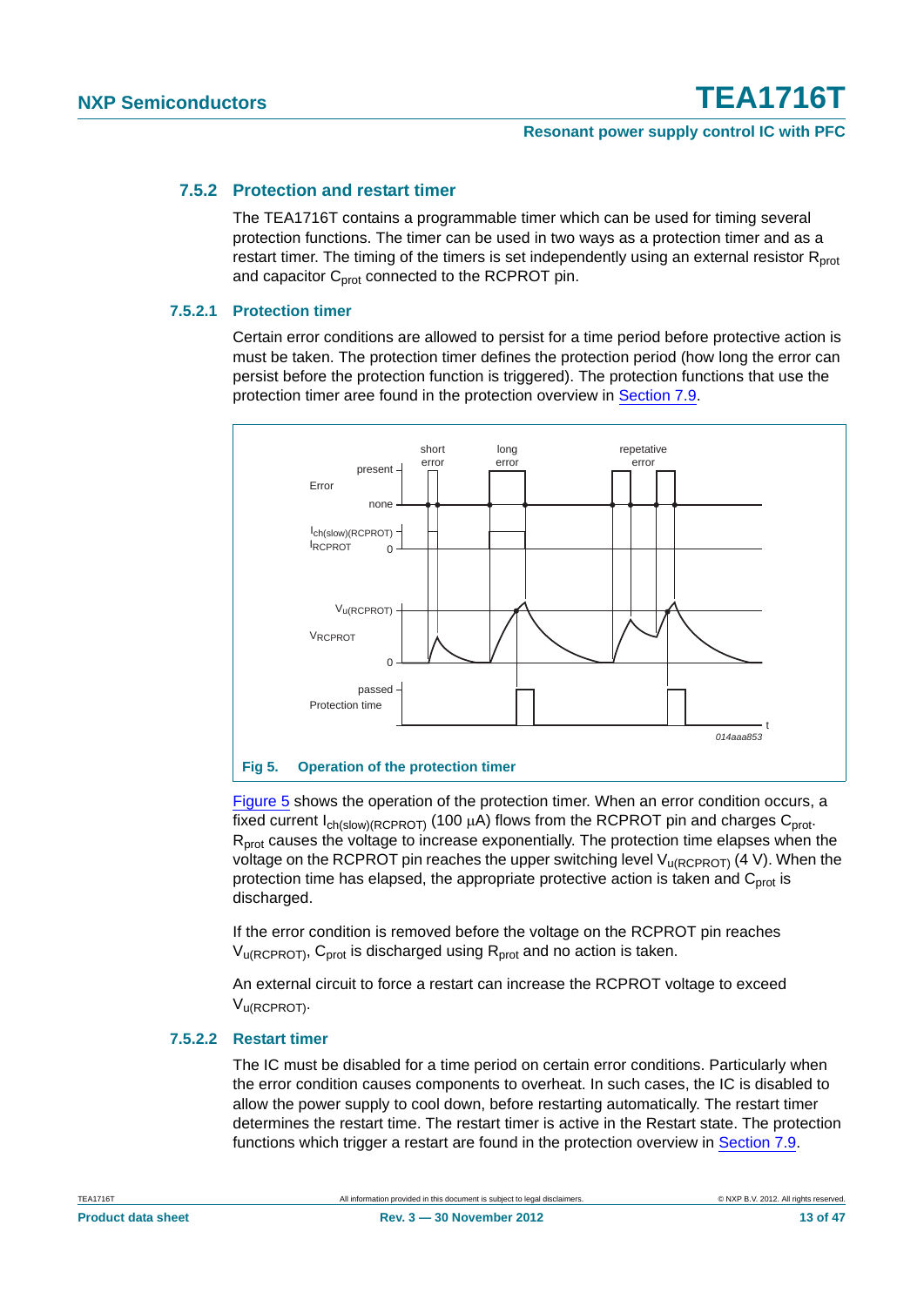### 7.5.2 Protection and restart timer

The TEA1716T contains a programmable timer which can be used for timing several protection functions. The timer can be used in two ways as a protection timer and as a restart timer. The timing of the timers is set independently using an external resistor $R_{prot}$ and capacitor $C_{prot}$ connected to the RCPROT pin.

#### 7.5.2.1 Protection timer

Certain error conditions are allowed to persist for a time period before protective action is must be taken. The protection timer defines the protection period (how long the error can persist before the protection function is triggered). The protection functions that use the protection timer aree found in the protection overview in Section 7.9.

Fig 5. Operation of the protection timer

Figure 5 shows the operation of the protection timer. When an error condition occurs, a fixed current $I_{ch(slow)(RCPROT)}$ (100 μA) flows from the RCPROT pin and charges $C_{prot}$. $R_{prot}$ causes the voltage to increase exponentially. The protection time elapses when the voltage on the RCPROT pin reaches the upper switching level $V_{u(RCPROT)}$ (4 V). When the protection time has elapsed, the appropriate protective action is taken and $C_{prot}$ is discharged.

If the error condition is removed before the voltage on the RCPROT pin reaches $V_{u(RCPROT)}$, $C_{prot}$ is discharged using $R_{prot}$ and no action is taken.

An external circuit to force a restart can increase the RCPROT voltage to exceed $V_{u(RCPROT)}$.

#### 7.5.2.2 Restart timer

The IC must be disabled for a time period on certain error conditions. Particularly when the error condition causes components to overheat. In such cases, the IC is disabled to allow the power supply to cool down, before restarting automatically. The restart timer determines the restart time. The restart timer is active in the Restart state. The protection functions which trigger a restart are found in the protection overview in Section 7.9.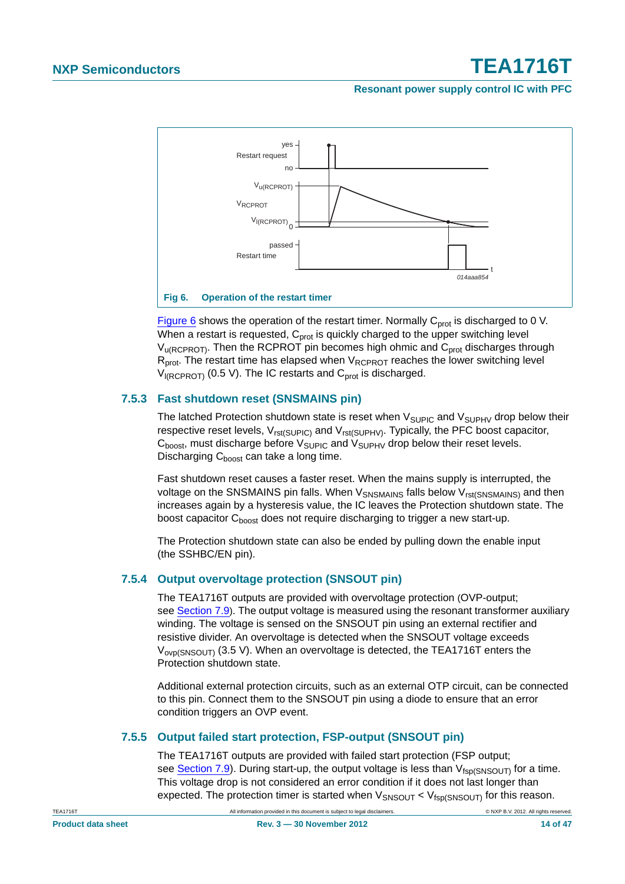**Fig 6. Operation of the restart timer**

Figure 6 shows the operation of the restart timer. Normally $C_{prot}$ is discharged to 0 V. When a restart is requested, $C_{prot}$ is quickly charged to the upper switching level $V_{u(RCPROT)}$. Then the RCPROT pin becomes high ohmic and $C_{prot}$ discharges through $R_{prot}$. The restart time has elapsed when $V_{RCPROT}$ reaches the lower switching level $V_{l(RCPROT)}$ (0.5 V). The IC restarts and $C_{prot}$ is discharged.

### 7.5.3 Fast shutdown reset (SNSMAINS pin)

The latched Protection shutdown state is reset when $V_{SUPIC}$ and $V_{SUPHV}$ drop below their respective reset levels, $V_{rst(SUPIC)}$ and $V_{rst(SUPHV)}$. Typically, the PFC boost capacitor, $C_{boost}$, must discharge before $V_{SUPIC}$ and $V_{SUPHV}$ drop below their reset levels. Discharging $C_{boost}$ can take a long time.

Fast shutdown reset causes a faster reset. When the mains supply is interrupted, the voltage on the SNSMAINS pin falls. When $V_{SNSMAINS}$ falls below $V_{rst(SNSMAINS)}$ and then increases again by a hysteresis value, the IC leaves the Protection shutdown state. The boost capacitor $C_{boost}$ does not require discharging to trigger a new start-up.

The Protection shutdown state can also be ended by pulling down the enable input (the SSHBC/EN pin).

### 7.5.4 Output overvoltage protection (SNSOUT pin)

The TEA1716T outputs are provided with overvoltage protection (OVP-output; see Section 7.9). The output voltage is measured using the resonant transformer auxiliary winding. The voltage is sensed on the SNSOUT pin using an external rectifier and resistive divider. An overvoltage is detected when the SNSOUT voltage exceeds $V_{ovp(SNSOUT)}$ (3.5 V). When an overvoltage is detected, the TEA1716T enters the Protection shutdown state.

Additional external protection circuits, such as an external OTP circuit, can be connected to this pin. Connect them to the SNSOUT pin using a diode to ensure that an error condition triggers an OVP event.

### 7.5.5 Output failed start protection, FSP-output (SNSOUT pin)

The TEA1716T outputs are provided with failed start protection (FSP output; see Section 7.9). During start-up, the output voltage is less than $V_{fsp(SNSOUT)}$ for a time. This voltage drop is not considered an error condition if it does not last longer than expected. The protection timer is started when $V_{SNSOUT} < V_{fsp(SNSOUT)}$ for this reason.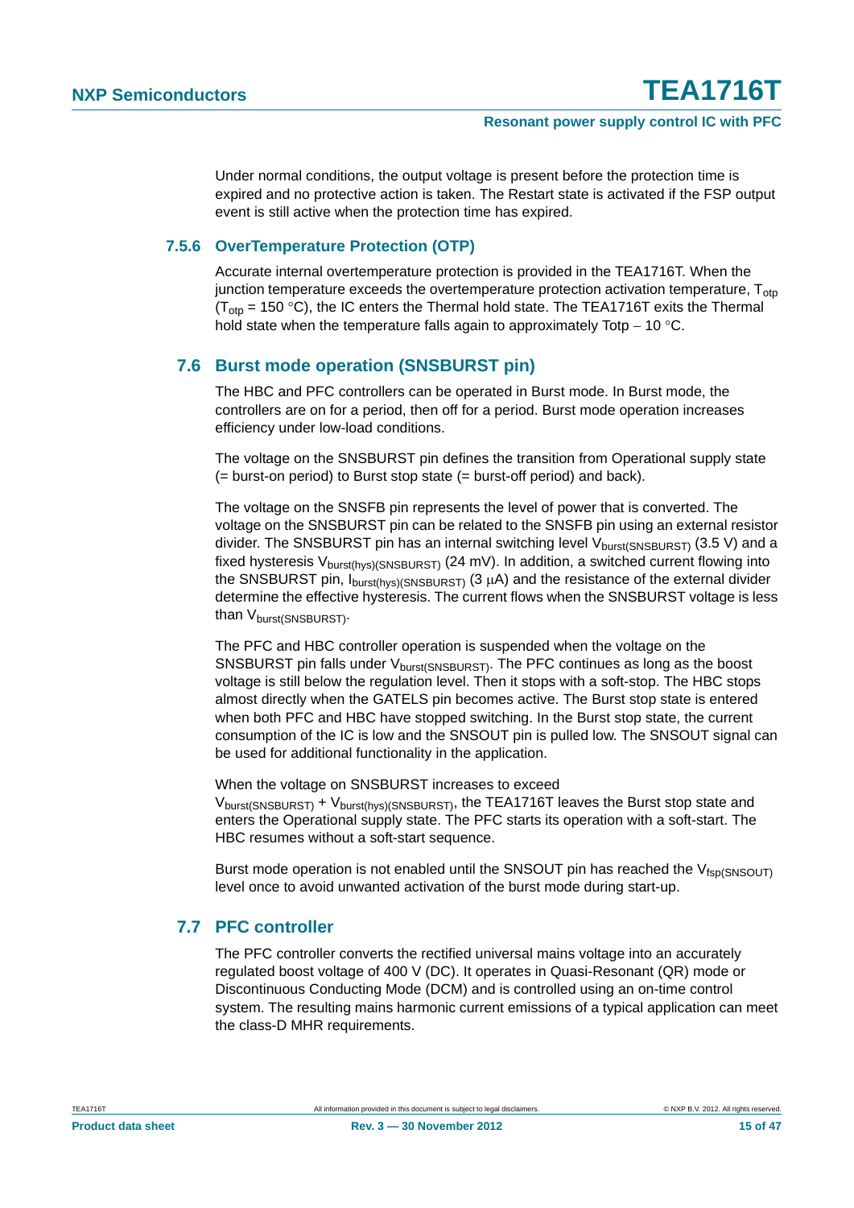Under normal conditions, the output voltage is present before the protection time is expired and no protective action is taken. The Restart state is activated if the FSP output event is still active when the protection time has expired.

### 7.5.6 OverTemperature Protection (OTP)

Accurate internal overtemperature protection is provided in the TEA1716T. When the junction temperature exceeds the overtemperature protection activation temperature, $T_{otp}$ ($T_{otp}$ = 150 °C), the IC enters the Thermal hold state. The TEA1716T exits the Thermal hold state when the temperature falls again to approximately Totp − 10 °C.

## 7.6 Burst mode operation (SNSBURST pin)

The HBC and PFC controllers can be operated in Burst mode. In Burst mode, the controllers are on for a period, then off for a period. Burst mode operation increases efficiency under low-load conditions.

The voltage on the SNSBURST pin defines the transition from Operational supply state (= burst-on period) to Burst stop state (= burst-off period) and back).

The voltage on the SNSFB pin represents the level of power that is converted. The voltage on the SNSBURST pin can be related to the SNSFB pin using an external resistor divider. The SNSBURST pin has an internal switching level $V_{burst(SNSBURST)}$ (3.5 V) and a fixed hysteresis $V_{burst(hys)(SNSBURST)}$ (24 mV). In addition, a switched current flowing into the SNSBURST pin, $I_{burst(hys)(SNSBURST)}$ (3 μA) and the resistance of the external divider determine the effective hysteresis. The current flows when the SNSBURST voltage is less than $V_{burst(SNSBURST)}$.

The PFC and HBC controller operation is suspended when the voltage on the SNSBURST pin falls under $V_{burst(SNSBURST)}$. The PFC continues as long as the boost voltage is still below the regulation level. Then it stops with a soft-stop. The HBC stops almost directly when the GATELS pin becomes active. The Burst stop state is entered when both PFC and HBC have stopped switching. In the Burst stop state, the current consumption of the IC is low and the SNSOUT pin is pulled low. The SNSOUT signal can be used for additional functionality in the application.

When the voltage on SNSBURST increases to exceed $V_{burst(SNSBURST)} + V_{burst(hys)(SNSBURST)}$, the TEA1716T leaves the Burst stop state and enters the Operational supply state. The PFC starts its operation with a soft-start. The HBC resumes without a soft-start sequence.

Burst mode operation is not enabled until the SNSOUT pin has reached the $V_{fsp(SNSOUT)}$ level once to avoid unwanted activation of the burst mode during start-up.

## 7.7 PFC controller

The PFC controller converts the rectified universal mains voltage into an accurately regulated boost voltage of 400 V (DC). It operates in Quasi-Resonant (QR) mode or Discontinuous Conducting Mode (DCM) and is controlled using an on-time control system. The resulting mains harmonic current emissions of a typical application can meet the class-D MHR requirements.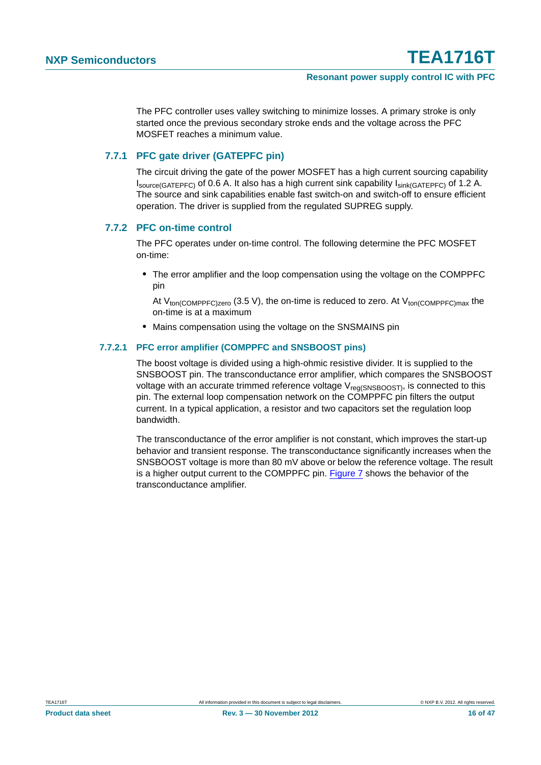The PFC controller uses valley switching to minimize losses. A primary stroke is only started once the previous secondary stroke ends and the voltage across the PFC MOSFET reaches a minimum value.

### 7.7.1 PFC gate driver (GATEPFC pin)

The circuit driving the gate of the power MOSFET has a high current sourcing capability $I_{source(GATEPFC)}$ of 0.6 A. It also has a high current sink capability $I_{sink(GATEPFC)}$ of 1.2 A. The source and sink capabilities enable fast switch-on and switch-off to ensure efficient operation. The driver is supplied from the regulated SUPREG supply.

### 7.7.2 PFC on-time control

The PFC operates under on-time control. The following determine the PFC MOSFET on-time:

- The error amplifier and the loop compensation using the voltage on the COMPPFC pin

  At $V_{ton(COMPPFC)zero}$ (3.5 V), the on-time is reduced to zero. At $V_{ton(COMPPFC)max}$ the on-time is at a maximum
- Mains compensation using the voltage on the SNSMAINS pin

#### 7.7.2.1 PFC error amplifier (COMPPFC and SNSBOOST pins)

The boost voltage is divided using a high-ohmic resistive divider. It is supplied to the SNSBOOST pin. The transconductance error amplifier, which compares the SNSBOOST voltage with an accurate trimmed reference voltage $V_{reg(SNSBOOST)}$, is connected to this pin. The external loop compensation network on the COMPPFC pin filters the output current. In a typical application, a resistor and two capacitors set the regulation loop bandwidth.

The transconductance of the error amplifier is not constant, which improves the start-up behavior and transient response. The transconductance significantly increases when the SNSBOOST voltage is more than 80 mV above or below the reference voltage. The result is a higher output current to the COMPPFC pin. Figure 7 shows the behavior of the transconductance amplifier.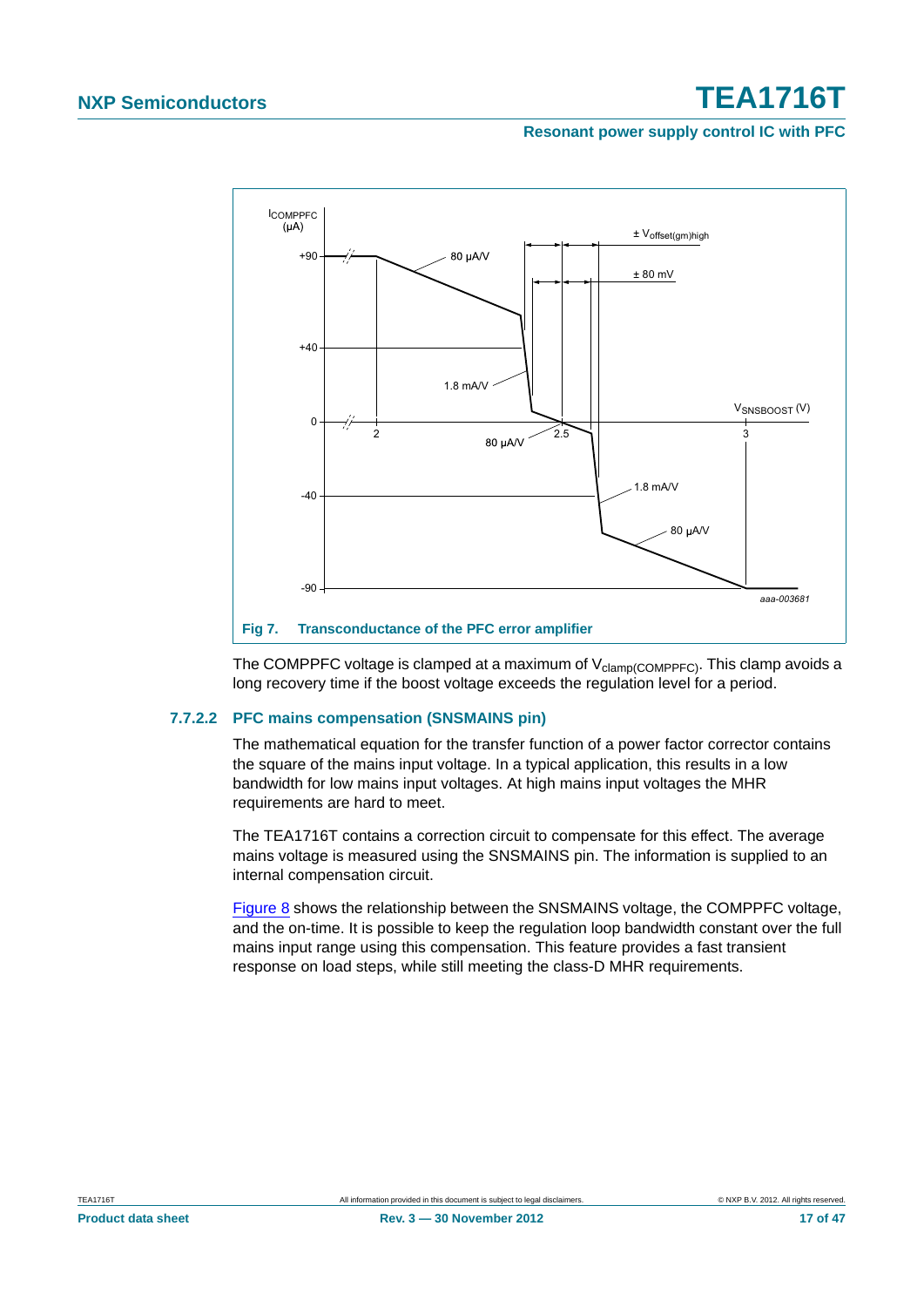Fig 7. Transconductance of the PFC error amplifier

The COMPPFC voltage is clamped at a maximum of $V_{clamp(COMPPFC)}$. This clamp avoids a long recovery time if the boost voltage exceeds the regulation level for a period.

### 7.7.2.2 PFC mains compensation (SNSMAINS pin)

The mathematical equation for the transfer function of a power factor corrector contains the square of the mains input voltage. In a typical application, this results in a low bandwidth for low mains input voltages. At high mains input voltages the MHR requirements are hard to meet.

The TEA1716T contains a correction circuit to compensate for this effect. The average mains voltage is measured using the SNSMAINS pin. The information is supplied to an internal compensation circuit.

Figure 8 shows the relationship between the SNSMAINS voltage, the COMPPFC voltage, and the on-time. It is possible to keep the regulation loop bandwidth constant over the full mains input range using this compensation. This feature provides a fast transient response on load steps, while still meeting the class-D MHR requirements.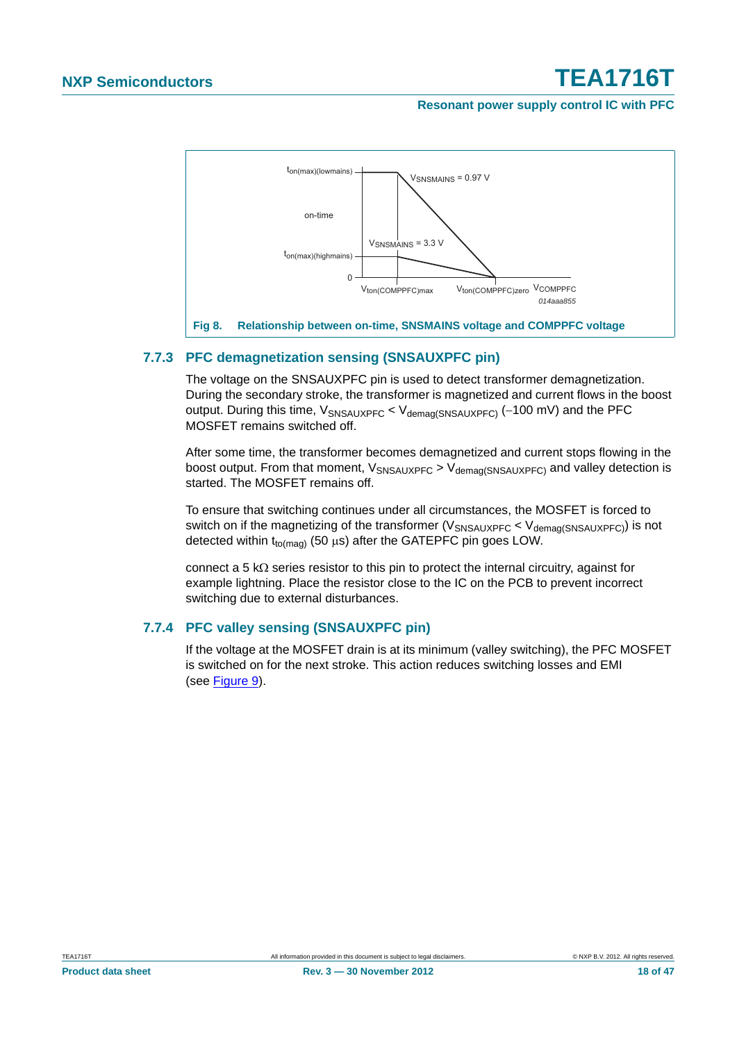**Fig 8. Relationship between on-time, SNSMAINS voltage and COMPPFC voltage**

### 7.7.3 PFC demagnetization sensing (SNSAUXPFC pin)

The voltage on the SNSAUXPFC pin is used to detect transformer demagnetization. During the secondary stroke, the transformer is magnetized and current flows in the boost output. During this time, $V_{SNSAUXPFC} < V_{demag(SNSAUXPFC)}$ (−100 mV) and the PFC MOSFET remains switched off.

After some time, the transformer becomes demagnetized and current stops flowing in the boost output. From that moment, $V_{SNSAUXPFC} > V_{demag(SNSAUXPFC)}$ and valley detection is started. The MOSFET remains off.

To ensure that switching continues under all circumstances, the MOSFET is forced to switch on if the magnetizing of the transformer ($V_{SNSAUXPFC} < V_{demag(SNSAUXPFC)}$) is not detected within $t_{to(mag)}$ (50 μs) after the GATEPFC pin goes LOW.

connect a 5 kΩ series resistor to this pin to protect the internal circuitry, against for example lightning. Place the resistor close to the IC on the PCB to prevent incorrect switching due to external disturbances.

### 7.7.4 PFC valley sensing (SNSAUXPFC pin)

If the voltage at the MOSFET drain is at its minimum (valley switching), the PFC MOSFET is switched on for the next stroke. This action reduces switching losses and EMI (see Figure 9).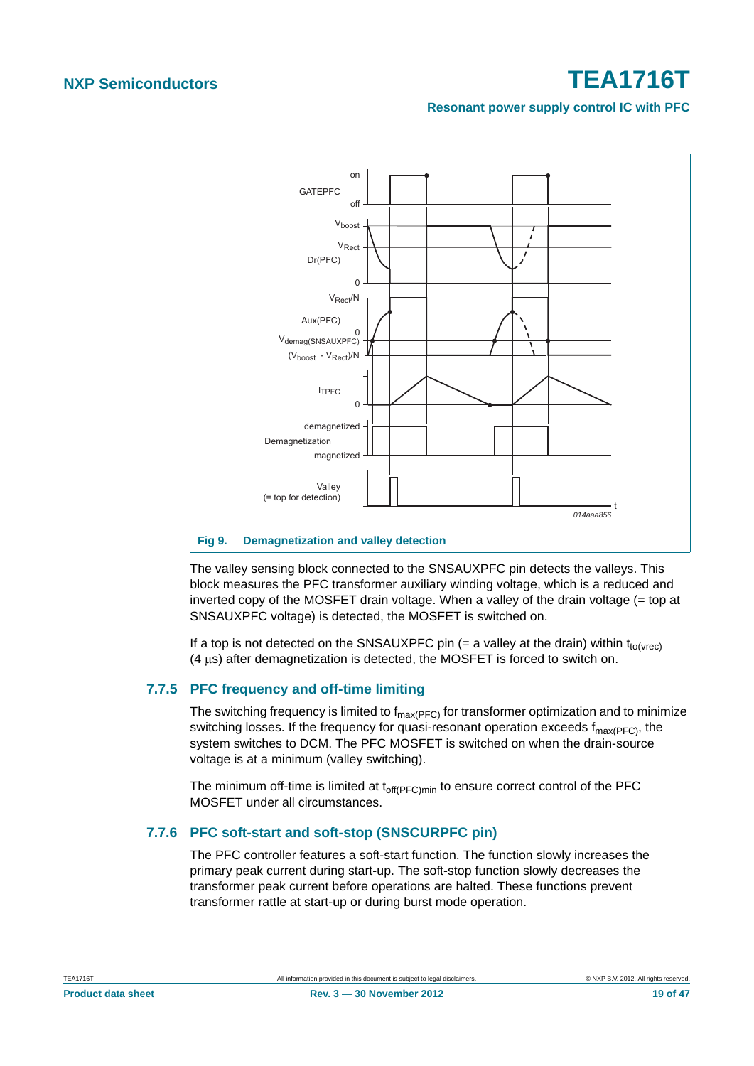**Fig 9. Demagnetization and valley detection**

The valley sensing block connected to the SNSAUXPFC pin detects the valleys. This block measures the PFC transformer auxiliary winding voltage, which is a reduced and inverted copy of the MOSFET drain voltage. When a valley of the drain voltage (= top at SNSAUXPFC voltage) is detected, the MOSFET is switched on.

If a top is not detected on the SNSAUXPFC pin (= a valley at the drain) within $t_{to(vrec)}$ (4 μs) after demagnetization is detected, the MOSFET is forced to switch on.

### 7.7.5 PFC frequency and off-time limiting

The switching frequency is limited to $f_{max(PFC)}$ for transformer optimization and to minimize switching losses. If the frequency for quasi-resonant operation exceeds $f_{max(PFC)}$, the system switches to DCM. The PFC MOSFET is switched on when the drain-source voltage is at a minimum (valley switching).

The minimum off-time is limited at $t_{off(PFC)min}$ to ensure correct control of the PFC MOSFET under all circumstances.

### 7.7.6 PFC soft-start and soft-stop (SNSCURPFC pin)

The PFC controller features a soft-start function. The function slowly increases the primary peak current during start-up. The soft-stop function slowly decreases the transformer peak current before operations are halted. These functions prevent transformer rattle at start-up or during burst mode operation.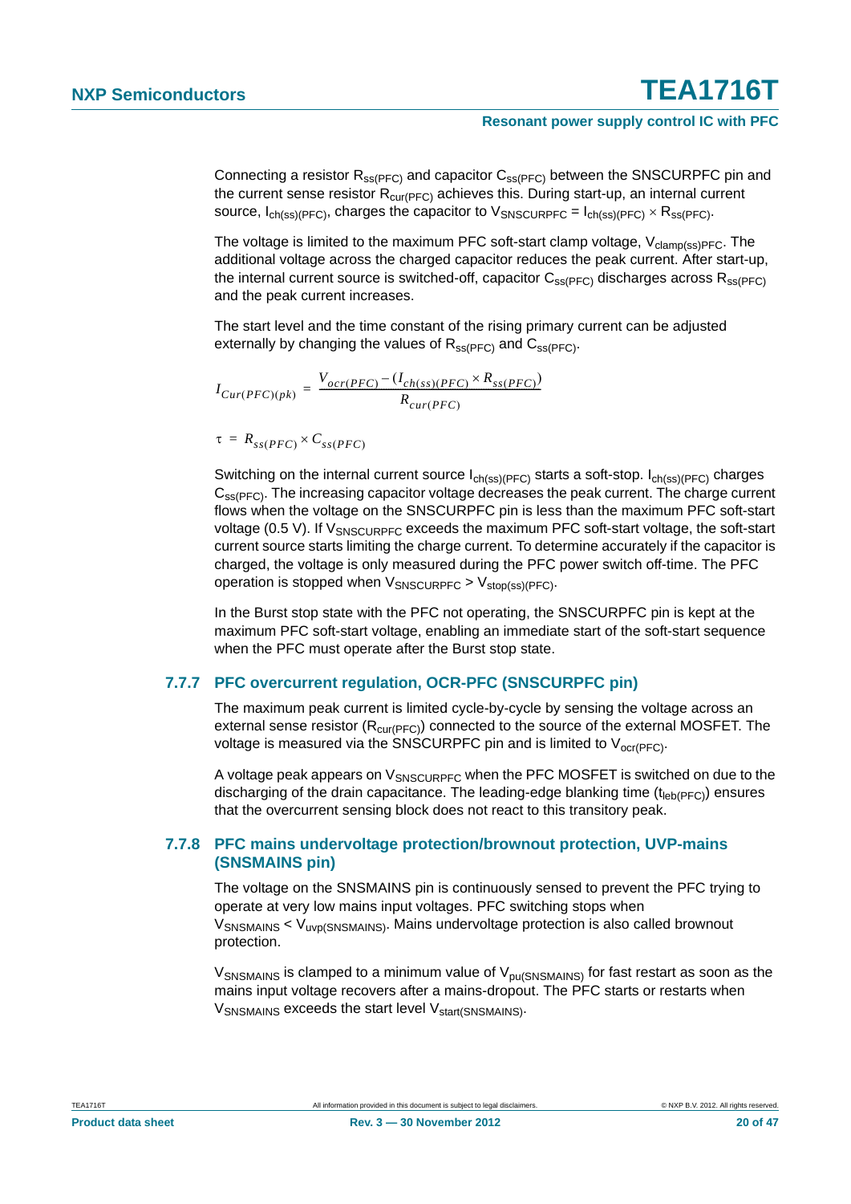Connecting a resistor $R_{ss(PFC)}$ and capacitor $C_{ss(PFC)}$ between the SNSCURPFC pin and the current sense resistor $R_{cur(PFC)}$ achieves this. During start-up, an internal current source, $I_{ch(ss)(PFC)}$, charges the capacitor to $V_{SNSCURPFC} = I_{ch(ss)(PFC)} \times R_{ss(PFC)}$.

The voltage is limited to the maximum PFC soft-start clamp voltage, $V_{clamp(ss)PFC}$. The additional voltage across the charged capacitor reduces the peak current. After start-up, the internal current source is switched-off, capacitor $C_{ss(PFC)}$ discharges across $R_{ss(PFC)}$ and the peak current increases.

The start level and the time constant of the rising primary current can be adjusted externally by changing the values of $R_{ss(PFC)}$ and $C_{ss(PFC)}$.

$$I_{Cur(PFC)(pk)} = \frac{V_{ocr(PFC)} - (I_{ch(ss)(PFC)} \times R_{ss(PFC)})}{R_{cur(PFC)}}$$

$$\tau = R_{ss(PFC)} \times C_{ss(PFC)}$$

Switching on the internal current source $I_{ch(ss)(PFC)}$ starts a soft-stop. $I_{ch(ss)(PFC)}$ charges $C_{ss(PFC)}$. The increasing capacitor voltage decreases the peak current. The charge current flows when the voltage on the SNSCURPFC pin is less than the maximum PFC soft-start voltage (0.5 V). If $V_{SNSCURPFC}$ exceeds the maximum PFC soft-start voltage, the soft-start current source starts limiting the charge current. To determine accurately if the capacitor is charged, the voltage is only measured during the PFC power switch off-time. The PFC operation is stopped when $V_{SNSCURPFC} > V_{stop(ss)(PFC)}$.

In the Burst stop state with the PFC not operating, the SNSCURPFC pin is kept at the maximum PFC soft-start voltage, enabling an immediate start of the soft-start sequence when the PFC must operate after the Burst stop state.

### 7.7.7 PFC overcurrent regulation, OCR-PFC (SNSCURPFC pin)

The maximum peak current is limited cycle-by-cycle by sensing the voltage across an external sense resistor ($R_{cur(PFC)}$) connected to the source of the external MOSFET. The voltage is measured via the SNSCURPFC pin and is limited to $V_{ocr(PFC)}$.

A voltage peak appears on $V_{SNSCURPFC}$ when the PFC MOSFET is switched on due to the discharging of the drain capacitance. The leading-edge blanking time ($t_{leb(PFC)}$) ensures that the overcurrent sensing block does not react to this transitory peak.

### 7.7.8 PFC mains undervoltage protection/brownout protection, UVP-mains (SNSMAINS pin)

The voltage on the SNSMAINS pin is continuously sensed to prevent the PFC trying to operate at very low mains input voltages. PFC switching stops when $V_{SNSMAINS} < V_{uvp(SNSMAINS)}$. Mains undervoltage protection is also called brownout protection.

$V_{SNSMAINS}$ is clamped to a minimum value of $V_{pu(SNSMAINS)}$ for fast restart as soon as the mains input voltage recovers after a mains-dropout. The PFC starts or restarts when $V_{SNSMAINS}$ exceeds the start level $V_{start(SNSMAINS)}$.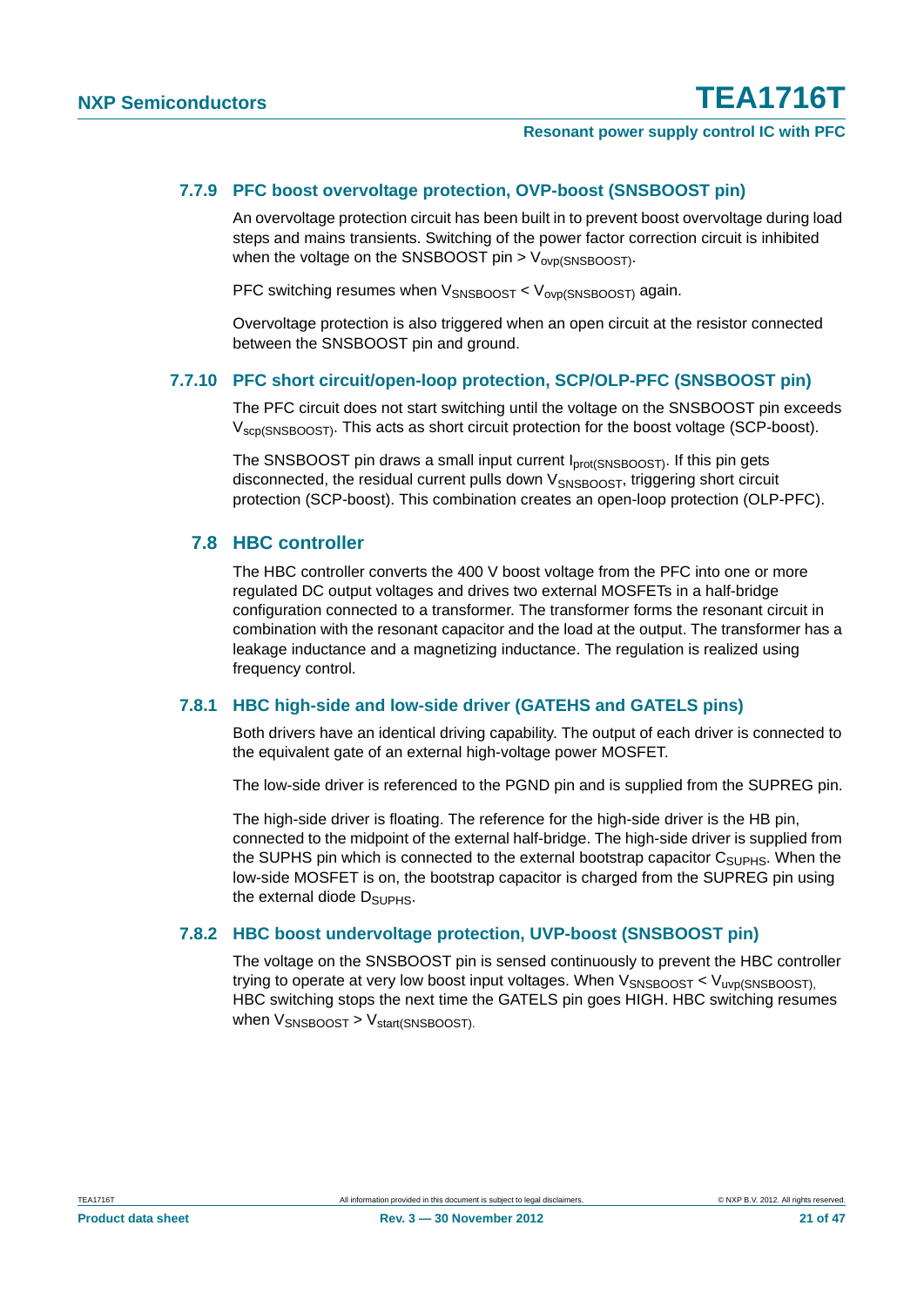### 7.7.9 PFC boost overvoltage protection, OVP-boost (SNSBOOST pin)

An overvoltage protection circuit has been built in to prevent boost overvoltage during load steps and mains transients. Switching of the power factor correction circuit is inhibited when the voltage on the SNSBOOST pin > $V_{ovp(SNSBOOST)}$.

PFC switching resumes when $V_{SNSBOOST}$ < $V_{ovp(SNSBOOST)}$ again.

Overvoltage protection is also triggered when an open circuit at the resistor connected between the SNSBOOST pin and ground.

### 7.7.10 PFC short circuit/open-loop protection, SCP/OLP-PFC (SNSBOOST pin)

The PFC circuit does not start switching until the voltage on the SNSBOOST pin exceeds $V_{scp(SNSBOOST)}$. This acts as short circuit protection for the boost voltage (SCP-boost).

The SNSBOOST pin draws a small input current $I_{prot(SNSBOOST)}$. If this pin gets disconnected, the residual current pulls down $V_{SNSBOOST}$, triggering short circuit protection (SCP-boost). This combination creates an open-loop protection (OLP-PFC).

## 7.8 HBC controller

The HBC controller converts the 400 V boost voltage from the PFC into one or more regulated DC output voltages and drives two external MOSFETs in a half-bridge configuration connected to a transformer. The transformer forms the resonant circuit in combination with the resonant capacitor and the load at the output. The transformer has a leakage inductance and a magnetizing inductance. The regulation is realized using frequency control.

### 7.8.1 HBC high-side and low-side driver (GATEHS and GATELS pins)

Both drivers have an identical driving capability. The output of each driver is connected to the equivalent gate of an external high-voltage power MOSFET.

The low-side driver is referenced to the PGND pin and is supplied from the SUPREG pin.

The high-side driver is floating. The reference for the high-side driver is the HB pin, connected to the midpoint of the external half-bridge. The high-side driver is supplied from the SUPHS pin which is connected to the external bootstrap capacitor $C_{SUPHS}$. When the low-side MOSFET is on, the bootstrap capacitor is charged from the SUPREG pin using the external diode $D_{SUPHS}$.

### 7.8.2 HBC boost undervoltage protection, UVP-boost (SNSBOOST pin)

The voltage on the SNSBOOST pin is sensed continuously to prevent the HBC controller trying to operate at very low boost input voltages. When $V_{SNSBOOST}$ < $V_{uvp(SNSBOOST)}$, HBC switching stops the next time the GATELS pin goes HIGH. HBC switching resumes when $V_{SNSBOOST}$ > $V_{start(SNSBOOST)}$.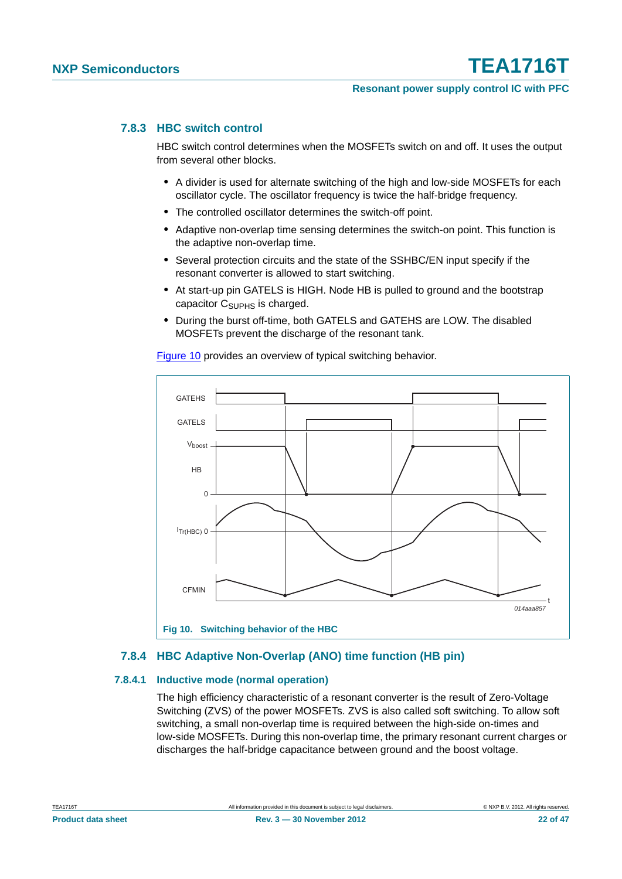### 7.8.3 HBC switch control

HBC switch control determines when the MOSFETs switch on and off. It uses the output from several other blocks.

- A divider is used for alternate switching of the high and low-side MOSFETs for each oscillator cycle. The oscillator frequency is twice the half-bridge frequency.
- The controlled oscillator determines the switch-off point.
- Adaptive non-overlap time sensing determines the switch-on point. This function is the adaptive non-overlap time.
- Several protection circuits and the state of the SSHBC/EN input specify if the resonant converter is allowed to start switching.
- At start-up pin GATELS is HIGH. Node HB is pulled to ground and the bootstrap capacitor $C_{SUPHS}$ is charged.
- During the burst off-time, both GATELS and GATEHS are LOW. The disabled MOSFETs prevent the discharge of the resonant tank.

Figure 10 provides an overview of typical switching behavior.

Fig 10. Switching behavior of the HBC

### 7.8.4 HBC Adaptive Non-Overlap (ANO) time function (HB pin)

#### 7.8.4.1 Inductive mode (normal operation)

The high efficiency characteristic of a resonant converter is the result of Zero-Voltage Switching (ZVS) of the power MOSFETs. ZVS is also called soft switching. To allow soft switching, a small non-overlap time is required between the high-side on-times and low-side MOSFETs. During this non-overlap time, the primary resonant current charges or discharges the half-bridge capacitance between ground and the boost voltage.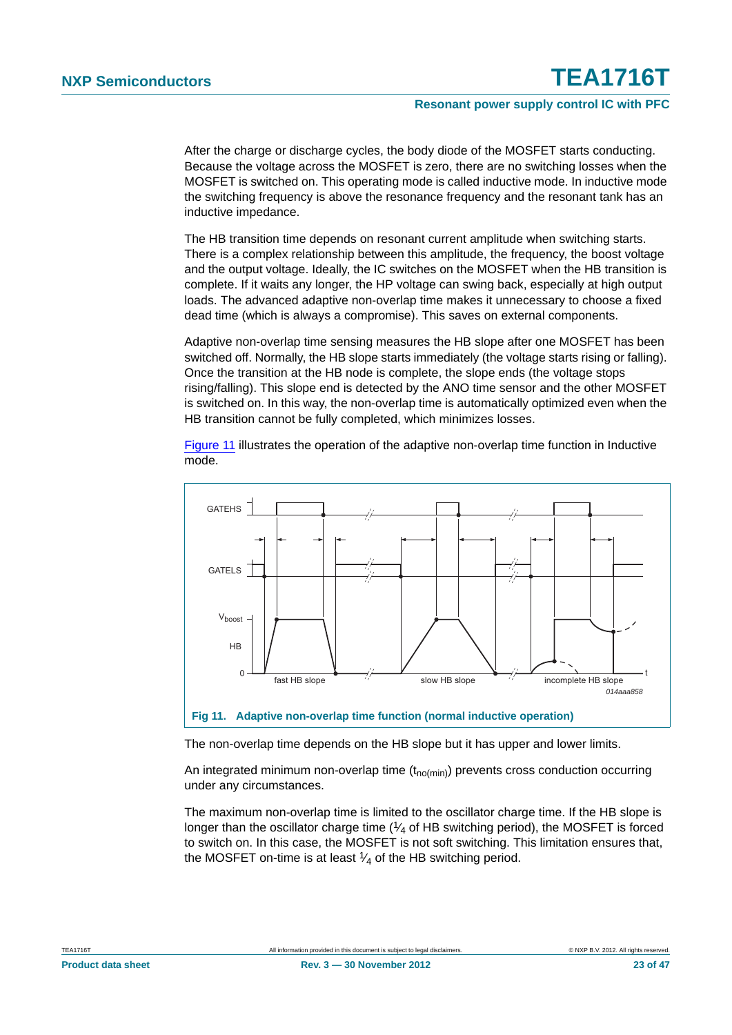After the charge or discharge cycles, the body diode of the MOSFET starts conducting. Because the voltage across the MOSFET is zero, there are no switching losses when the MOSFET is switched on. This operating mode is called inductive mode. In inductive mode the switching frequency is above the resonance frequency and the resonant tank has an inductive impedance.

The HB transition time depends on resonant current amplitude when switching starts. There is a complex relationship between this amplitude, the frequency, the boost voltage and the output voltage. Ideally, the IC switches on the MOSFET when the HB transition is complete. If it waits any longer, the HP voltage can swing back, especially at high output loads. The advanced adaptive non-overlap time makes it unnecessary to choose a fixed dead time (which is always a compromise). This saves on external components.

Adaptive non-overlap time sensing measures the HB slope after one MOSFET has been switched off. Normally, the HB slope starts immediately (the voltage starts rising or falling). Once the transition at the HB node is complete, the slope ends (the voltage stops rising/falling). This slope end is detected by the ANO time sensor and the other MOSFET is switched on. In this way, the non-overlap time is automatically optimized even when the HB transition cannot be fully completed, which minimizes losses.

Figure 11 illustrates the operation of the adaptive non-overlap time function in Inductive mode.

**Fig 11. Adaptive non-overlap time function (normal inductive operation)**

The non-overlap time depends on the HB slope but it has upper and lower limits.

An integrated minimum non-overlap time ($t_{no(min)}$) prevents cross conduction occurring under any circumstances.

The maximum non-overlap time is limited to the oscillator charge time. If the HB slope is longer than the oscillator charge time ($\frac{1}{4}$ of HB switching period), the MOSFET is forced to switch on. In this case, the MOSFET is not soft switching. This limitation ensures that, the MOSFET on-time is at least $\frac{1}{4}$ of the HB switching period.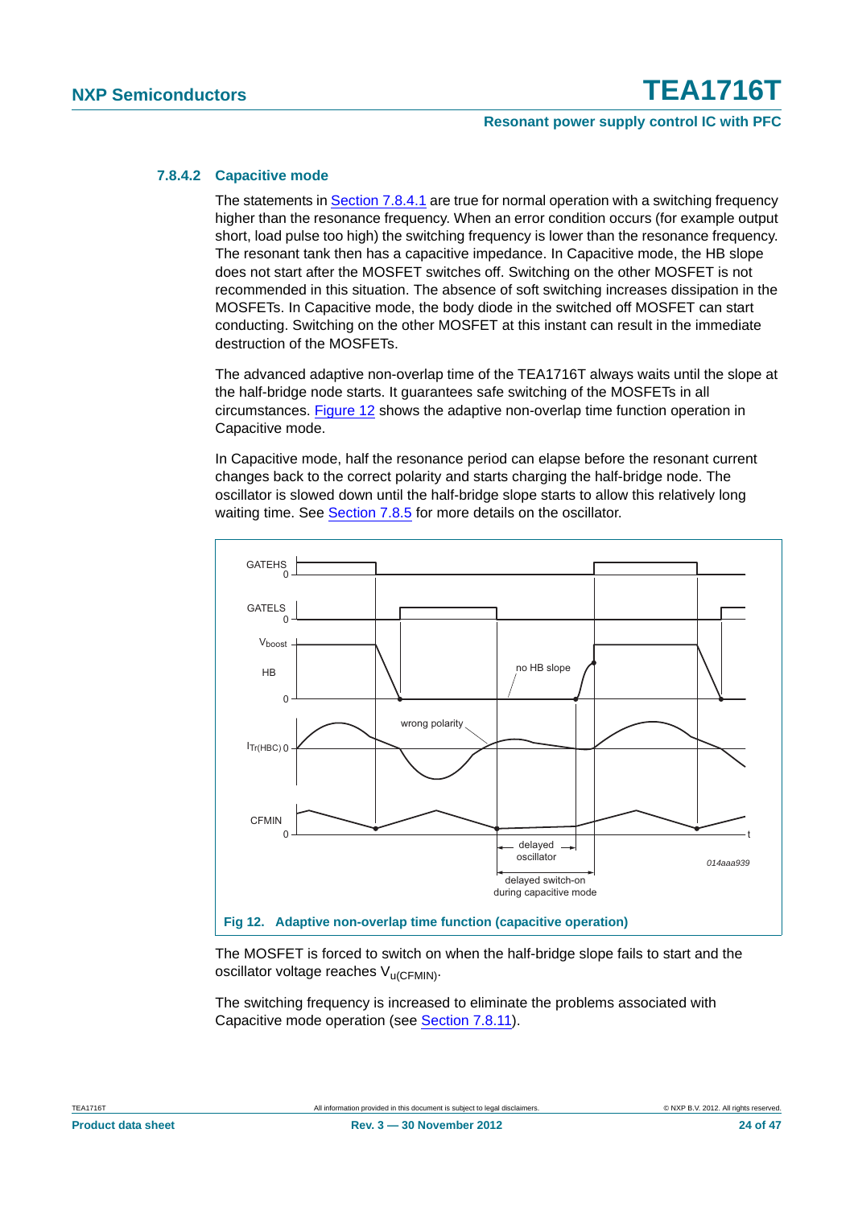#### 7.8.4.2 Capacitive mode

The statements in Section 7.8.4.1 are true for normal operation with a switching frequency higher than the resonance frequency. When an error condition occurs (for example output short, load pulse too high) the switching frequency is lower than the resonance frequency. The resonant tank then has a capacitive impedance. In Capacitive mode, the HB slope does not start after the MOSFET switches off. Switching on the other MOSFET is not recommended in this situation. The absence of soft switching increases dissipation in the MOSFETs. In Capacitive mode, the body diode in the switched off MOSFET can start conducting. Switching on the other MOSFET at this instant can result in the immediate destruction of the MOSFETs.

The advanced adaptive non-overlap time of the TEA1716T always waits until the slope at the half-bridge node starts. It guarantees safe switching of the MOSFETs in all circumstances. Figure 12 shows the adaptive non-overlap time function operation in Capacitive mode.

In Capacitive mode, half the resonance period can elapse before the resonant current changes back to the correct polarity and starts charging the half-bridge node. The oscillator is slowed down until the half-bridge slope starts to allow this relatively long waiting time. See Section 7.8.5 for more details on the oscillator.

Fig 12. Adaptive non-overlap time function (capacitive operation)

The MOSFET is forced to switch on when the half-bridge slope fails to start and the oscillator voltage reaches $V_{u(CFMIN)}$.

The switching frequency is increased to eliminate the problems associated with Capacitive mode operation (see Section 7.8.11).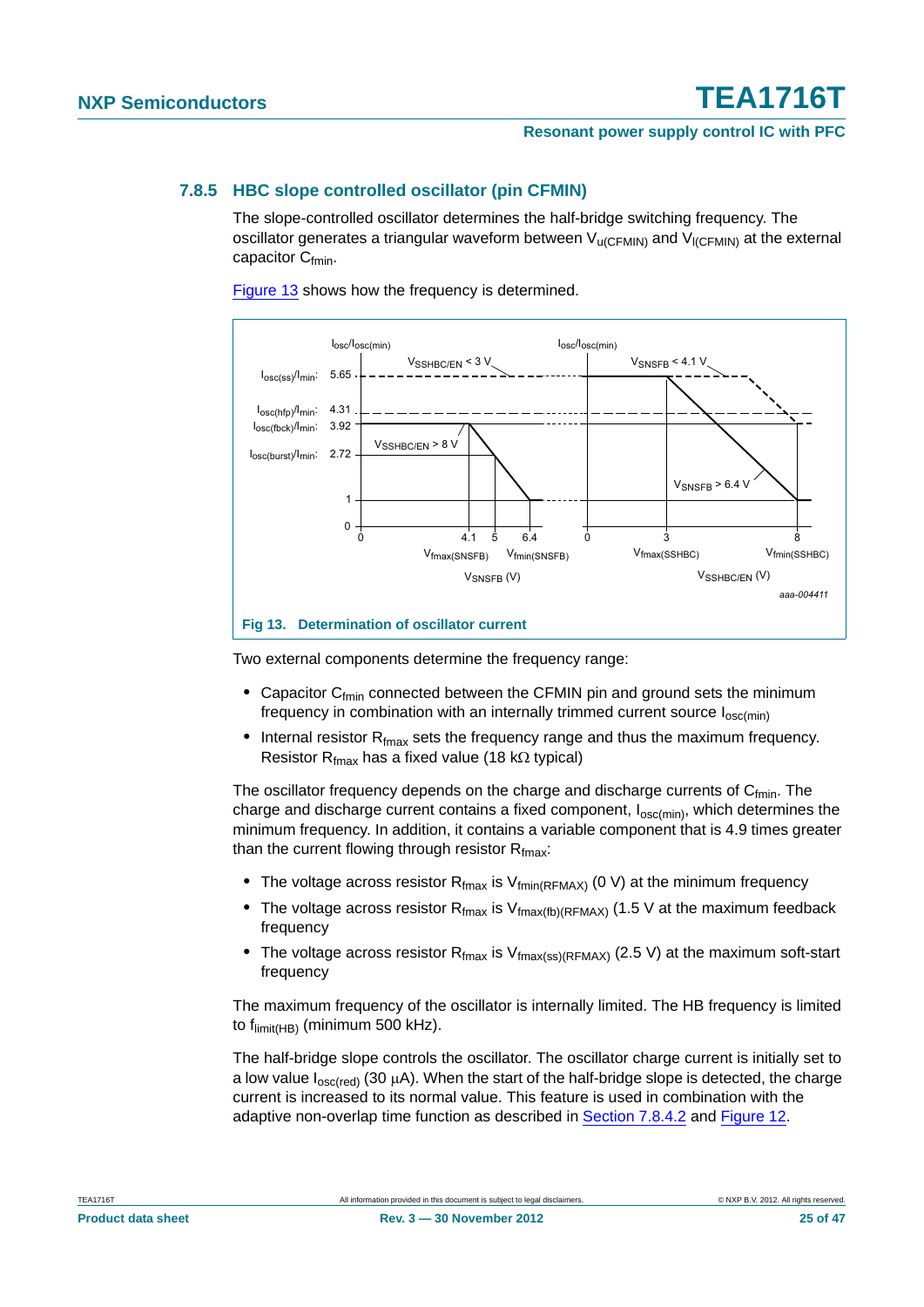### 7.8.5 HBC slope controlled oscillator (pin CFMIN)

The slope-controlled oscillator determines the half-bridge switching frequency. The oscillator generates a triangular waveform between $V_{u(CFMIN)}$ and $V_{l(CFMIN)}$ at the external capacitor $C_{fmin}$.

Figure 13 shows how the frequency is determined.

**Fig 13. Determination of oscillator current**

Two external components determine the frequency range:

- Capacitor $C_{fmin}$ connected between the CFMIN pin and ground sets the minimum frequency in combination with an internally trimmed current source $I_{osc(min)}$
- Internal resistor $R_{fmax}$ sets the frequency range and thus the maximum frequency. Resistor $R_{fmax}$ has a fixed value (18 kΩ typical)

The oscillator frequency depends on the charge and discharge currents of $C_{fmin}$. The charge and discharge current contains a fixed component, $I_{osc(min)}$, which determines the minimum frequency. In addition, it contains a variable component that is 4.9 times greater than the current flowing through resistor $R_{fmax}$:

- The voltage across resistor $R_{fmax}$ is $V_{fmin(RFMAX)}$ (0 V) at the minimum frequency
- The voltage across resistor $R_{fmax}$ is $V_{fmax(fb)(RFMAX)}$ (1.5 V at the maximum feedback frequency
- The voltage across resistor $R_{fmax}$ is $V_{fmax(ss)(RFMAX)}$ (2.5 V) at the maximum soft-start frequency

The maximum frequency of the oscillator is internally limited. The HB frequency is limited to $f_{limit(HB)}$ (minimum 500 kHz).

The half-bridge slope controls the oscillator. The oscillator charge current is initially set to a low value $I_{osc(red)}$ (30 μA). When the start of the half-bridge slope is detected, the charge current is increased to its normal value. This feature is used in combination with the adaptive non-overlap time function as described in Section 7.8.4.2 and Figure 12.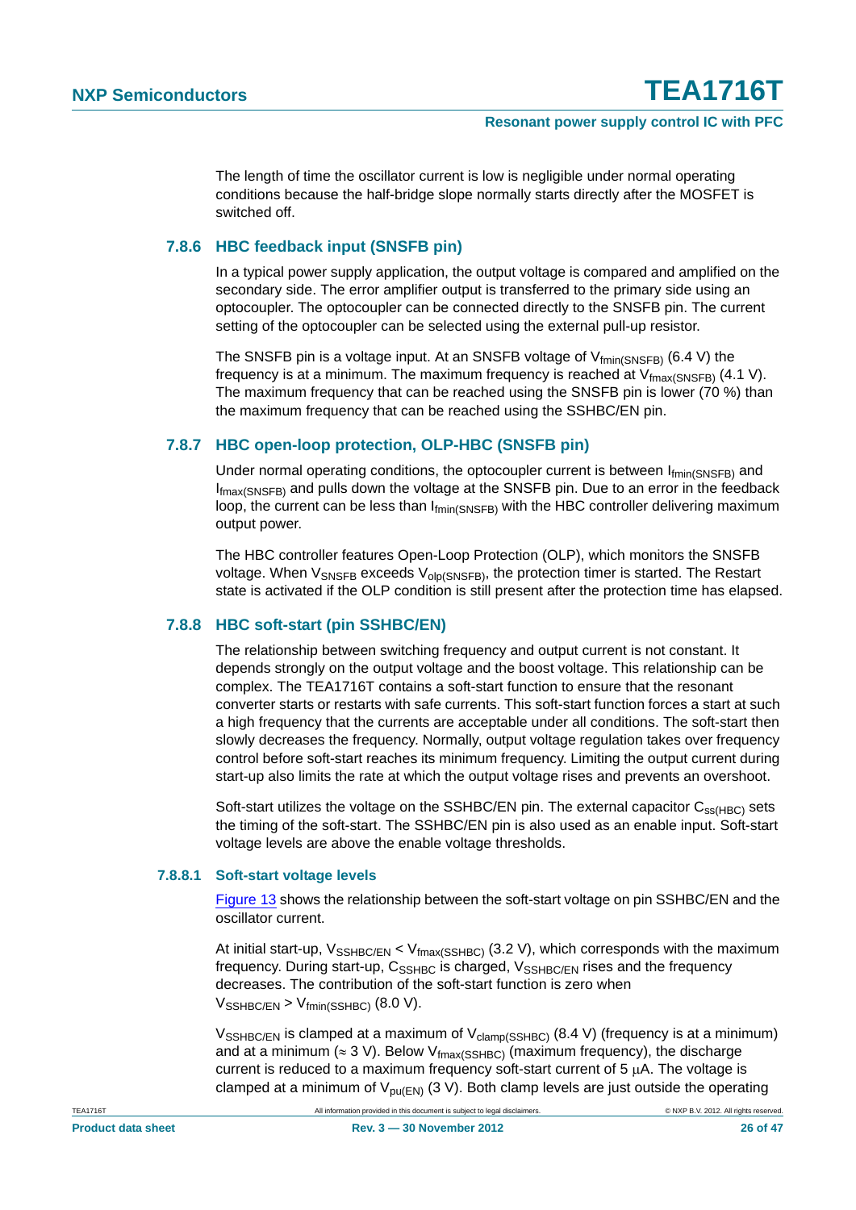The length of time the oscillator current is low is negligible under normal operating conditions because the half-bridge slope normally starts directly after the MOSFET is switched off.

### 7.8.6 HBC feedback input (SNSFB pin)

In a typical power supply application, the output voltage is compared and amplified on the secondary side. The error amplifier output is transferred to the primary side using an optocoupler. The optocoupler can be connected directly to the SNSFB pin. The current setting of the optocoupler can be selected using the external pull-up resistor.

The SNSFB pin is a voltage input. At an SNSFB voltage of $V_{fmin(SNSFB)}$ (6.4 V) the frequency is at a minimum. The maximum frequency is reached at $V_{fmax(SNSFB)}$ (4.1 V). The maximum frequency that can be reached using the SNSFB pin is lower (70 %) than the maximum frequency that can be reached using the SSHBC/EN pin.

### 7.8.7 HBC open-loop protection, OLP-HBC (SNSFB pin)

Under normal operating conditions, the optocoupler current is between $I_{fmin(SNSFB)}$ and $I_{fmax(SNSFB)}$ and pulls down the voltage at the SNSFB pin. Due to an error in the feedback loop, the current can be less than $I_{fmin(SNSFB)}$ with the HBC controller delivering maximum output power.

The HBC controller features Open-Loop Protection (OLP), which monitors the SNSFB voltage. When $V_{SNSFB}$ exceeds $V_{olp(SNSFB)}$, the protection timer is started. The Restart state is activated if the OLP condition is still present after the protection time has elapsed.

### 7.8.8 HBC soft-start (pin SSHBC/EN)

The relationship between switching frequency and output current is not constant. It depends strongly on the output voltage and the boost voltage. This relationship can be complex. The TEA1716T contains a soft-start function to ensure that the resonant converter starts or restarts with safe currents. This soft-start function forces a start at such a high frequency that the currents are acceptable under all conditions. The soft-start then slowly decreases the frequency. Normally, output voltage regulation takes over frequency control before soft-start reaches its minimum frequency. Limiting the output current during start-up also limits the rate at which the output voltage rises and prevents an overshoot.

Soft-start utilizes the voltage on the SSHBC/EN pin. The external capacitor $C_{ss(HBC)}$ sets the timing of the soft-start. The SSHBC/EN pin is also used as an enable input. Soft-start voltage levels are above the enable voltage thresholds.

#### 7.8.8.1 Soft-start voltage levels

Figure 13 shows the relationship between the soft-start voltage on pin SSHBC/EN and the oscillator current.

At initial start-up, $V_{SSHBC/EN} < V_{fmax(SSHBC)}$ (3.2 V), which corresponds with the maximum frequency. During start-up, $C_{SSHBC}$ is charged, $V_{SSHBC/EN}$ rises and the frequency decreases. The contribution of the soft-start function is zero when $V_{SSHBC/EN} > V_{fmin(SSHBC)}$ (8.0 V).

$V_{SSHBC/EN}$ is clamped at a maximum of $V_{clamp(SSHBC)}$ (8.4 V) (frequency is at a minimum) and at a minimum (≈ 3 V). Below $V_{fmax(SSHBC)}$ (maximum frequency), the discharge current is reduced to a maximum frequency soft-start current of 5 μA. The voltage is clamped at a minimum of $V_{pu(EN)}$ (3 V). Both clamp levels are just outside the operating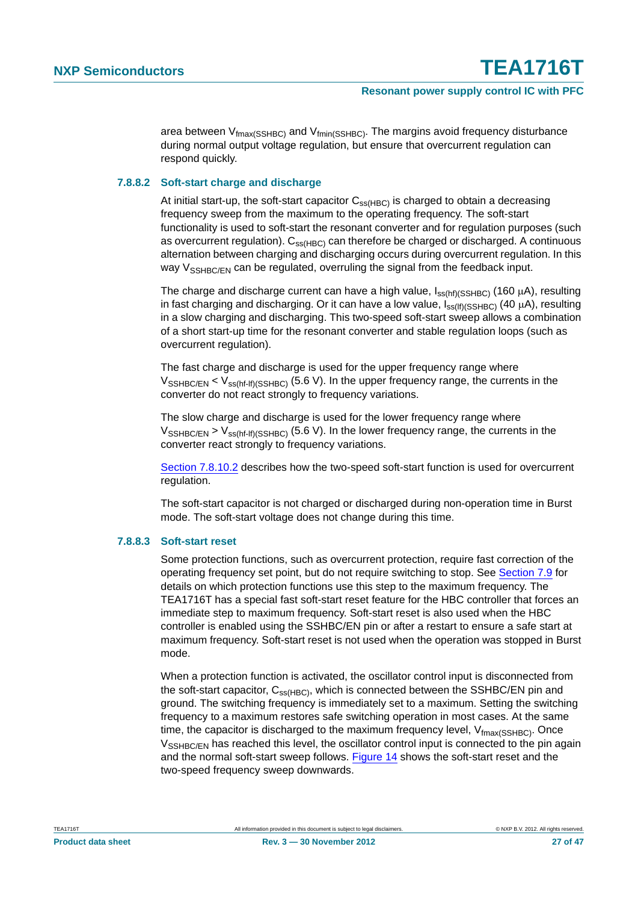area between $V_{fmax(SSHBC)}$ and $V_{fmin(SSHBC)}$. The margins avoid frequency disturbance during normal output voltage regulation, but ensure that overcurrent regulation can respond quickly.

#### 7.8.8.2 Soft-start charge and discharge

At initial start-up, the soft-start capacitor $C_{ss(HBC)}$ is charged to obtain a decreasing frequency sweep from the maximum to the operating frequency. The soft-start functionality is used to soft-start the resonant converter and for regulation purposes (such as overcurrent regulation). $C_{ss(HBC)}$ can therefore be charged or discharged. A continuous alternation between charging and discharging occurs during overcurrent regulation. In this way $V_{SSHBC/EN}$ can be regulated, overruling the signal from the feedback input.

The charge and discharge current can have a high value, $I_{ss(hf)(SSHBC)}$ (160 μA), resulting in fast charging and discharging. Or it can have a low value, $I_{ss(lf)(SSHBC)}$ (40 μA), resulting in a slow charging and discharging. This two-speed soft-start sweep allows a combination of a short start-up time for the resonant converter and stable regulation loops (such as overcurrent regulation).

The fast charge and discharge is used for the upper frequency range where $V_{SSHBC/EN} < V_{ss(hf-lf)(SSHBC)}$ (5.6 V). In the upper frequency range, the currents in the converter do not react strongly to frequency variations.

The slow charge and discharge is used for the lower frequency range where $V_{SSHBC/EN} > V_{ss(hf-lf)(SSHBC)}$ (5.6 V). In the lower frequency range, the currents in the converter react strongly to frequency variations.

Section 7.8.10.2 describes how the two-speed soft-start function is used for overcurrent regulation.

The soft-start capacitor is not charged or discharged during non-operation time in Burst mode. The soft-start voltage does not change during this time.

#### 7.8.8.3 Soft-start reset

Some protection functions, such as overcurrent protection, require fast correction of the operating frequency set point, but do not require switching to stop. See Section 7.9 for details on which protection functions use this step to the maximum frequency. The TEA1716T has a special fast soft-start reset feature for the HBC controller that forces an immediate step to maximum frequency. Soft-start reset is also used when the HBC controller is enabled using the SSHBC/EN pin or after a restart to ensure a safe start at maximum frequency. Soft-start reset is not used when the operation was stopped in Burst mode.

When a protection function is activated, the oscillator control input is disconnected from the soft-start capacitor, $C_{ss(HBC)}$, which is connected between the SSHBC/EN pin and ground. The switching frequency is immediately set to a maximum. Setting the switching frequency to a maximum restores safe switching operation in most cases. At the same time, the capacitor is discharged to the maximum frequency level, $V_{fmax(SSHBC)}$. Once $V_{SSHBC/EN}$ has reached this level, the oscillator control input is connected to the pin again and the normal soft-start sweep follows. Figure 14 shows the soft-start reset and the two-speed frequency sweep downwards.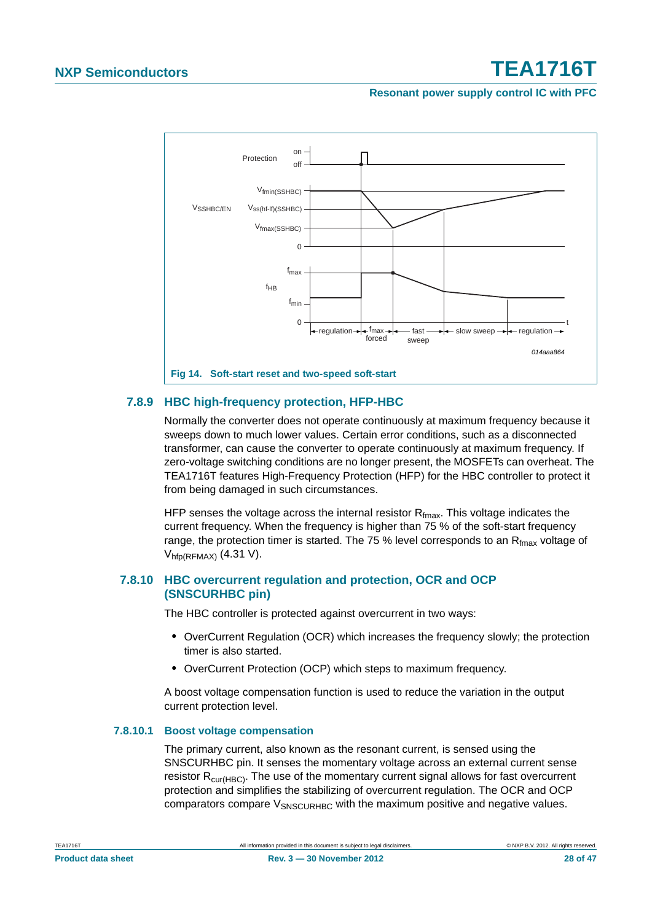Fig 14. Soft-start reset and two-speed soft-start

### 7.8.9 HBC high-frequency protection, HFP-HBC

Normally the converter does not operate continuously at maximum frequency because it sweeps down to much lower values. Certain error conditions, such as a disconnected transformer, can cause the converter to operate continuously at maximum frequency. If zero-voltage switching conditions are no longer present, the MOSFETs can overheat. The TEA1716T features High-Frequency Protection (HFP) for the HBC controller to protect it from being damaged in such circumstances.

HFP senses the voltage across the internal resistor $R_{fmax}$. This voltage indicates the current frequency. When the frequency is higher than 75 % of the soft-start frequency range, the protection timer is started. The 75 % level corresponds to an $R_{fmax}$ voltage of $V_{hfp(RFMAX)}$ (4.31 V).

### 7.8.10 HBC overcurrent regulation and protection, OCR and OCP (SNSCURHBC pin)

The HBC controller is protected against overcurrent in two ways:

- OverCurrent Regulation (OCR) which increases the frequency slowly; the protection timer is also started.
- OverCurrent Protection (OCP) which steps to maximum frequency.

A boost voltage compensation function is used to reduce the variation in the output current protection level.

#### 7.8.10.1 Boost voltage compensation

The primary current, also known as the resonant current, is sensed using the SNSCURHBC pin. It senses the momentary voltage across an external current sense resistor $R_{cur(HBC)}$. The use of the momentary current signal allows for fast overcurrent protection and simplifies the stabilizing of overcurrent regulation. The OCR and OCP comparators compare $V_{SNSCURHBC}$ with the maximum positive and negative values.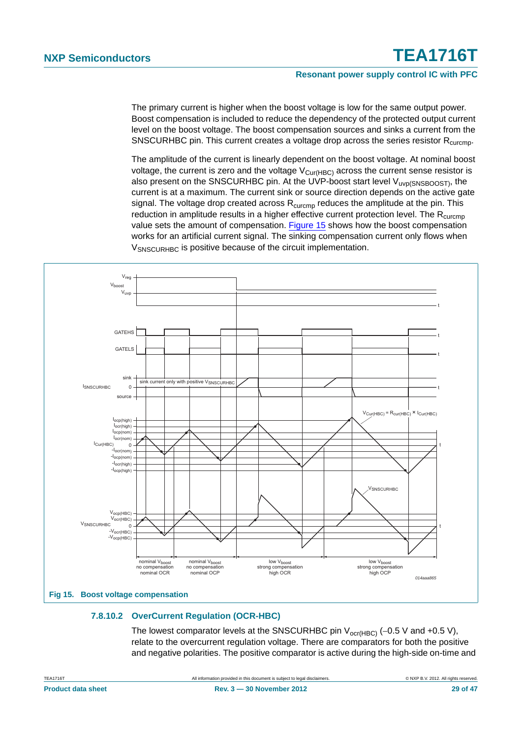The primary current is higher when the boost voltage is low for the same output power. Boost compensation is included to reduce the dependency of the protected output current level on the boost voltage. The boost compensation sources and sinks a current from the SNSCURHBC pin. This current creates a voltage drop across the series resistor $R_{curcmp}$.

The amplitude of the current is linearly dependent on the boost voltage. At nominal boost voltage, the current is zero and the voltage $V_{Cur(HBC)}$ across the current sense resistor is also present on the SNSCURHBC pin. At the UVP-boost start level $V_{uvp(SNSBOOST)}$, the current is at a maximum. The current sink or source direction depends on the active gate signal. The voltage drop created across $R_{curcmp}$ reduces the amplitude at the pin. This reduction in amplitude results in a higher effective current protection level. The $R_{curcmp}$ value sets the amount of compensation. Figure 15 shows how the boost compensation works for an artificial current signal. The sinking compensation current only flows when $V_{SNSCURHBC}$ is positive because of the circuit implementation.

**Fig 15. Boost voltage compensation**

### 7.8.10.2 OverCurrent Regulation (OCR-HBC)

The lowest comparator levels at the SNSCURHBC pin $V_{ocr(HBC)}$ (–0.5 V and +0.5 V), relate to the overcurrent regulation voltage. There are comparators for both the positive and negative polarities. The positive comparator is active during the high-side on-time and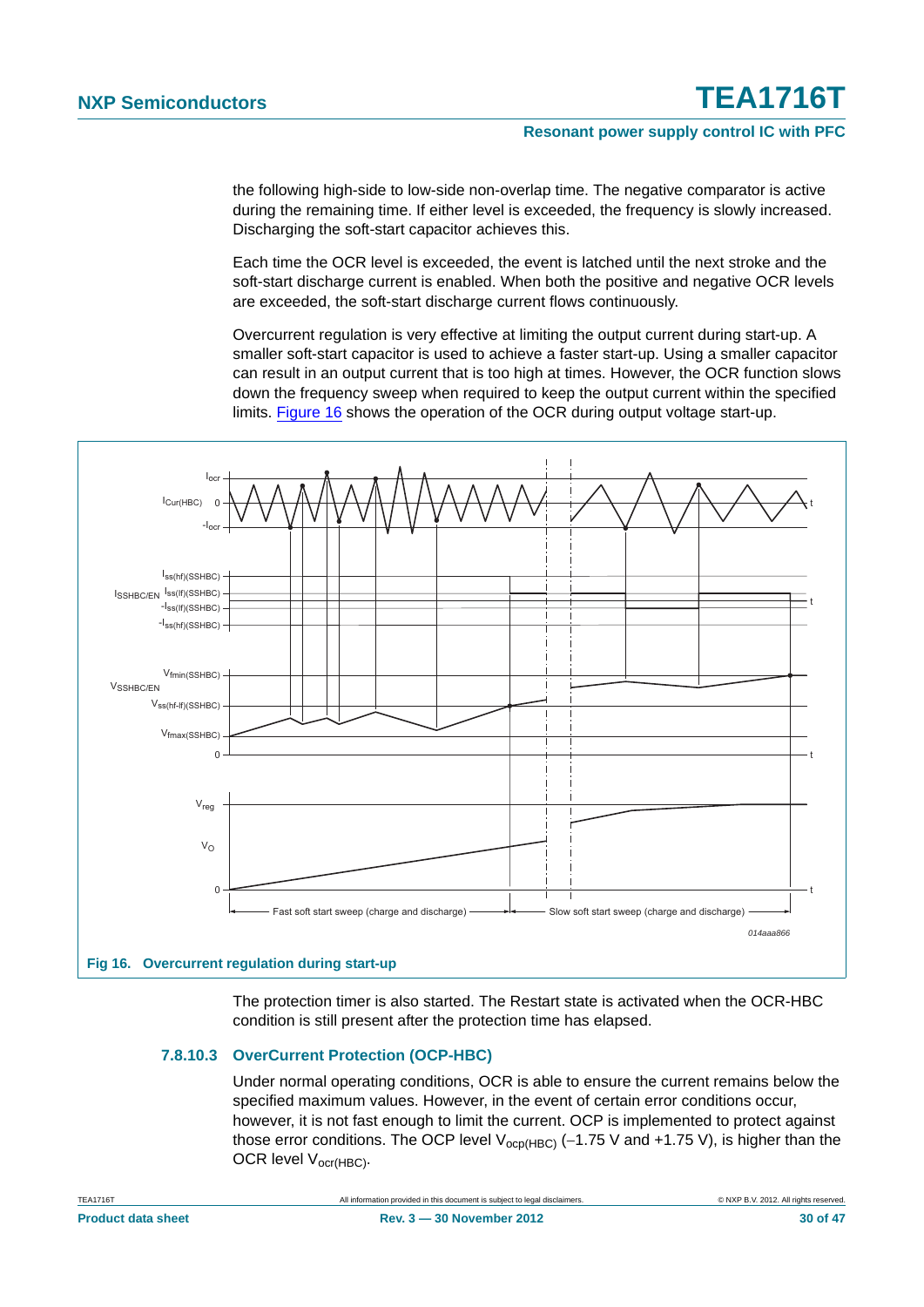the following high-side to low-side non-overlap time. The negative comparator is active during the remaining time. If either level is exceeded, the frequency is slowly increased. Discharging the soft-start capacitor achieves this.

Each time the OCR level is exceeded, the event is latched until the next stroke and the soft-start discharge current is enabled. When both the positive and negative OCR levels are exceeded, the soft-start discharge current flows continuously.

Overcurrent regulation is very effective at limiting the output current during start-up. A smaller soft-start capacitor is used to achieve a faster start-up. Using a smaller capacitor can result in an output current that is too high at times. However, the OCR function slows down the frequency sweep when required to keep the output current within the specified limits. Figure 16 shows the operation of the OCR during output voltage start-up.

**Fig 16. Overcurrent regulation during start-up**

The protection timer is also started. The Restart state is activated when the OCR-HBC condition is still present after the protection time has elapsed.

### 7.8.10.3 OverCurrent Protection (OCP-HBC)

Under normal operating conditions, OCR is able to ensure the current remains below the specified maximum values. However, in the event of certain error conditions occur, however, it is not fast enough to limit the current. OCP is implemented to protect against those error conditions. The OCP level $V_{ocp(HBC)}$ (−1.75 V and +1.75 V), is higher than the OCR level $V_{ocr(HBC)}$.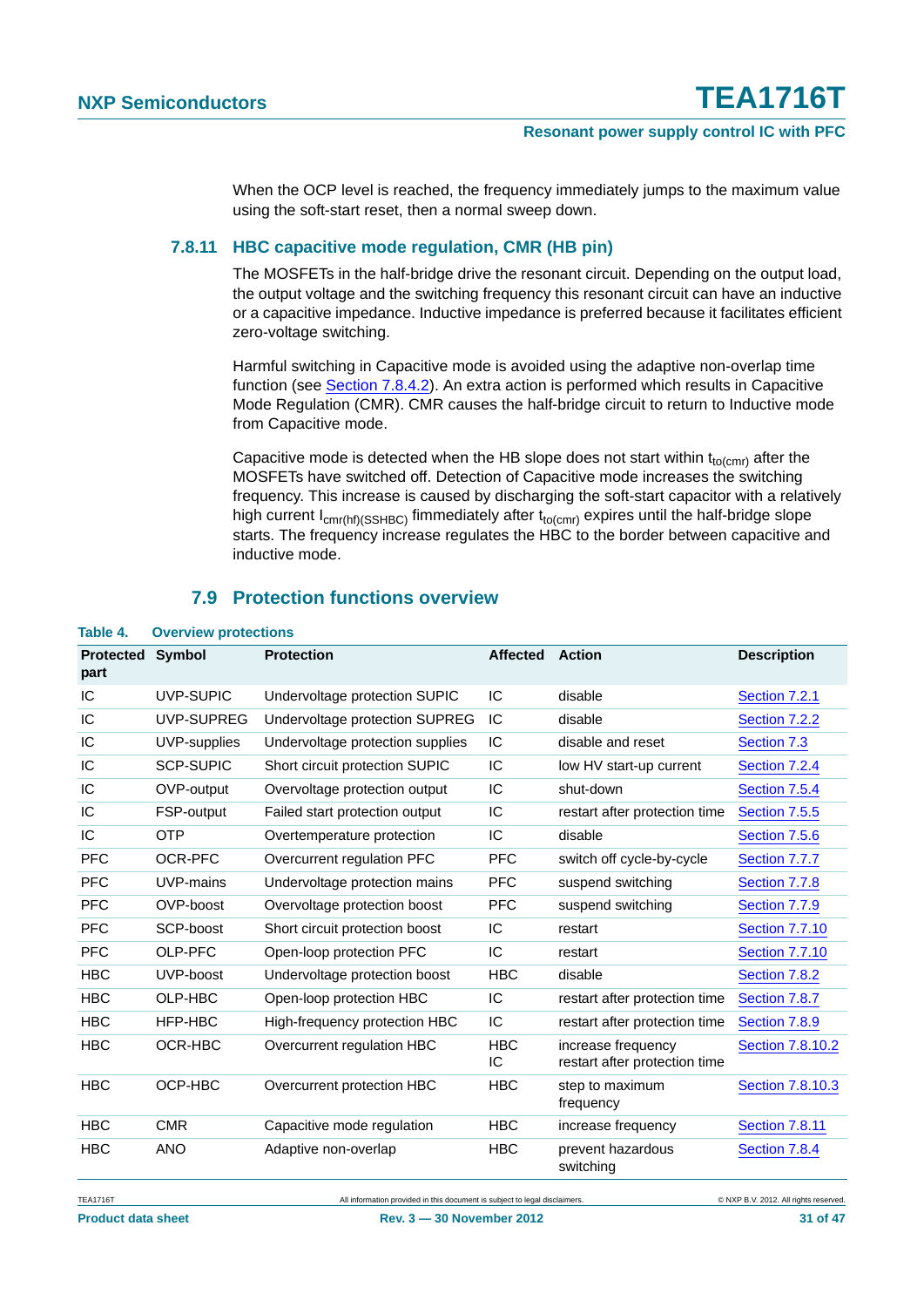When the OCP level is reached, the frequency immediately jumps to the maximum value using the soft-start reset, then a normal sweep down.

### 7.8.11 HBC capacitive mode regulation, CMR (HB pin)

The MOSFETs in the half-bridge drive the resonant circuit. Depending on the output load, the output voltage and the switching frequency this resonant circuit can have an inductive or a capacitive impedance. Inductive impedance is preferred because it facilitates efficient zero-voltage switching.

Harmful switching in Capacitive mode is avoided using the adaptive non-overlap time function (see Section 7.8.4.2). An extra action is performed which results in Capacitive Mode Regulation (CMR). CMR causes the half-bridge circuit to return to Inductive mode from Capacitive mode.

Capacitive mode is detected when the HB slope does not start within $t_{to(cmr)}$ after the MOSFETs have switched off. Detection of Capacitive mode increases the switching frequency. This increase is caused by discharging the soft-start capacitor with a relatively high current $I_{cmr(hf)(SSHBC)}$ fimmediately after $t_{to(cmr)}$ expires until the half-bridge slope starts. The frequency increase regulates the HBC to the border between capacitive and inductive mode.

## 7.9 Protection functions overview

**Table 4. Overview protections**

| Protected part | Symbol | Protection | Affected | Action | Description |
|---|---|---|---|---|---|
| IC | UVP-SUPIC | Undervoltage protection SUPIC | IC | disable | Section 7.2.1 |
| IC | UVP-SUPREG | Undervoltage protection SUPREG | IC | disable | Section 7.2.2 |
| IC | UVP-supplies | Undervoltage protection supplies | IC | disable and reset | Section 7.3 |
| IC | SCP-SUPIC | Short circuit protection SUPIC | IC | low HV start-up current | Section 7.2.4 |
| IC | OVP-output | Overvoltage protection output | IC | shut-down | Section 7.5.4 |
| IC | FSP-output | Failed start protection output | IC | restart after protection time | Section 7.5.5 |
| IC | OTP | Overtemperature protection | IC | disable | Section 7.5.6 |
| PFC | OCR-PFC | Overcurrent regulation PFC | PFC | switch off cycle-by-cycle | Section 7.7.7 |
| PFC | UVP-mains | Undervoltage protection mains | PFC | suspend switching | Section 7.7.8 |
| PFC | OVP-boost | Overvoltage protection boost | PFC | suspend switching | Section 7.7.9 |
| PFC | SCP-boost | Short circuit protection boost | IC | restart | Section 7.7.10 |
| PFC | OLP-PFC | Open-loop protection PFC | IC | restart | Section 7.7.10 |
| HBC | UVP-boost | Undervoltage protection boost | HBC | disable | Section 7.8.2 |
| HBC | OLP-HBC | Open-loop protection HBC | IC | restart after protection time | Section 7.8.7 |
| HBC | HFP-HBC | High-frequency protection HBC | IC | restart after protection time | Section 7.8.9 |
| HBC | OCR-HBC | Overcurrent regulation HBC | HBC<br>IC | increase frequency<br>restart after protection time | Section 7.8.10.2 |
| HBC | OCP-HBC | Overcurrent protection HBC | HBC | step to maximum frequency | Section 7.8.10.3 |
| HBC | CMR | Capacitive mode regulation | HBC | increase frequency | Section 7.8.11 |
| HBC | ANO | Adaptive non-overlap | HBC | prevent hazardous switching | Section 7.8.4 |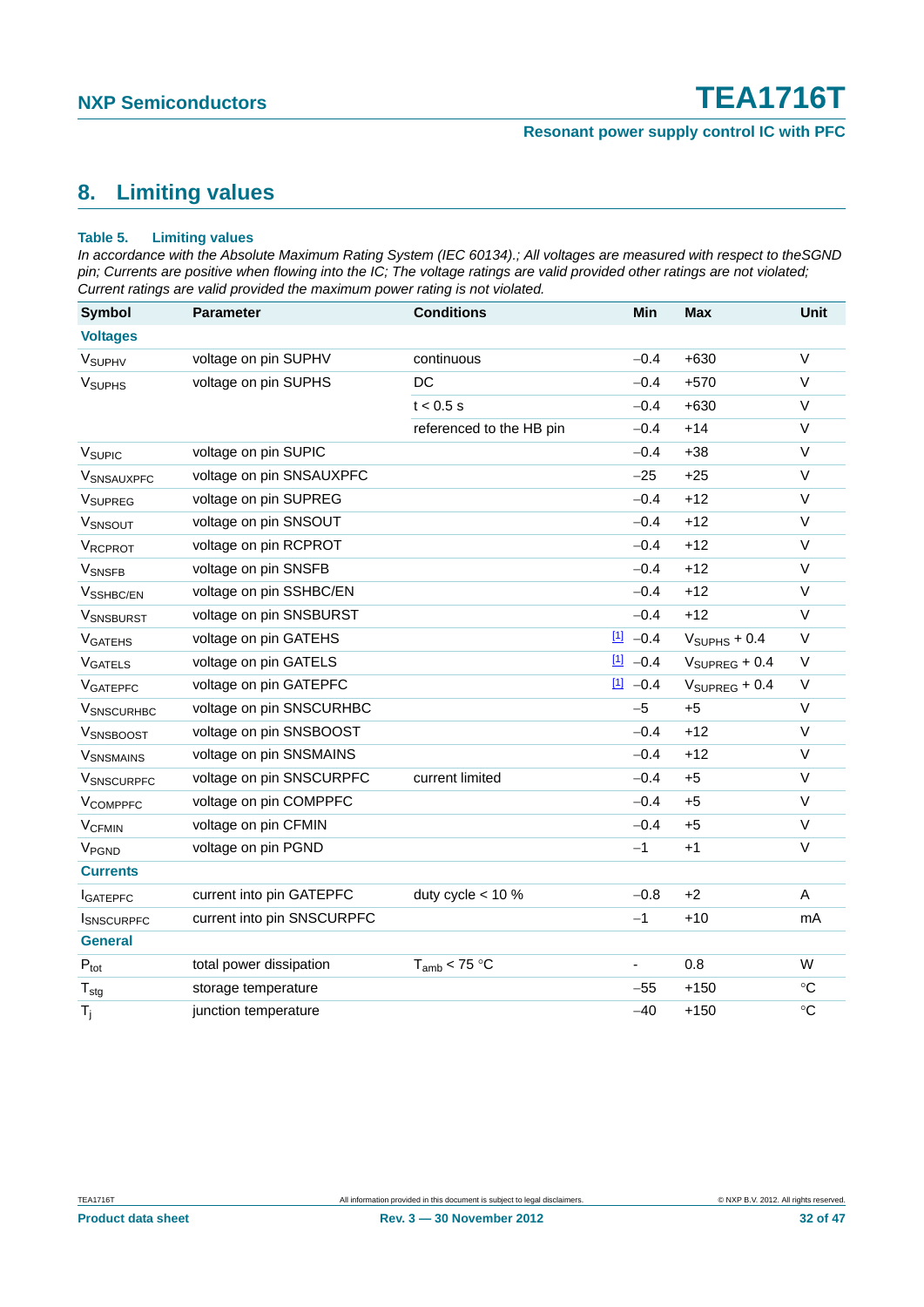## 8. Limiting values

**Table 5. Limiting values**

*In accordance with the Absolute Maximum Rating System (IEC 60134).; All voltages are measured with respect to theSGND pin; Currents are positive when flowing into the IC; The voltage ratings are valid provided other ratings are not violated; Current ratings are valid provided the maximum power rating is not violated.*

| Symbol | Parameter | Conditions | | Min | Max | Unit |
|---|---|---|---|---|---|---|
| **Voltages** | | | | | | |
| $V_{SUPHV}$ | voltage on pin SUPHV | continuous | | −0.4 | +630 | V |
| $V_{SUPHS}$ | voltage on pin SUPHS | DC | | −0.4 | +570 | V |
| | | t < 0.5 s | | −0.4 | +630 | V |
| | | referenced to the HB pin | | −0.4 | +14 | V |
| $V_{SUPIC}$ | voltage on pin SUPIC | | | −0.4 | +38 | V |
| $V_{SNSAUXPFC}$ | voltage on pin SNSAUXPFC | | | −25 | +25 | V |
| $V_{SUPREG}$ | voltage on pin SUPREG | | | −0.4 | +12 | V |
| $V_{SNSOUT}$ | voltage on pin SNSOUT | | | −0.4 | +12 | V |
| $V_{RCPROT}$ | voltage on pin RCPROT | | | −0.4 | +12 | V |
| $V_{SNSFB}$ | voltage on pin SNSFB | | | −0.4 | +12 | V |
| $V_{SSHBC/EN}$ | voltage on pin SSHBC/EN | | | −0.4 | +12 | V |
| $V_{SNSBURST}$ | voltage on pin SNSBURST | | | −0.4 | +12 | V |
| $V_{GATEHS}$ | voltage on pin GATEHS | | [1] | −0.4 | $V_{SUPHS}$ + 0.4 | V |
| $V_{GATELS}$ | voltage on pin GATELS | | [1] | −0.4 | $V_{SUPREG}$ + 0.4 | V |
| $V_{GATEPFC}$ | voltage on pin GATEPFC | | [1] | −0.4 | $V_{SUPREG}$ + 0.4 | V |
| $V_{SNSCURHBC}$ | voltage on pin SNSCURHBC | | | −5 | +5 | V |
| $V_{SNSBOOST}$ | voltage on pin SNSBOOST | | | −0.4 | +12 | V |
| $V_{SNSMAINS}$ | voltage on pin SNSMAINS | | | −0.4 | +12 | V |
| $V_{SNSCURPFC}$ | voltage on pin SNSCURPFC | current limited | | −0.4 | +5 | V |
| $V_{COMPPFC}$ | voltage on pin COMPPFC | | | −0.4 | +5 | V |
| $V_{CFMIN}$ | voltage on pin CFMIN | | | −0.4 | +5 | V |
| $V_{PGND}$ | voltage on pin PGND | | | −1 | +1 | V |
| **Currents** | | | | | | |
| $I_{GATEPFC}$ | current into pin GATEPFC | duty cycle < 10 % | | −0.8 | +2 | A |
| $I_{SNSCURPFC}$ | current into pin SNSCURPFC | | | −1 | +10 | mA |
| **General** | | | | | | |
| $P_{tot}$ | total power dissipation | $T_{amb}$ < 75 °C | | - | 0.8 | W |
| $T_{stg}$ | storage temperature | | | −55 | +150 | °C |
| $T_j$ | junction temperature | | | −40 | +150 | °C |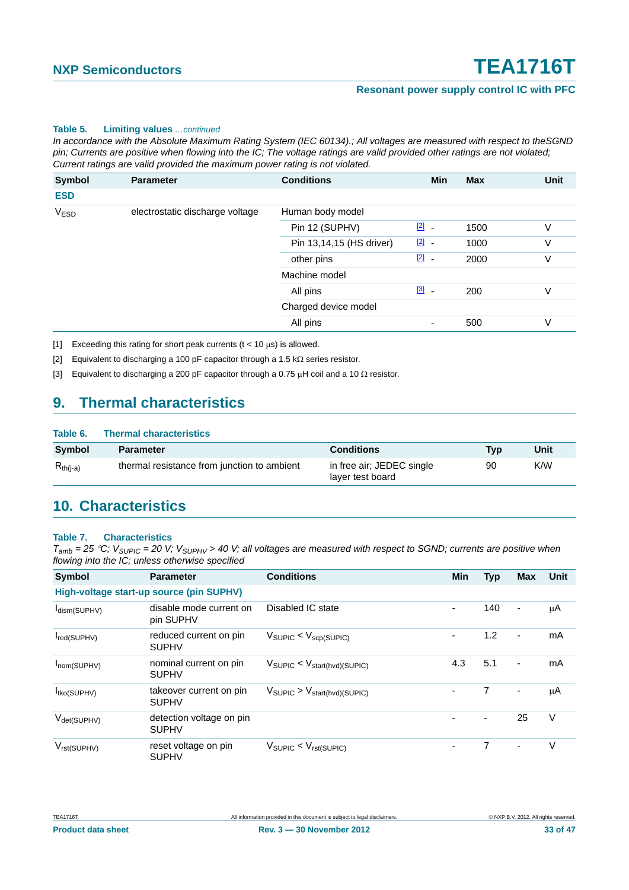**Table 5. Limiting values** *...continued*

*In accordance with the Absolute Maximum Rating System (IEC 60134).; All voltages are measured with respect to theSGND pin; Currents are positive when flowing into the IC; The voltage ratings are valid provided other ratings are not violated; Current ratings are valid provided the maximum power rating is not violated.*

| Symbol | Parameter | Conditions | | Min | Max | Unit |
|---|---|---|---|---|---|---|
| **ESD** | | | | | | |
| $V_{ESD}$ | electrostatic discharge voltage | Human body model | | | | |
| | | Pin 12 (SUPHV) | [2] | - | 1500 | V |
| | | Pin 13,14,15 (HS driver) | [2] | - | 1000 | V |
| | | other pins | [2] | - | 2000 | V |
| | | Machine model | | | | |
| | | All pins | [3] | - | 200 | V |
| | | Charged device model | | | | |
| | | All pins | | - | 500 | V |

[1] Exceeding this rating for short peak currents (t < 10 μs) is allowed.

[2] Equivalent to discharging a 100 pF capacitor through a 1.5 kΩ series resistor.

[3] Equivalent to discharging a 200 pF capacitor through a 0.75 μH coil and a 10 Ω resistor.

## 9. Thermal characteristics

**Table 6. Thermal characteristics**

| Symbol | Parameter | Conditions | Typ | Unit |
|---|---|---|---|---|
| $R_{th(j-a)}$ | thermal resistance from junction to ambient | in free air; JEDEC single layer test board | 90 | K/W |

## 10. Characteristics

**Table 7. Characteristics**

*$T_{amb}$ = 25 °C; $V_{SUPIC}$ = 20 V; $V_{SUPHV}$ > 40 V; all voltages are measured with respect to SGND; currents are positive when flowing into the IC; unless otherwise specified*

| Symbol | Parameter | Conditions | Min | Typ | Max | Unit |
|---|---|---|---|---|---|---|
| **High-voltage start-up source (pin SUPHV)** | | | | | | |
| $I_{dism(SUPHV)}$ | disable mode current on pin SUPHV | Disabled IC state | - | 140 | - | μA |
| $I_{red(SUPHV)}$ | reduced current on pin SUPHV | $V_{SUPIC} < V_{scp(SUPIC)}$ | - | 1.2 | - | mA |
| $I_{nom(SUPHV)}$ | nominal current on pin SUPHV | $V_{SUPIC} < V_{start(hvd)(SUPIC)}$ | 4.3 | 5.1 | - | mA |
| $I_{tko(SUPHV)}$ | takeover current on pin SUPHV | $V_{SUPIC} > V_{start(hvd)(SUPIC)}$ | - | 7 | - | μA |
| $V_{det(SUPHV)}$ | detection voltage on pin SUPHV | | - | - | 25 | V |
| $V_{rst(SUPHV)}$ | reset voltage on pin SUPHV | $V_{SUPIC} < V_{rst(SUPIC)}$ | - | 7 | - | V |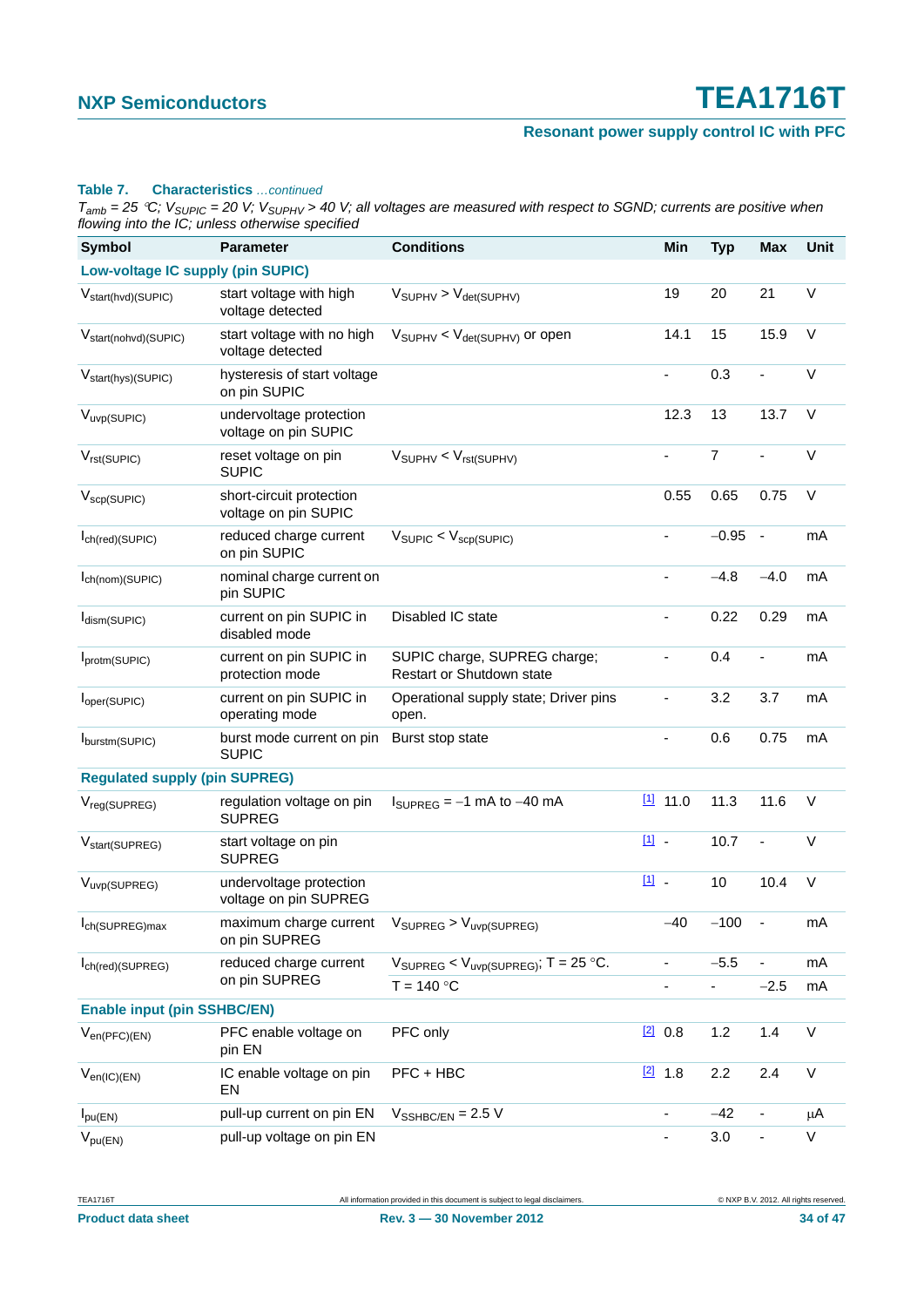**Table 7. Characteristics** *…continued*

*$T_{amb}$ = 25 °C; $V_{SUPIC}$ = 20 V; $V_{SUPHV}$ > 40 V; all voltages are measured with respect to SGND; currents are positive when flowing into the IC; unless otherwise specified*

| Symbol | Parameter | Conditions | | Min | Typ | Max | Unit |
|---|---|---|---|---|---|---|---|
| **Low-voltage IC supply (pin SUPIC)** | | | | | | | |
| $V_{start(hvd)(SUPIC)}$ | start voltage with high voltage detected | $V_{SUPHV} > V_{det(SUPHV)}$ | | 19 | 20 | 21 | V |
| $V_{start(nohvd)(SUPIC)}$ | start voltage with no high voltage detected | $V_{SUPHV} < V_{det(SUPHV)}$ or open | | 14.1 | 15 | 15.9 | V |
| $V_{start(hys)(SUPIC)}$ | hysteresis of start voltage on pin SUPIC | | | - | 0.3 | - | V |
| $V_{uvp(SUPIC)}$ | undervoltage protection voltage on pin SUPIC | | | 12.3 | 13 | 13.7 | V |
| $V_{rst(SUPIC)}$ | reset voltage on pin SUPIC | $V_{SUPHV} < V_{rst(SUPHV)}$ | | - | 7 | - | V |
| $V_{scp(SUPIC)}$ | short-circuit protection voltage on pin SUPIC | | | 0.55 | 0.65 | 0.75 | V |
| $I_{ch(red)(SUPIC)}$ | reduced charge current on pin SUPIC | $V_{SUPIC} < V_{scp(SUPIC)}$ | | - | −0.95 | - | mA |
| $I_{ch(nom)(SUPIC)}$ | nominal charge current on pin SUPIC | | | - | −4.8 | −4.0 | mA |
| $I_{dism(SUPIC)}$ | current on pin SUPIC in disabled mode | Disabled IC state | | - | 0.22 | 0.29 | mA |
| $I_{protm(SUPIC)}$ | current on pin SUPIC in protection mode | SUPIC charge, SUPREG charge; Restart or Shutdown state | | - | 0.4 | - | mA |
| $I_{oper(SUPIC)}$ | current on pin SUPIC in operating mode | Operational supply state; Driver pins open. | | - | 3.2 | 3.7 | mA |
| $I_{burstm(SUPIC)}$ | burst mode current on pin SUPIC | Burst stop state | | - | 0.6 | 0.75 | mA |
| **Regulated supply (pin SUPREG)** | | | | | | | |
| $V_{reg(SUPREG)}$ | regulation voltage on pin SUPREG | $I_{SUPREG}$ = −1 mA to −40 mA | [1] | 11.0 | 11.3 | 11.6 | V |
| $V_{start(SUPREG)}$ | start voltage on pin SUPREG | | [1] | - | 10.7 | - | V |
| $V_{uvp(SUPREG)}$ | undervoltage protection voltage on pin SUPREG | | [1] | - | 10 | 10.4 | V |
| $I_{ch(SUPREG)max}$ | maximum charge current on pin SUPREG | $V_{SUPREG} > V_{uvp(SUPREG)}$ | | −40 | −100 | - | mA |
| $I_{ch(red)(SUPREG)}$ | reduced charge current on pin SUPREG | $V_{SUPREG} < V_{uvp(SUPREG)}$; T = 25 °C. | | - | −5.5 | - | mA |
| | | T = 140 °C | | - | - | −2.5 | mA |
| **Enable input (pin SSHBC/EN)** | | | | | | | |
| $V_{en(PFC)(EN)}$ | PFC enable voltage on pin EN | PFC only | [2] | 0.8 | 1.2 | 1.4 | V |
| $V_{en(IC)(EN)}$ | IC enable voltage on pin EN | PFC + HBC | [2] | 1.8 | 2.2 | 2.4 | V |
| $I_{pu(EN)}$ | pull-up current on pin EN | $V_{SSHBC/EN}$ = 2.5 V | | - | −42 | - | μA |
| $V_{pu(EN)}$ | pull-up voltage on pin EN | | | - | 3.0 | - | V |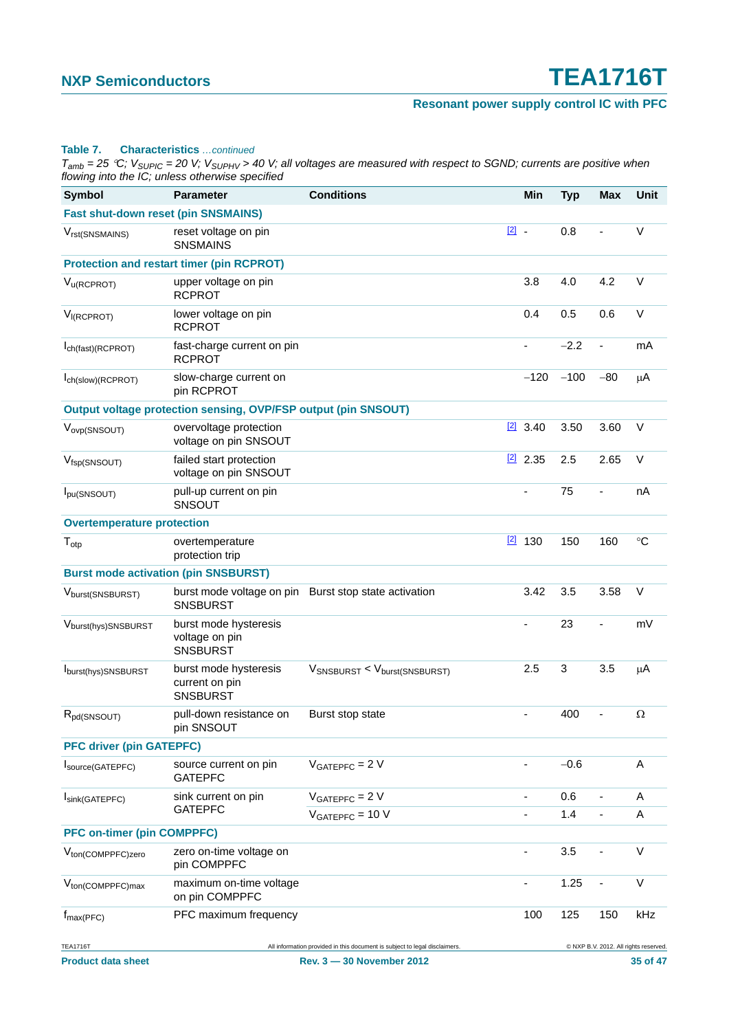**Table 7. Characteristics** *…continued*

*$T_{amb}$ = 25 °C; $V_{SUPIC}$ = 20 V; $V_{SUPHV}$ > 40 V; all voltages are measured with respect to SGND; currents are positive when flowing into the IC; unless otherwise specified*

| Symbol | Parameter | Conditions | | Min | Typ | Max | Unit |
|---|---|---|---|---|---|---|---|
| **Fast shut-down reset (pin SNSMAINS)** | | | | | | | |
| $V_{rst(SNSMAINS)}$ | reset voltage on pin SNSMAINS | | [2] | - | 0.8 | - | V |
| **Protection and restart timer (pin RCPROT)** | | | | | | | |
| $V_{u(RCPROT)}$ | upper voltage on pin RCPROT | | | 3.8 | 4.0 | 4.2 | V |
| $V_{l(RCPROT)}$ | lower voltage on pin RCPROT | | | 0.4 | 0.5 | 0.6 | V |
| $I_{ch(fast)(RCPROT)}$ | fast-charge current on pin RCPROT | | | - | −2.2 | - | mA |
| $I_{ch(slow)(RCPROT)}$ | slow-charge current on pin RCPROT | | | −120 | −100 | −80 | μA |
| **Output voltage protection sensing, OVP/FSP output (pin SNSOUT)** | | | | | | | |
| $V_{ovp(SNSOUT)}$ | overvoltage protection voltage on pin SNSOUT | | [2] | 3.40 | 3.50 | 3.60 | V |
| $V_{fsp(SNSOUT)}$ | failed start protection voltage on pin SNSOUT | | [2] | 2.35 | 2.5 | 2.65 | V |
| $I_{pu(SNSOUT)}$ | pull-up current on pin SNSOUT | | | - | 75 | - | nA |
| **Overtemperature protection** | | | | | | | |
| $T_{otp}$ | overtemperature protection trip | | [2] | 130 | 150 | 160 | °C |
| **Burst mode activation (pin SNSBURST)** | | | | | | | |
| $V_{burst(SNSBURST)}$ | burst mode voltage on pin SNSBURST | Burst stop state activation | | 3.42 | 3.5 | 3.58 | V |
| $V_{burst(hys)SNSBURST}$ | burst mode hysteresis voltage on pin SNSBURST | | | - | 23 | - | mV |
| $I_{burst(hys)SNSBURST}$ | burst mode hysteresis current on pin SNSBURST | $V_{SNSBURST} < V_{burst(SNSBURST)}$ | | 2.5 | 3 | 3.5 | μA |
| $R_{pd(SNSOUT)}$ | pull-down resistance on pin SNSOUT | Burst stop state | | - | 400 | - | Ω |
| **PFC driver (pin GATEPFC)** | | | | | | | |
| $I_{source(GATEPFC)}$ | source current on pin GATEPFC | $V_{GATEPFC}$ = 2 V | | - | −0.6 | | A |
| $I_{sink(GATEPFC)}$ | sink current on pin GATEPFC | $V_{GATEPFC}$ = 2 V | | - | 0.6 | - | A |
| | | $V_{GATEPFC}$ = 10 V | | - | 1.4 | - | A |
| **PFC on-timer (pin COMPPFC)** | | | | | | | |
| $V_{ton(COMPPFC)zero}$ | zero on-time voltage on pin COMPPFC | | | - | 3.5 | - | V |
| $V_{ton(COMPPFC)max}$ | maximum on-time voltage on pin COMPPFC | | | - | 1.25 | - | V |
| $f_{max(PFC)}$ | PFC maximum frequency | | | 100 | 125 | 150 | kHz |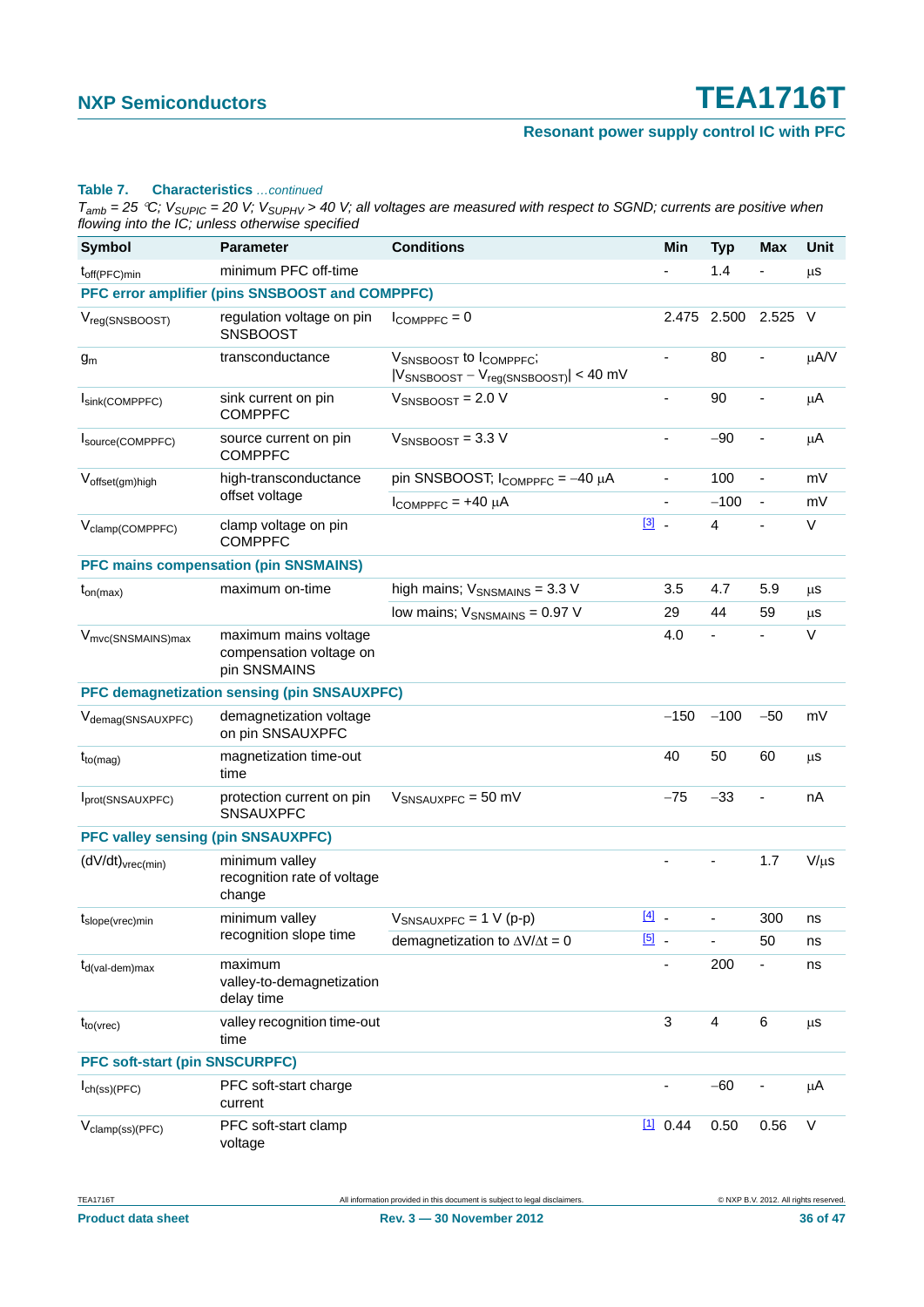**Table 7. Characteristics** *...continued*

*$T_{amb}$ = 25 °C; $V_{SUPIC}$ = 20 V; $V_{SUPHV}$ > 40 V; all voltages are measured with respect to SGND; currents are positive when flowing into the IC; unless otherwise specified*

| Symbol | Parameter | Conditions | | Min | Typ | Max | Unit |
|---|---|---|---|---|---|---|---|
| $t_{off(PFC)min}$ | minimum PFC off-time | | | - | 1.4 | - | µs |
| **PFC error amplifier (pins SNSBOOST and COMPPFC)** | | | | | | | |
| $V_{reg(SNSBOOST)}$ | regulation voltage on pin SNSBOOST | $I_{COMPPFC}$ = 0 | | 2.475 | 2.500 | 2.525 | V |
| $g_m$ | transconductance | $V_{SNSBOOST}$ to $I_{COMPPFC}$; $\lvert V_{SNSBOOST} - V_{reg(SNSBOOST)}\rvert$ < 40 mV | | - | 80 | - | µA/V |
| $I_{sink(COMPPFC)}$ | sink current on pin COMPPFC | $V_{SNSBOOST}$ = 2.0 V | | - | 90 | - | µA |
| $I_{source(COMPPFC)}$ | source current on pin COMPPFC | $V_{SNSBOOST}$ = 3.3 V | | - | −90 | - | µA |
| $V_{offset(gm)high}$ | high-transconductance offset voltage | pin SNSBOOST; $I_{COMPPFC}$ = −40 µA | | - | 100 | - | mV |
| | | $I_{COMPPFC}$ = +40 µA | | - | −100 | - | mV |
| $V_{clamp(COMPPFC)}$ | clamp voltage on pin COMPPFC | | [3] | - | 4 | - | V |
| **PFC mains compensation (pin SNSMAINS)** | | | | | | | |
| $t_{on(max)}$ | maximum on-time | high mains; $V_{SNSMAINS}$ = 3.3 V | | 3.5 | 4.7 | 5.9 | µs |
| | | low mains; $V_{SNSMAINS}$ = 0.97 V | | 29 | 44 | 59 | µs |
| $V_{mvc(SNSMAINS)max}$ | maximum mains voltage compensation voltage on pin SNSMAINS | | | 4.0 | - | - | V |
| **PFC demagnetization sensing (pin SNSAUXPFC)** | | | | | | | |
| $V_{demag(SNSAUXPFC)}$ | demagnetization voltage on pin SNSAUXPFC | | | −150 | −100 | −50 | mV |
| $t_{to(mag)}$ | magnetization time-out time | | | 40 | 50 | 60 | µs |
| $I_{prot(SNSAUXPFC)}$ | protection current on pin SNSAUXPFC | $V_{SNSAUXPFC}$ = 50 mV | | −75 | −33 | - | nA |
| **PFC valley sensing (pin SNSAUXPFC)** | | | | | | | |
| $(dV/dt)_{vrec(min)}$ | minimum valley recognition rate of voltage change | | | - | - | 1.7 | V/µs |
| $t_{slope(vrec)min}$ | minimum valley recognition slope time | $V_{SNSAUXPFC}$ = 1 V (p-p) | [4] | - | - | 300 | ns |
| | | demagnetization to ΔV/Δt = 0 | [5] | - | - | 50 | ns |
| $t_{d(val-dem)max}$ | maximum valley-to-demagnetization delay time | | | - | 200 | - | ns |
| $t_{to(vrec)}$ | valley recognition time-out time | | | 3 | 4 | 6 | µs |
| **PFC soft-start (pin SNSCURPFC)** | | | | | | | |
| $I_{ch(ss)(PFC)}$ | PFC soft-start charge current | | | - | −60 | - | µA |
| $V_{clamp(ss)(PFC)}$ | PFC soft-start clamp voltage | | [1] | 0.44 | 0.50 | 0.56 | V |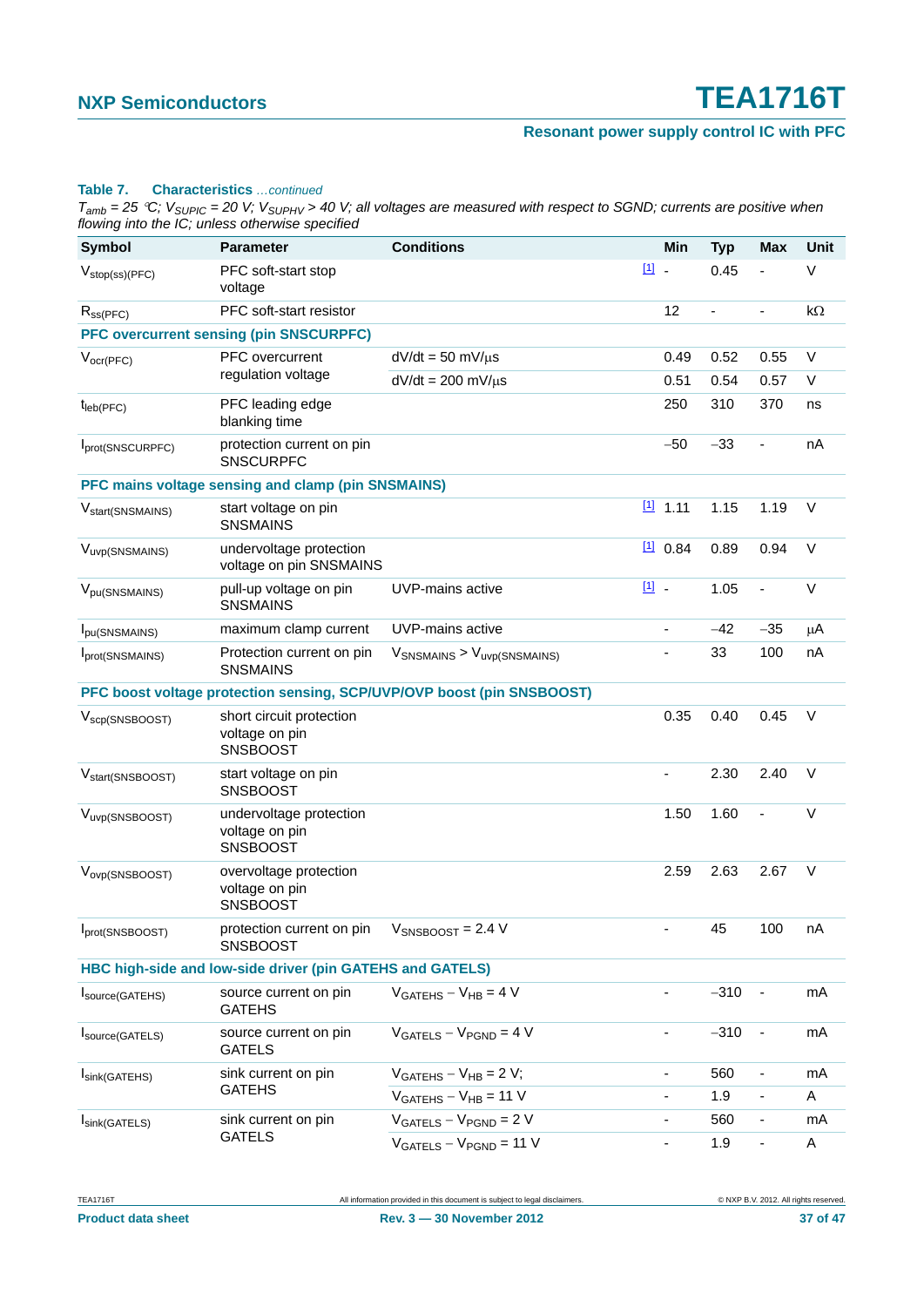**Table 7. Characteristics** *...continued*

*$T_{amb}$ = 25 °C; $V_{SUPIC}$ = 20 V; $V_{SUPHV}$ > 40 V; all voltages are measured with respect to SGND; currents are positive when flowing into the IC; unless otherwise specified*

| Symbol | Parameter | Conditions | | Min | Typ | Max | Unit |
|---|---|---|---|---|---|---|---|
| $V_{stop(ss)(PFC)}$ | PFC soft-start stop voltage | | [1] | - | 0.45 | - | V |
| $R_{ss(PFC)}$ | PFC soft-start resistor | | | 12 | - | - | kΩ |
| **PFC overcurrent sensing (pin SNSCURPFC)** | | | | | | | |
| $V_{ocr(PFC)}$ | PFC overcurrent regulation voltage | dV/dt = 50 mV/μs | | 0.49 | 0.52 | 0.55 | V |
| | | dV/dt = 200 mV/μs | | 0.51 | 0.54 | 0.57 | V |
| $t_{leb(PFC)}$ | PFC leading edge blanking time | | | 250 | 310 | 370 | ns |
| $I_{prot(SNSCURPFC)}$ | protection current on pin SNSCURPFC | | | −50 | −33 | - | nA |
| **PFC mains voltage sensing and clamp (pin SNSMAINS)** | | | | | | | |
| $V_{start(SNSMAINS)}$ | start voltage on pin SNSMAINS | | [1] | 1.11 | 1.15 | 1.19 | V |
| $V_{uvp(SNSMAINS)}$ | undervoltage protection voltage on pin SNSMAINS | | [1] | 0.84 | 0.89 | 0.94 | V |
| $V_{pu(SNSMAINS)}$ | pull-up voltage on pin SNSMAINS | UVP-mains active | [1] | - | 1.05 | - | V |
| $I_{pu(SNSMAINS)}$ | maximum clamp current | UVP-mains active | | - | −42 | −35 | μA |
| $I_{prot(SNSMAINS)}$ | Protection current on pin SNSMAINS | $V_{SNSMAINS}$ > $V_{uvp(SNSMAINS)}$ | | - | 33 | 100 | nA |
| **PFC boost voltage protection sensing, SCP/UVP/OVP boost (pin SNSBOOST)** | | | | | | | |
| $V_{scp(SNSBOOST)}$ | short circuit protection voltage on pin SNSBOOST | | | 0.35 | 0.40 | 0.45 | V |
| $V_{start(SNSBOOST)}$ | start voltage on pin SNSBOOST | | | - | 2.30 | 2.40 | V |
| $V_{uvp(SNSBOOST)}$ | undervoltage protection voltage on pin SNSBOOST | | | 1.50 | 1.60 | - | V |
| $V_{ovp(SNSBOOST)}$ | overvoltage protection voltage on pin SNSBOOST | | | 2.59 | 2.63 | 2.67 | V |
| $I_{prot(SNSBOOST)}$ | protection current on pin SNSBOOST | $V_{SNSBOOST}$ = 2.4 V | | - | 45 | 100 | nA |
| **HBC high-side and low-side driver (pin GATEHS and GATELS)** | | | | | | | |
| $I_{source(GATEHS)}$ | source current on pin GATEHS | $V_{GATEHS} - V_{HB}$ = 4 V | | - | −310 | - | mA |
| $I_{source(GATELS)}$ | source current on pin GATELS | $V_{GATELS} - V_{PGND}$ = 4 V | | - | −310 | - | mA |
| $I_{sink(GATEHS)}$ | sink current on pin GATEHS | $V_{GATEHS} - V_{HB}$ = 2 V; | | - | 560 | - | mA |
| | | $V_{GATEHS} - V_{HB}$ = 11 V | | - | 1.9 | - | A |
| $I_{sink(GATELS)}$ | sink current on pin GATELS | $V_{GATELS} - V_{PGND}$ = 2 V | | - | 560 | - | mA |
| | | $V_{GATELS} - V_{PGND}$ = 11 V | | - | 1.9 | - | A |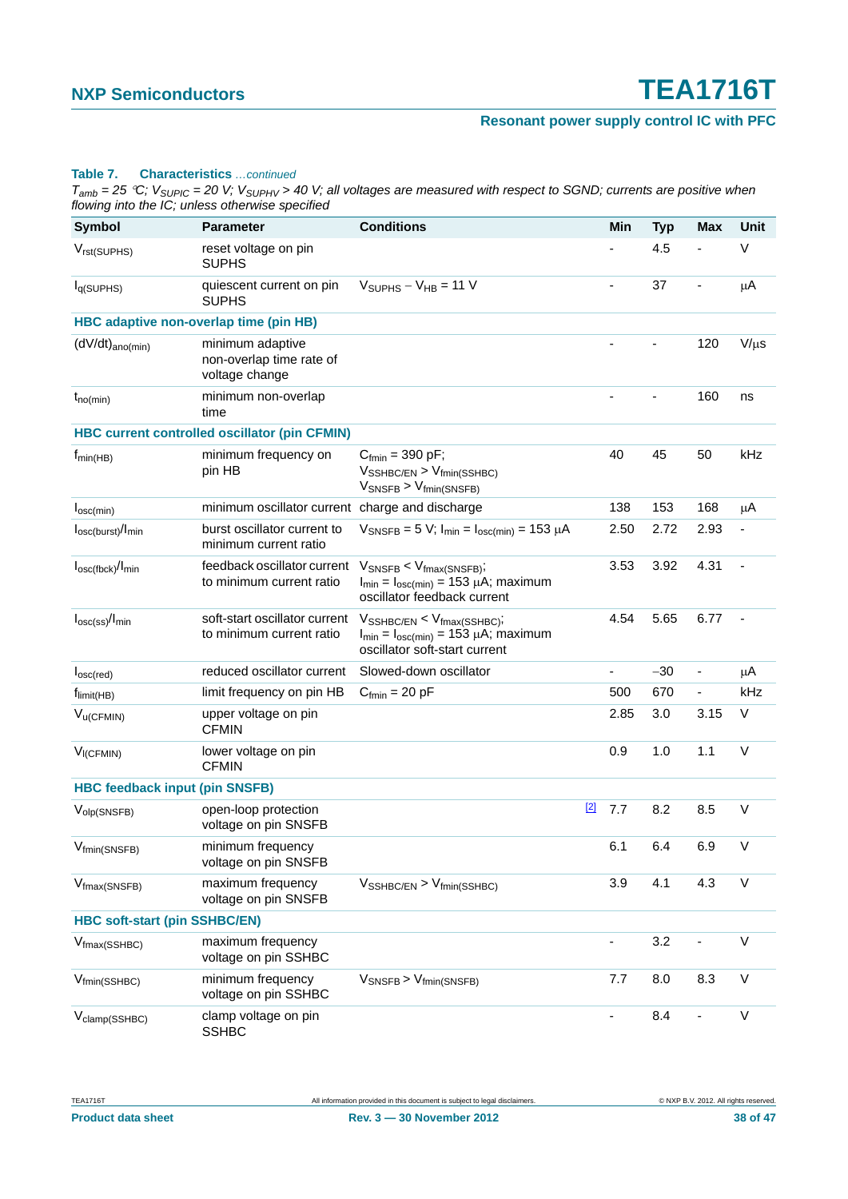**Table 7. Characteristics** *...continued*

*$T_{amb}$ = 25 °C; $V_{SUPIC}$ = 20 V; $V_{SUPHV}$ > 40 V; all voltages are measured with respect to SGND; currents are positive when flowing into the IC; unless otherwise specified*

| Symbol | Parameter | Conditions | Min | Typ | Max | Unit |
|---|---|---|---|---|---|---|
| $V_{rst(SUPHS)}$ | reset voltage on pin SUPHS | | - | 4.5 | - | V |
| $I_{q(SUPHS)}$ | quiescent current on pin SUPHS | $V_{SUPHS} - V_{HB}$ = 11 V | - | 37 | - | μA |
| **HBC adaptive non-overlap time (pin HB)** | | | | | | |
| $(dV/dt)_{ano(min)}$ | minimum adaptive non-overlap time rate of voltage change | | - | - | 120 | V/μs |
| $t_{no(min)}$ | minimum non-overlap time | | - | - | 160 | ns |
| **HBC current controlled oscillator (pin CFMIN)** | | | | | | |
| $f_{min(HB)}$ | minimum frequency on pin HB | $C_{fmin}$ = 390 pF; $V_{SSHBC/EN} > V_{fmin(SSHBC)}$ $V_{SNSFB} > V_{fmin(SNSFB)}$ | 40 | 45 | 50 | kHz |
| $I_{osc(min)}$ | minimum oscillator current | charge and discharge | 138 | 153 | 168 | μA |
| $I_{osc(burst)}/I_{min}$ | burst oscillator current to minimum current ratio | $V_{SNSFB}$ = 5 V; $I_{min} = I_{osc(min)}$ = 153 μA | 2.50 | 2.72 | 2.93 | - |
| $I_{osc(fbck)}/I_{min}$ | feedback oscillator current to minimum current ratio | $V_{SNSFB} < V_{fmax(SNSFB)}$; $I_{min} = I_{osc(min)}$ = 153 μA; maximum oscillator feedback current | 3.53 | 3.92 | 4.31 | - |
| $I_{osc(ss)}/I_{min}$ | soft-start oscillator current to minimum current ratio | $V_{SSHBC/EN} < V_{fmax(SSHBC)}$; $I_{min} = I_{osc(min)}$ = 153 μA; maximum oscillator soft-start current | 4.54 | 5.65 | 6.77 | - |
| $I_{osc(red)}$ | reduced oscillator current | Slowed-down oscillator | - | −30 | - | μA |
| $f_{limit(HB)}$ | limit frequency on pin HB | $C_{fmin}$ = 20 pF | 500 | 670 | - | kHz |
| $V_{u(CFMIN)}$ | upper voltage on pin CFMIN | | 2.85 | 3.0 | 3.15 | V |
| $V_{l(CFMIN)}$ | lower voltage on pin CFMIN | | 0.9 | 1.0 | 1.1 | V |
| **HBC feedback input (pin SNSFB)** | | | | | | |
| $V_{olp(SNSFB)}$ | open-loop protection voltage on pin SNSFB | [2] | 7.7 | 8.2 | 8.5 | V |
| $V_{fmin(SNSFB)}$ | minimum frequency voltage on pin SNSFB | | 6.1 | 6.4 | 6.9 | V |
| $V_{fmax(SNSFB)}$ | maximum frequency voltage on pin SNSFB | $V_{SSHBC/EN} > V_{fmin(SSHBC)}$ | 3.9 | 4.1 | 4.3 | V |
| **HBC soft-start (pin SSHBC/EN)** | | | | | | |
| $V_{fmax(SSHBC)}$ | maximum frequency voltage on pin SSHBC | | - | 3.2 | - | V |
| $V_{fmin(SSHBC)}$ | minimum frequency voltage on pin SSHBC | $V_{SNSFB} > V_{fmin(SNSFB)}$ | 7.7 | 8.0 | 8.3 | V |
| $V_{clamp(SSHBC)}$ | clamp voltage on pin SSHBC | | - | 8.4 | - | V |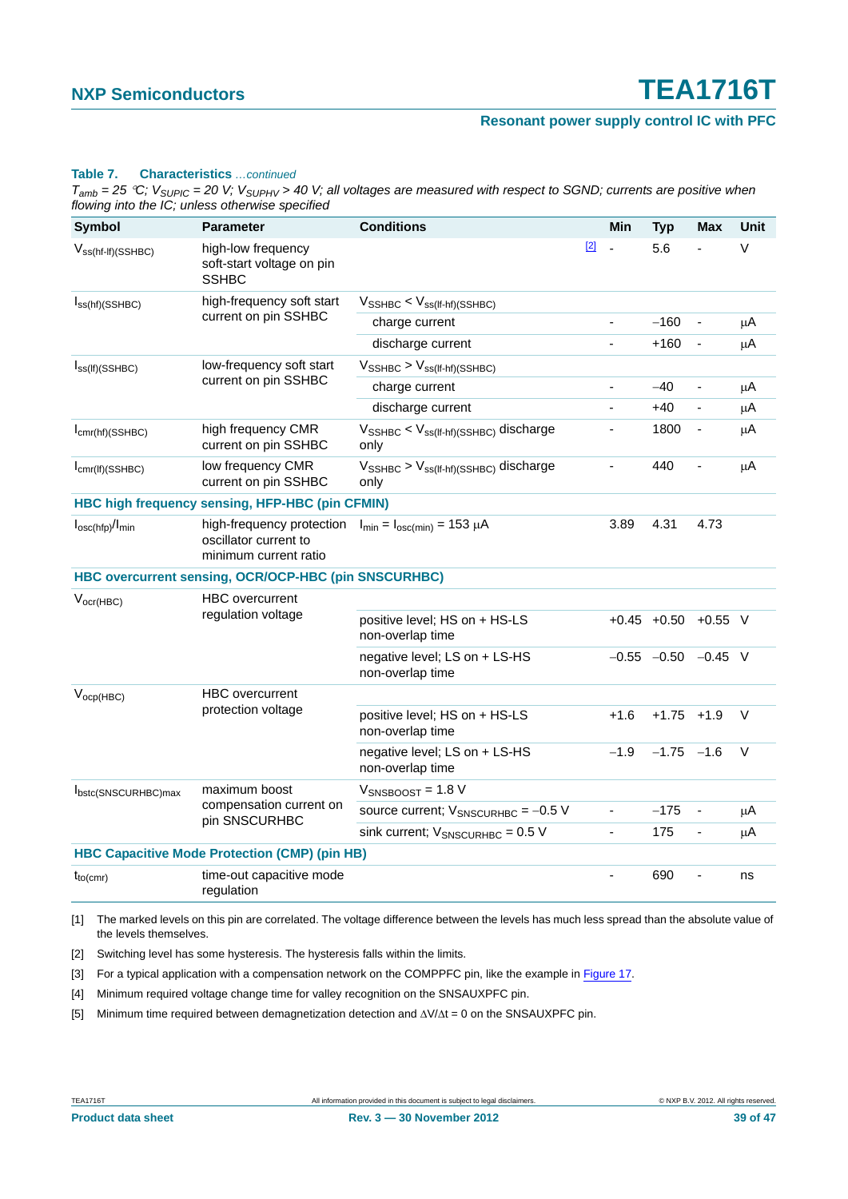**Table 7. Characteristics** *...continued*

*$T_{amb}$ = 25 °C; $V_{SUPIC}$ = 20 V; $V_{SUPHV}$ > 40 V; all voltages are measured with respect to SGND; currents are positive when flowing into the IC; unless otherwise specified*

| Symbol | Parameter | Conditions | | Min | Typ | Max | Unit |
|---|---|---|---|---|---|---|---|
| $V_{ss(hf-lf)(SSHBC)}$ | high-low frequency soft-start voltage on pin SSHBC | | [2] | - | 5.6 | - | V |
| $I_{ss(hf)(SSHBC)}$ | high-frequency soft start current on pin SSHBC | $V_{SSHBC}$ < $V_{ss(lf-hf)(SSHBC)}$ | | | | | |
| | | charge current | | - | −160 | - | µA |
| | | discharge current | | - | +160 | - | µA |
| $I_{ss(lf)(SSHBC)}$ | low-frequency soft start current on pin SSHBC | $V_{SSHBC}$ > $V_{ss(lf-hf)(SSHBC)}$ | | | | | |
| | | charge current | | - | −40 | - | µA |
| | | discharge current | | - | +40 | - | µA |
| $I_{cmr(hf)(SSHBC)}$ | high frequency CMR current on pin SSHBC | $V_{SSHBC}$ < $V_{ss(lf-hf)(SSHBC)}$ discharge only | | - | 1800 | - | µA |
| $I_{cmr(lf)(SSHBC)}$ | low frequency CMR current on pin SSHBC | $V_{SSHBC}$ > $V_{ss(lf-hf)(SSHBC)}$ discharge only | | - | 440 | - | µA |
| **HBC high frequency sensing, HFP-HBC (pin CFMIN)** | | | | | | | |
| $I_{osc(hfp)}/I_{min}$ | high-frequency protection oscillator current to minimum current ratio | $I_{min}$ = $I_{osc(min)}$ = 153 µA | | 3.89 | 4.31 | 4.73 | |
| **HBC overcurrent sensing, OCR/OCP-HBC (pin SNSCURHBC)** | | | | | | | |
| $V_{ocr(HBC)}$ | HBC overcurrent regulation voltage | | | | | | |
| | | positive level; HS on + HS-LS non-overlap time | | +0.45 | +0.50 | +0.55 | V |
| | | negative level; LS on + LS-HS non-overlap time | | −0.55 | −0.50 | −0.45 | V |
| $V_{ocp(HBC)}$ | HBC overcurrent protection voltage | | | | | | |
| | | positive level; HS on + HS-LS non-overlap time | | +1.6 | +1.75 | +1.9 | V |
| | | negative level; LS on + LS-HS non-overlap time | | −1.9 | −1.75 | −1.6 | V |
| $I_{bstc(SNSCURHBC)max}$ | maximum boost compensation current on pin SNSCURHBC | $V_{SNSBOOST}$ = 1.8 V | | | | | |
| | | source current; $V_{SNSCURHBC}$ = −0.5 V | | - | −175 | - | µA |
| | | sink current; $V_{SNSCURHBC}$ = 0.5 V | | - | 175 | - | µA |
| **HBC Capacitive Mode Protection (CMP) (pin HB)** | | | | | | | |
| $t_{to(cmr)}$ | time-out capacitive mode regulation | | | - | 690 | - | ns |

[1] The marked levels on this pin are correlated. The voltage difference between the levels has much less spread than the absolute value of the levels themselves.

[2] Switching level has some hysteresis. The hysteresis falls within the limits.

[3] For a typical application with a compensation network on the COMPPFC pin, like the example in Figure 17.

[4] Minimum required voltage change time for valley recognition on the SNSAUXPFC pin.

[5] Minimum time required between demagnetization detection and $\Delta V/\Delta t$ = 0 on the SNSAUXPFC pin.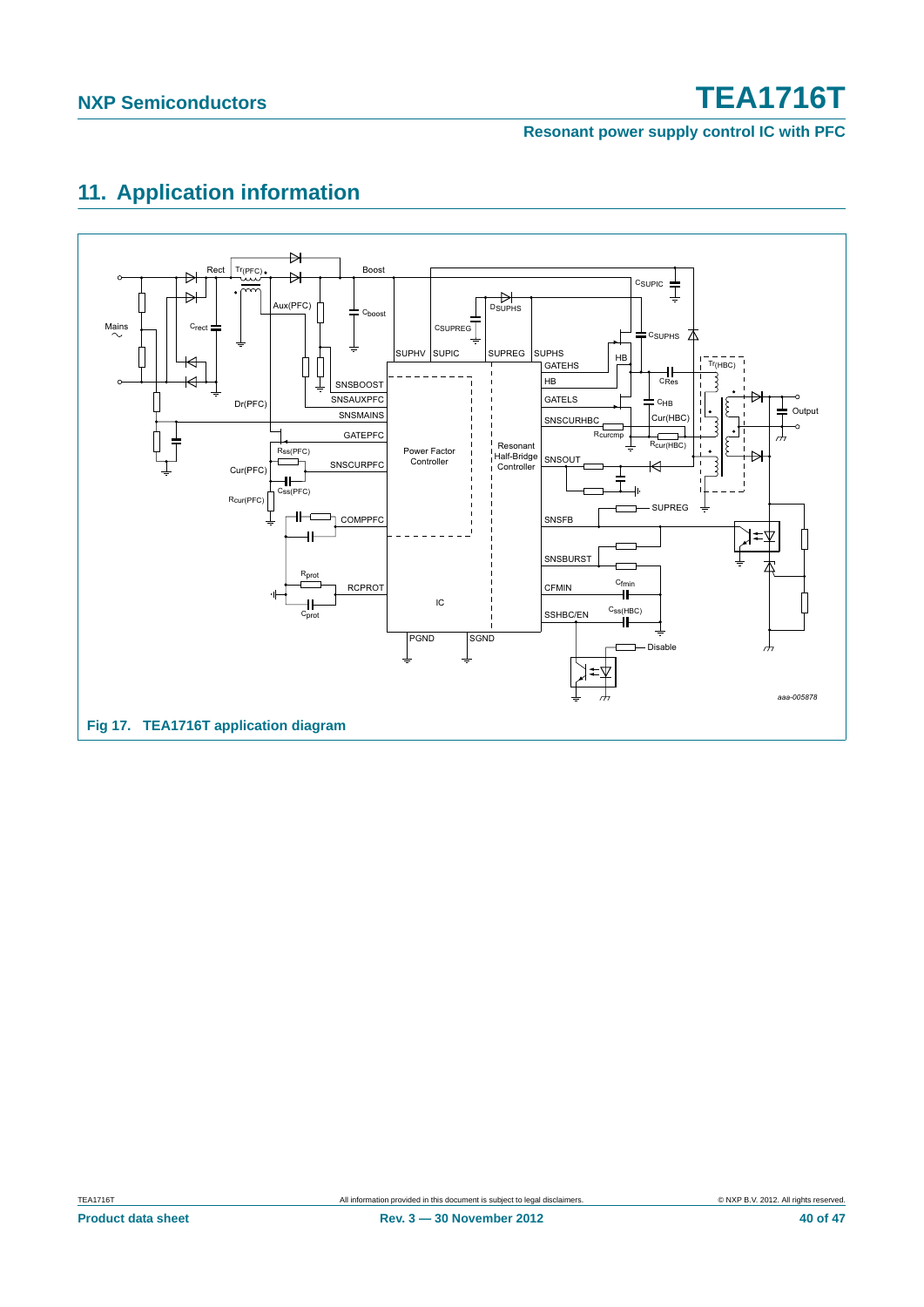## 11. Application information

Fig 17. TEA1716T application diagram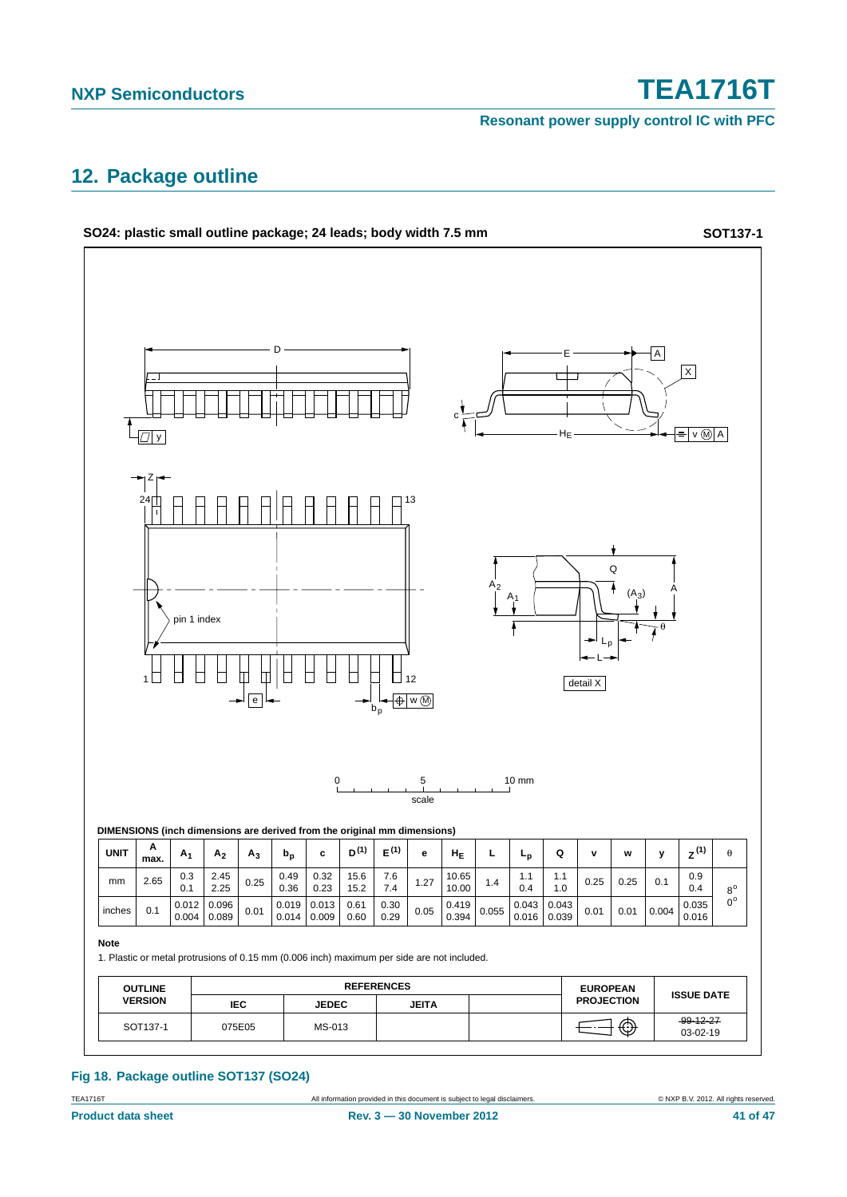## 12. Package outline

**SO24: plastic small outline package; 24 leads; body width 7.5 mm** **SOT137-1**

DIMENSIONS (inch dimensions are derived from the original mm dimensions)

| UNIT | A max. | $A_1$ | $A_2$ | $A_3$ | $b_p$ | c | $D^{(1)}$ | $E^{(1)}$ | e | $H_E$ | L | $L_p$ | Q | v | w | y | $Z^{(1)}$ | θ |
|---|---|---|---|---|---|---|---|---|---|---|---|---|---|---|---|---|---|---|
| mm | 2.65 | 0.3<br>0.1 | 2.45<br>2.25 | 0.25 | 0.49<br>0.36 | 0.32<br>0.23 | 15.6<br>15.2 | 7.6<br>7.4 | 1.27 | 10.65<br>10.00 | 1.4 | 1.1<br>0.4 | 1.1<br>1.0 | 0.25 | 0.25 | 0.1 | 0.9<br>0.4 | 8°<br>0° |
| inches | 0.1 | 0.012<br>0.004 | 0.096<br>0.089 | 0.01 | 0.019<br>0.014 | 0.013<br>0.009 | 0.61<br>0.60 | 0.30<br>0.29 | 0.05 | 0.419<br>0.394 | 0.055 | 0.043<br>0.016 | 0.043<br>0.039 | 0.01 | 0.01 | 0.004 | 0.035<br>0.016 | |

**Note**

1. Plastic or metal protrusions of 0.15 mm (0.006 inch) maximum per side are not included.

| OUTLINE VERSION | REFERENCES | | | | EUROPEAN PROJECTION | ISSUE DATE |
|---|---|---|---|---|---|---|
| | IEC | JEDEC | JEITA | | | |
| SOT137-1 | 075E05 | MS-013 | | | | ~~99-12-27~~<br>03-02-19 |

**Fig 18. Package outline SOT137 (SO24)**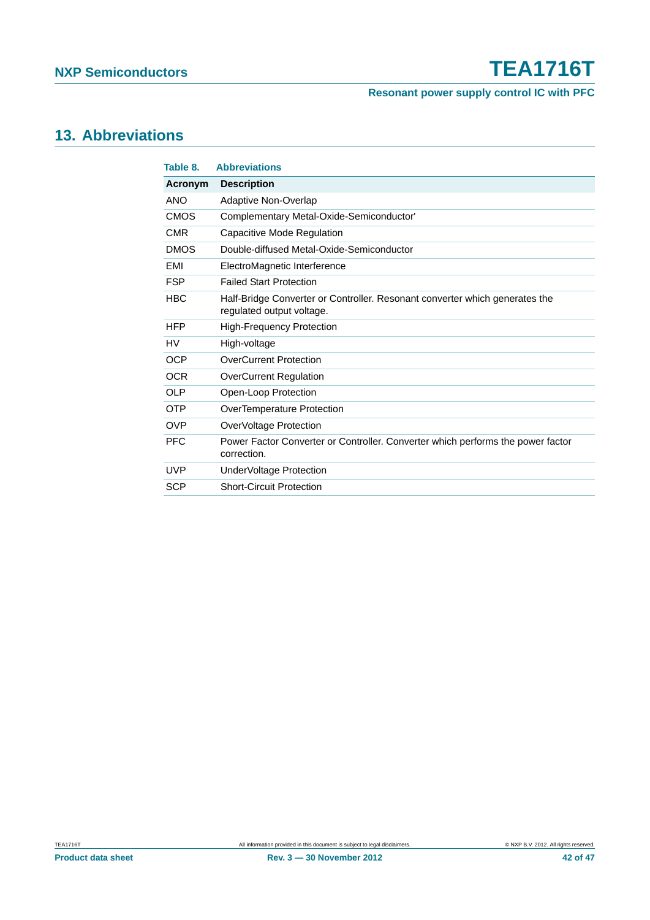## 13. Abbreviations

**Table 8. Abbreviations**

| Acronym | Description |
|---|---|
| ANO | Adaptive Non-Overlap |
| CMOS | Complementary Metal-Oxide-Semiconductor' |
| CMR | Capacitive Mode Regulation |
| DMOS | Double-diffused Metal-Oxide-Semiconductor |
| EMI | ElectroMagnetic Interference |
| FSP | Failed Start Protection |
| HBC | Half-Bridge Converter or Controller. Resonant converter which generates the regulated output voltage. |
| HFP | High-Frequency Protection |
| HV | High-voltage |
| OCP | OverCurrent Protection |
| OCR | OverCurrent Regulation |
| OLP | Open-Loop Protection |
| OTP | OverTemperature Protection |
| OVP | OverVoltage Protection |
| PFC | Power Factor Converter or Controller. Converter which performs the power factor correction. |
| UVP | UnderVoltage Protection |
| SCP | Short-Circuit Protection |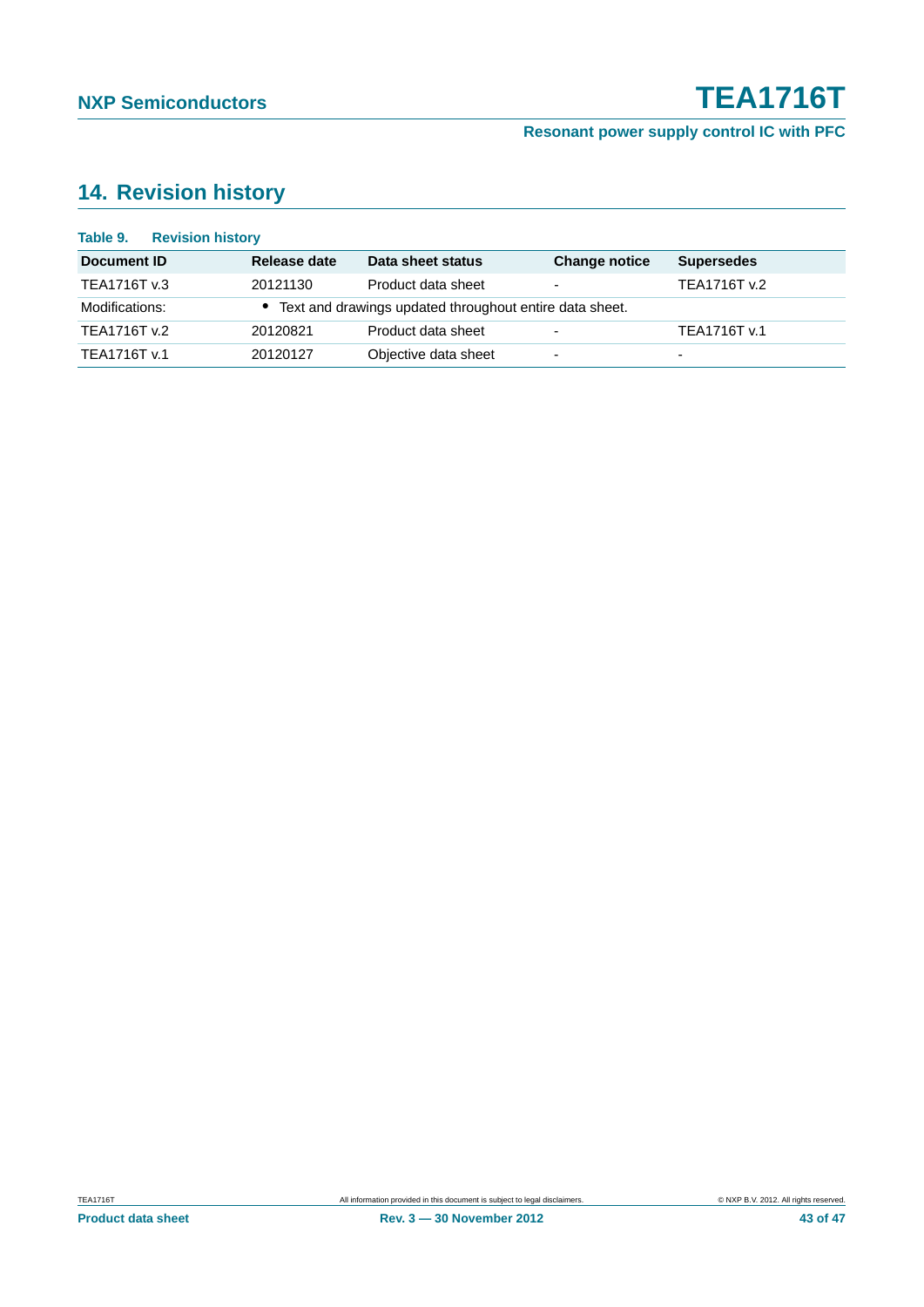## 14. Revision history

**Table 9. Revision history**

| Document ID | Release date | Data sheet status | Change notice | Supersedes |
|---|---|---|---|---|
| TEA1716T v.3 | 20121130 | Product data sheet | - | TEA1716T v.2 |
| Modifications: | • Text and drawings updated throughout entire data sheet. | | | |
| TEA1716T v.2 | 20120821 | Product data sheet | - | TEA1716T v.1 |
| TEA1716T v.1 | 20120127 | Objective data sheet | - | - |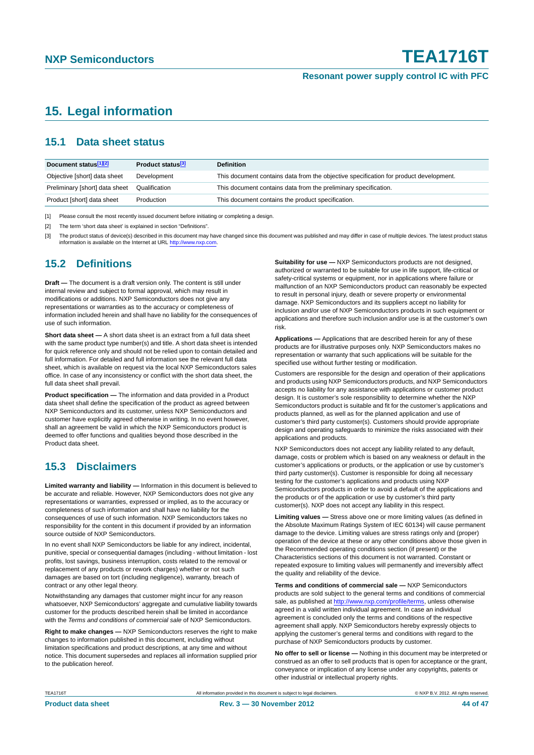# 15. Legal information

## 15.1 Data sheet status

| Document status[1][2] | Product status[3] | Definition |
|---|---|---|
| Objective [short] data sheet | Development | This document contains data from the objective specification for product development. |
| Preliminary [short] data sheet | Qualification | This document contains data from the preliminary specification. |
| Product [short] data sheet | Production | This document contains the product specification. |

[1] Please consult the most recently issued document before initiating or completing a design.

[2] The term 'short data sheet' is explained in section "Definitions".

[3] The product status of device(s) described in this document may have changed since this document was published and may differ in case of multiple devices. The latest product status information is available on the Internet at URL http://www.nxp.com.

## 15.2 Definitions

**Draft —** The document is a draft version only. The content is still under internal review and subject to formal approval, which may result in modifications or additions. NXP Semiconductors does not give any representations or warranties as to the accuracy or completeness of information included herein and shall have no liability for the consequences of use of such information.

**Short data sheet —** A short data sheet is an extract from a full data sheet with the same product type number(s) and title. A short data sheet is intended for quick reference only and should not be relied upon to contain detailed and full information. For detailed and full information see the relevant full data sheet, which is available on request via the local NXP Semiconductors sales office. In case of any inconsistency or conflict with the short data sheet, the full data sheet shall prevail.

**Product specification —** The information and data provided in a Product data sheet shall define the specification of the product as agreed between NXP Semiconductors and its customer, unless NXP Semiconductors and customer have explicitly agreed otherwise in writing. In no event however, shall an agreement be valid in which the NXP Semiconductors product is deemed to offer functions and qualities beyond those described in the Product data sheet.

## 15.3 Disclaimers

**Limited warranty and liability —** Information in this document is believed to be accurate and reliable. However, NXP Semiconductors does not give any representations or warranties, expressed or implied, as to the accuracy or completeness of such information and shall have no liability for the consequences of use of such information. NXP Semiconductors takes no responsibility for the content in this document if provided by an information source outside of NXP Semiconductors.

In no event shall NXP Semiconductors be liable for any indirect, incidental, punitive, special or consequential damages (including - without limitation - lost profits, lost savings, business interruption, costs related to the removal or replacement of any products or rework charges) whether or not such damages are based on tort (including negligence), warranty, breach of contract or any other legal theory.

Notwithstanding any damages that customer might incur for any reason whatsoever, NXP Semiconductors' aggregate and cumulative liability towards customer for the products described herein shall be limited in accordance with the *Terms and conditions of commercial sale* of NXP Semiconductors.

**Right to make changes —** NXP Semiconductors reserves the right to make changes to information published in this document, including without limitation specifications and product descriptions, at any time and without notice. This document supersedes and replaces all information supplied prior to the publication hereof.

**Suitability for use —** NXP Semiconductors products are not designed, authorized or warranted to be suitable for use in life support, life-critical or safety-critical systems or equipment, nor in applications where failure or malfunction of an NXP Semiconductors product can reasonably be expected to result in personal injury, death or severe property or environmental damage. NXP Semiconductors and its suppliers accept no liability for inclusion and/or use of NXP Semiconductors products in such equipment or applications and therefore such inclusion and/or use is at the customer's own risk.

**Applications —** Applications that are described herein for any of these products are for illustrative purposes only. NXP Semiconductors makes no representation or warranty that such applications will be suitable for the specified use without further testing or modification.

Customers are responsible for the design and operation of their applications and products using NXP Semiconductors products, and NXP Semiconductors accepts no liability for any assistance with applications or customer product design. It is customer's sole responsibility to determine whether the NXP Semiconductors product is suitable and fit for the customer's applications and products planned, as well as for the planned application and use of customer's third party customer(s). Customers should provide appropriate design and operating safeguards to minimize the risks associated with their applications and products.

NXP Semiconductors does not accept any liability related to any default, damage, costs or problem which is based on any weakness or default in the customer's applications or products, or the application or use by customer's third party customer(s). Customer is responsible for doing all necessary testing for the customer's applications and products using NXP Semiconductors products in order to avoid a default of the applications and the products or of the application or use by customer's third party customer(s). NXP does not accept any liability in this respect.

**Limiting values —** Stress above one or more limiting values (as defined in the Absolute Maximum Ratings System of IEC 60134) will cause permanent damage to the device. Limiting values are stress ratings only and (proper) operation of the device at these or any other conditions above those given in the Recommended operating conditions section (if present) or the Characteristics sections of this document is not warranted. Constant or repeated exposure to limiting values will permanently and irreversibly affect the quality and reliability of the device.

**Terms and conditions of commercial sale —** NXP Semiconductors products are sold subject to the general terms and conditions of commercial sale, as published at http://www.nxp.com/profile/terms, unless otherwise agreed in a valid written individual agreement. In case an individual agreement is concluded only the terms and conditions of the respective agreement shall apply. NXP Semiconductors hereby expressly objects to applying the customer's general terms and conditions with regard to the purchase of NXP Semiconductors products by customer.

**No offer to sell or license —** Nothing in this document may be interpreted or construed as an offer to sell products that is open for acceptance or the grant, conveyance or implication of any license under any copyrights, patents or other industrial or intellectual property rights.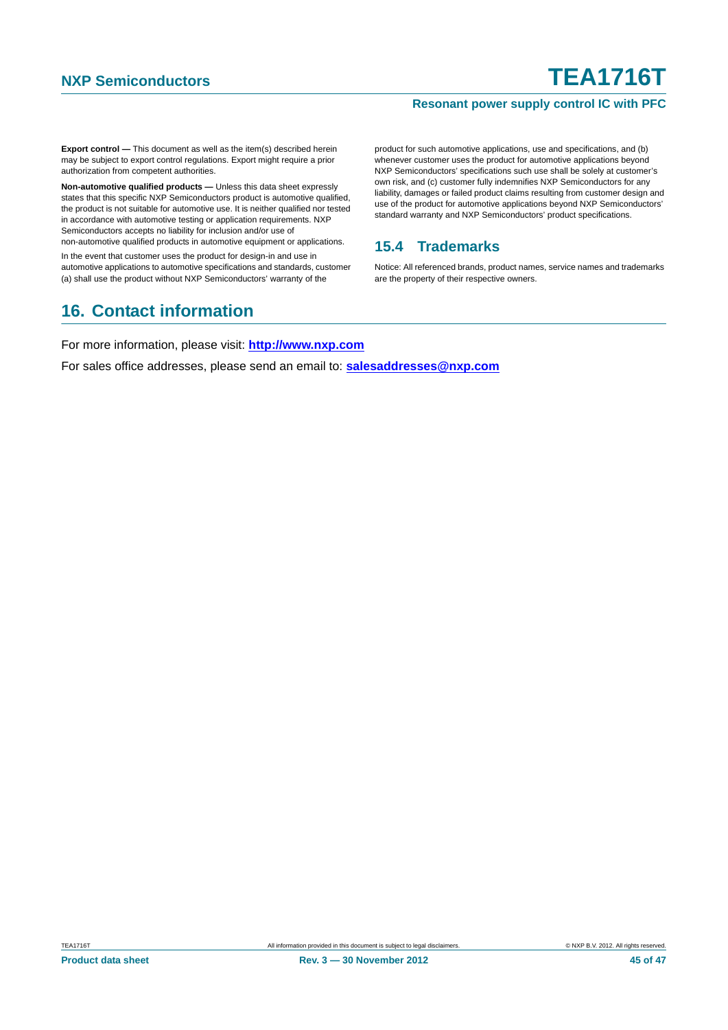**Export control —** This document as well as the item(s) described herein may be subject to export control regulations. Export might require a prior authorization from competent authorities.

**Non-automotive qualified products —** Unless this data sheet expressly states that this specific NXP Semiconductors product is automotive qualified, the product is not suitable for automotive use. It is neither qualified nor tested in accordance with automotive testing or application requirements. NXP Semiconductors accepts no liability for inclusion and/or use of non-automotive qualified products in automotive equipment or applications.

In the event that customer uses the product for design-in and use in automotive applications to automotive specifications and standards, customer (a) shall use the product without NXP Semiconductors' warranty of the product for such automotive applications, use and specifications, and (b) whenever customer uses the product for automotive applications beyond NXP Semiconductors' specifications such use shall be solely at customer's own risk, and (c) customer fully indemnifies NXP Semiconductors for any liability, damages or failed product claims resulting from customer design and use of the product for automotive applications beyond NXP Semiconductors' standard warranty and NXP Semiconductors' product specifications.

### 15.4 Trademarks

Notice: All referenced brands, product names, service names and trademarks are the property of their respective owners.

## 16. Contact information

For more information, please visit: **http://www.nxp.com**

For sales office addresses, please send an email to: **salesaddresses@nxp.com**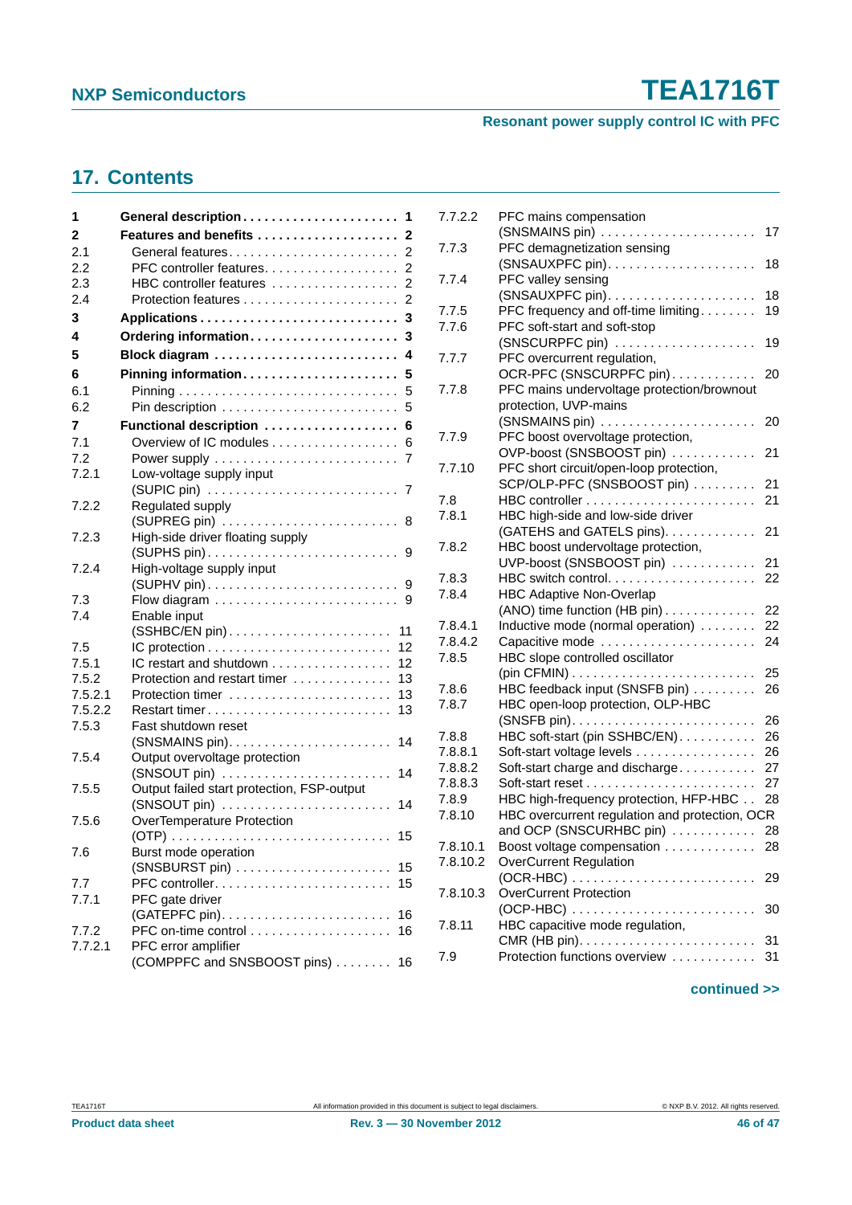## 17. Contents

| | | |
|---|---|---|
| **1** | **General description** | **1** |
| **2** | **Features and benefits** | **2** |
| 2.1 | General features | 2 |
| 2.2 | PFC controller features | 2 |
| 2.3 | HBC controller features | 2 |
| 2.4 | Protection features | 2 |
| **3** | **Applications** | **3** |
| **4** | **Ordering information** | **3** |
| **5** | **Block diagram** | **4** |
| **6** | **Pinning information** | **5** |
| 6.1 | Pinning | 5 |
| 6.2 | Pin description | 5 |
| **7** | **Functional description** | **6** |
| 7.1 | Overview of IC modules | 6 |
| 7.2 | Power supply | 7 |
| 7.2.1 | Low-voltage supply input (SUPIC pin) | 7 |
| 7.2.2 | Regulated supply (SUPREG pin) | 8 |
| 7.2.3 | High-side driver floating supply (SUPHS pin) | 9 |
| 7.2.4 | High-voltage supply input (SUPHV pin) | 9 |
| 7.3 | Flow diagram | 9 |
| 7.4 | Enable input (SSHBC/EN pin) | 11 |
| 7.5 | IC protection | 12 |
| 7.5.1 | IC restart and shutdown | 12 |
| 7.5.2 | Protection and restart timer | 13 |
| 7.5.2.1 | Protection timer | 13 |
| 7.5.2.2 | Restart timer | 13 |
| 7.5.3 | Fast shutdown reset (SNSMAINS pin) | 14 |
| 7.5.4 | Output overvoltage protection (SNSOUT pin) | 14 |
| 7.5.5 | Output failed start protection, FSP-output (SNSOUT pin) | 14 |
| 7.5.6 | OverTemperature Protection (OTP) | 15 |
| 7.6 | Burst mode operation (SNSBURST pin) | 15 |
| 7.7 | PFC controller | 15 |
| 7.7.1 | PFC gate driver (GATEPFC pin) | 16 |
| 7.7.2 | PFC on-time control | 16 |
| 7.7.2.1 | PFC error amplifier (COMPPFC and SNSBOOST pins) | 16 |
| 7.7.2.2 | PFC mains compensation (SNSMAINS pin) | 17 |
| 7.7.3 | PFC demagnetization sensing (SNSAUXPFC pin) | 18 |
| 7.7.4 | PFC valley sensing (SNSAUXPFC pin) | 18 |
| 7.7.5 | PFC frequency and off-time limiting | 19 |
| 7.7.6 | PFC soft-start and soft-stop (SNSCURPFC pin) | 19 |
| 7.7.7 | PFC overcurrent regulation, OCR-PFC (SNSCURPFC pin) | 20 |
| 7.7.8 | PFC mains undervoltage protection/brownout protection, UVP-mains (SNSMAINS pin) | 20 |
| 7.7.9 | PFC boost overvoltage protection, OVP-boost (SNSBOOST pin) | 21 |
| 7.7.10 | PFC short circuit/open-loop protection, SCP/OLP-PFC (SNSBOOST pin) | 21 |
| 7.8 | HBC controller | 21 |
| 7.8.1 | HBC high-side and low-side driver (GATEHS and GATELS pins) | 21 |
| 7.8.2 | HBC boost undervoltage protection, UVP-boost (SNSBOOST pin) | 21 |
| 7.8.3 | HBC switch control | 22 |
| 7.8.4 | HBC Adaptive Non-Overlap (ANO) time function (HB pin) | 22 |
| 7.8.4.1 | Inductive mode (normal operation) | 22 |
| 7.8.4.2 | Capacitive mode | 24 |
| 7.8.5 | HBC slope controlled oscillator (pin CFMIN) | 25 |
| 7.8.6 | HBC feedback input (SNSFB pin) | 26 |
| 7.8.7 | HBC open-loop protection, OLP-HBC (SNSFB pin) | 26 |
| 7.8.8 | HBC soft-start (pin SSHBC/EN) | 26 |
| 7.8.8.1 | Soft-start voltage levels | 26 |
| 7.8.8.2 | Soft-start charge and discharge | 27 |
| 7.8.8.3 | Soft-start reset | 27 |
| 7.8.9 | HBC high-frequency protection, HFP-HBC | 28 |
| 7.8.10 | HBC overcurrent regulation and protection, OCR and OCP (SNSCURHBC pin) | 28 |
| 7.8.10.1 | Boost voltage compensation | 28 |
| 7.8.10.2 | OverCurrent Regulation (OCR-HBC) | 29 |
| 7.8.10.3 | OverCurrent Protection (OCP-HBC) | 30 |
| 7.8.11 | HBC capacitive mode regulation, CMR (HB pin) | 31 |
| 7.9 | Protection functions overview | 31 |

**continued >>**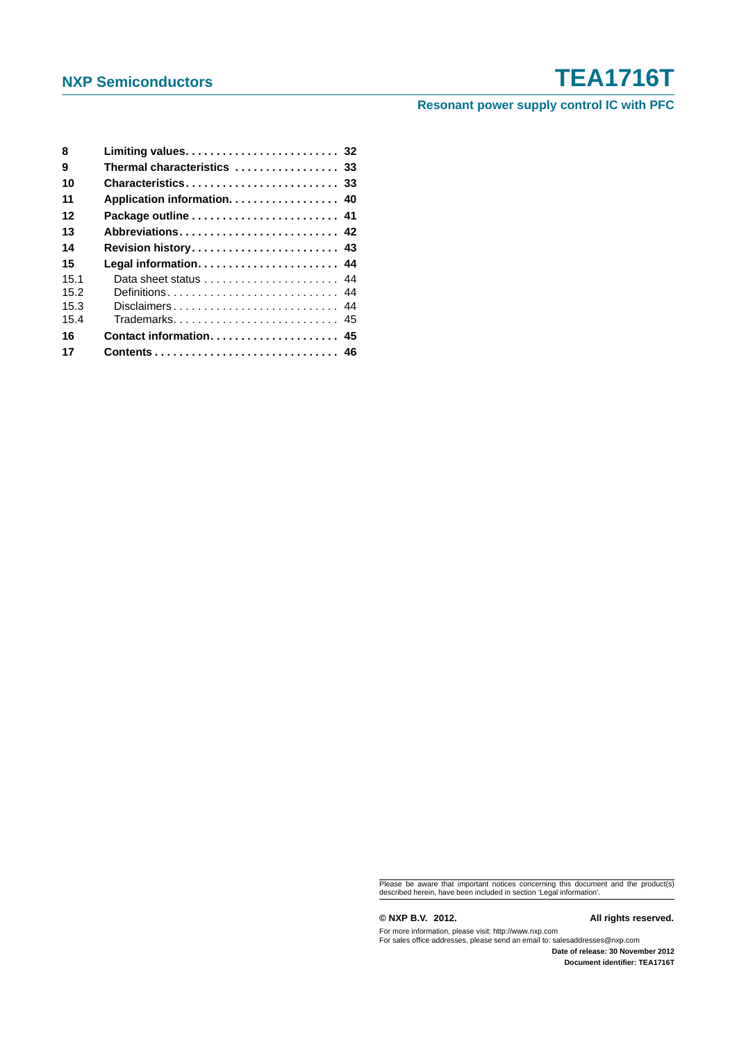| | | |
|---|---|---|
| **8** | **Limiting values** | **32** |
| **9** | **Thermal characteristics** | **33** |
| **10** | **Characteristics** | **33** |
| **11** | **Application information** | **40** |
| **12** | **Package outline** | **41** |
| **13** | **Abbreviations** | **42** |
| **14** | **Revision history** | **43** |
| **15** | **Legal information** | **44** |
| 15.1 | Data sheet status | 44 |
| 15.2 | Definitions | 44 |
| 15.3 | Disclaimers | 44 |
| 15.4 | Trademarks | 45 |
| **16** | **Contact information** | **45** |
| **17** | **Contents** | **46** |

Please be aware that important notices concerning this document and the product(s) described herein, have been included in section 'Legal information'.

**© NXP B.V. 2012. All rights reserved.**

For more information, please visit: http://www.nxp.com
For sales office addresses, please send an email to: salesaddresses@nxp.com

**Date of release: 30 November 2012**

**Document identifier: TEA1716T**